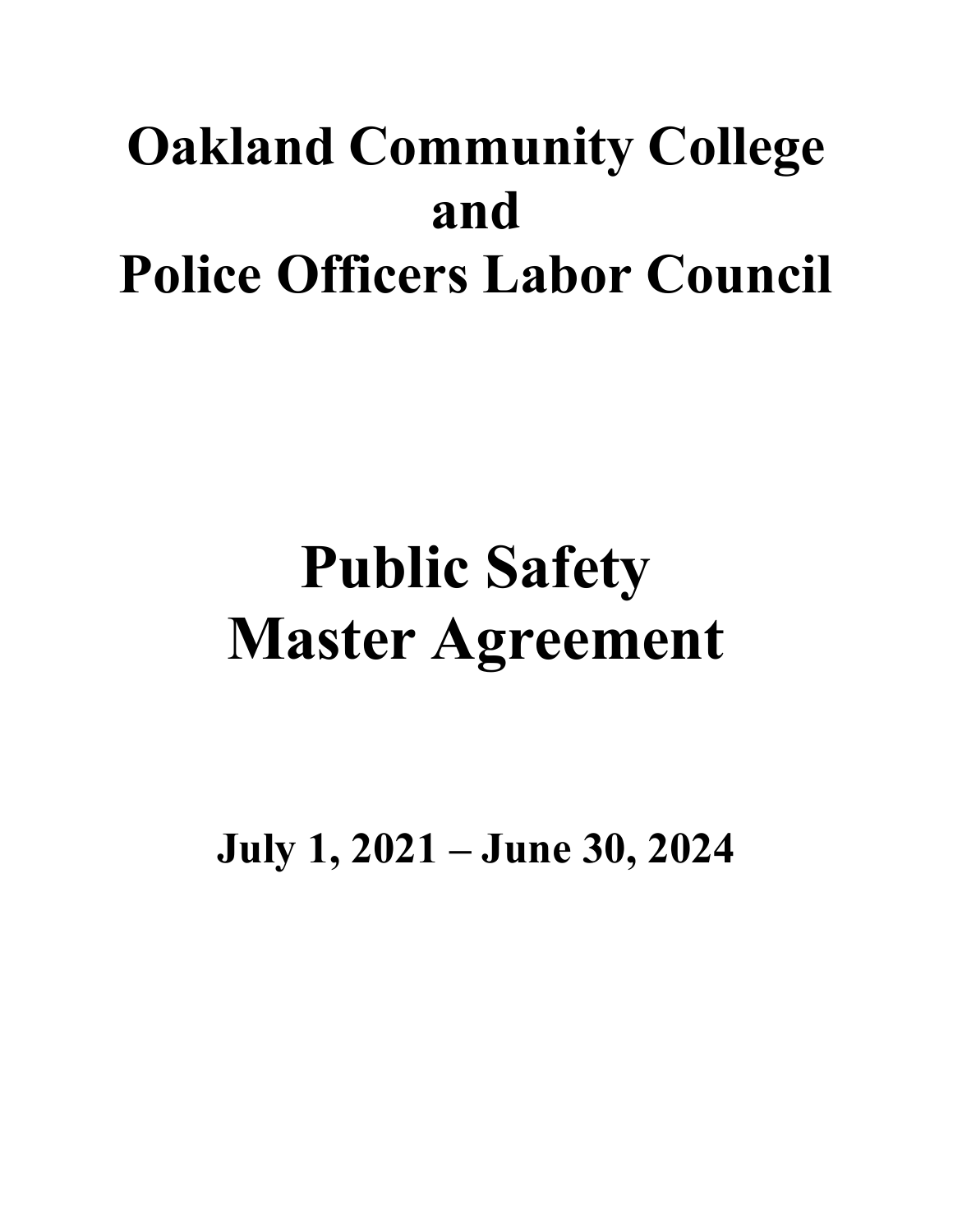# Oakland Community College and Police Officers Labor Council

# Public Safety Master Agreement

## July 1, 2021 – June 30, 2024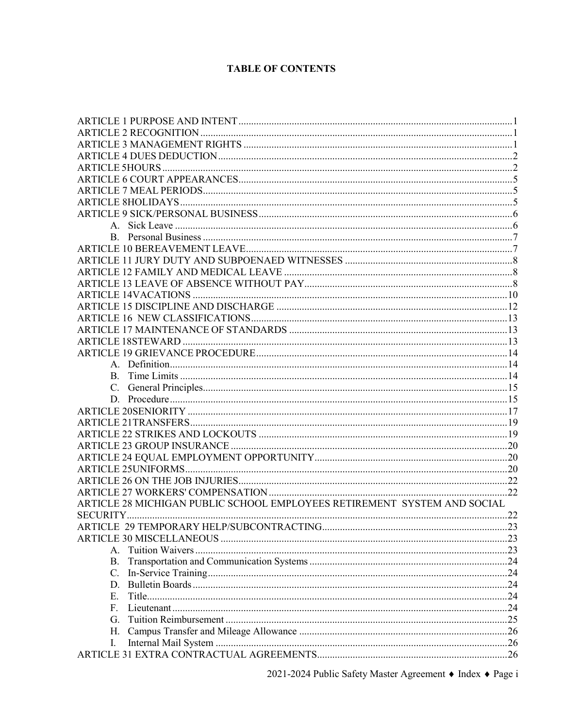# TABLE OF CONTENTS

ARTICLE 1 PURPOSE AND INTENT ........................................................................................... 1
ARTICLE 2 RECOGNITION ........................................................................................................ 1
ARTICLE 3 MANAGEMENT RIGHTS ........................................................................................ 1
ARTICLE 4 DUES DEDUCTION .................................................................................................. 2
ARTICLE 5HOURS ........................................................................................................................ 2
ARTICLE 6 COURT APPEARANCES ........................................................................................... 5
ARTICLE 7 MEAL PERIODS ........................................................................................................ 5
ARTICLE 8HOLIDAYS .................................................................................................................. 5
ARTICLE 9 SICK/PERSONAL BUSINESS .................................................................................... 6
- A. Sick Leave ....................................................................................................................... 6
- B. Personal Business ........................................................................................................... 7

ARTICLE 10 BEREAVEMENT LEAVE .......................................................................................... 7
ARTICLE 11 JURY DUTY AND SUBPOENAED WITNESSES ..................................................... 8
ARTICLE 12 FAMILY AND MEDICAL LEAVE ............................................................................ 8
ARTICLE 13 LEAVE OF ABSENCE WITHOUT PAY .................................................................... 8
ARTICLE 14VACATIONS ............................................................................................................ 10
ARTICLE 15 DISCIPLINE AND DISCHARGE ............................................................................ 12
ARTICLE 16 NEW CLASSIFICATIONS ...................................................................................... 13
ARTICLE 17 MAINTENANCE OF STANDARDS ........................................................................ 13
ARTICLE 18STEWARD ................................................................................................................ 13
ARTICLE 19 GRIEVANCE PROCEDURE .................................................................................... 14
- A. Definition ........................................................................................................................ 14
- B. Time Limits .................................................................................................................... 14
- C. General Principles ........................................................................................................... 15
- D. Procedure ........................................................................................................................ 15

ARTICLE 20SENIORITY .............................................................................................................. 17
ARTICLE 21TRANSFERS ............................................................................................................. 19
ARTICLE 22 STRIKES AND LOCKOUTS ................................................................................... 19
ARTICLE 23 GROUP INSURANCE .............................................................................................. 20
ARTICLE 24 EQUAL EMPLOYMENT OPPORTUNITY ............................................................. 20
ARTICLE 25UNIFORMS ............................................................................................................... 20
ARTICLE 26 ON THE JOB INJURIES .......................................................................................... 22
ARTICLE 27 WORKERS' COMPENSATION ............................................................................... 22
ARTICLE 28 MICHIGAN PUBLIC SCHOOL EMPLOYEES RETIREMENT SYSTEM AND SOCIAL SECURITY ..................................................................................................................................... 22
ARTICLE 29 TEMPORARY HELP/SUBCONTRACTING ............................................................ 23
ARTICLE 30 MISCELLANEOUS .................................................................................................. 23
- A. Tuition Waivers ............................................................................................................... 23
- B. Transportation and Communication Systems .................................................................. 24
- C. In-Service Training .......................................................................................................... 24
- D. Bulletin Boards ................................................................................................................ 24
- E. Title .................................................................................................................................. 24
- F. Lieutenant ......................................................................................................................... 24
- G. Tuition Reimbursement .................................................................................................... 25
- H. Campus Transfer and Mileage Allowance ....................................................................... 26
- I. Internal Mail System .......................................................................................................... 26

ARTICLE 31 EXTRA CONTRACTUAL AGREEMENTS .............................................................. 26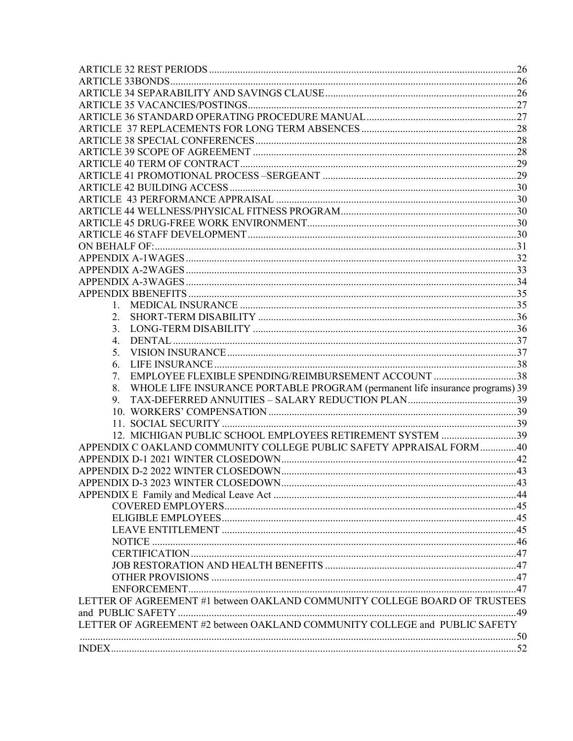ARTICLE 32 REST PERIODS ....................................................................................................26
ARTICLE 33BONDS....................................................................................................................26
ARTICLE 34 SEPARABILITY AND SAVINGS CLAUSE........................................................26
ARTICLE 35 VACANCIES/POSTINGS......................................................................................27
ARTICLE 36 STANDARD OPERATING PROCEDURE MANUAL........................................27
ARTICLE 37 REPLACEMENTS FOR LONG TERM ABSENCES ..........................................28
ARTICLE 38 SPECIAL CONFERENCES...................................................................................28
ARTICLE 39 SCOPE OF AGREEMENT ....................................................................................28
ARTICLE 40 TERM OF CONTRACT.........................................................................................29
ARTICLE 41 PROMOTIONAL PROCESS –SERGEANT ..........................................................29
ARTICLE 42 BUILDING ACCESS..............................................................................................30
ARTICLE 43 PERFORMANCE APPRAISAL ............................................................................30
ARTICLE 44 WELLNESS/PHYSICAL FITNESS PROGRAM...................................................30
ARTICLE 45 DRUG-FREE WORK ENVIRONMENT................................................................30
ARTICLE 46 STAFF DEVELOPMENT.......................................................................................30
ON BEHALF OF:..........................................................................................................................31
APPENDIX A-1WAGES...............................................................................................................32
APPENDIX A-2WAGES...............................................................................................................33
APPENDIX A-3WAGES...............................................................................................................34
APPENDIX BBENEFITS..............................................................................................................35

1. MEDICAL INSURANCE ..........................................................................................35
2. SHORT-TERM DISABILITY ...................................................................................36
3. LONG-TERM DISABILITY .....................................................................................36
4. DENTAL ....................................................................................................................37
5. VISION INSURANCE...............................................................................................37
6. LIFE INSURANCE....................................................................................................38
7. EMPLOYEE FLEXIBLE SPENDING/REIMBURSEMENT ACCOUNT ................................38
8. WHOLE LIFE INSURANCE PORTABLE PROGRAM (permanent life insurance programs) 39
9. TAX-DEFERRED ANNUITIES – SALARY REDUCTION PLAN..........................................39
10. WORKERS' COMPENSATION ...............................................................................39
11. SOCIAL SECURITY .................................................................................................39
12. MICHIGAN PUBLIC SCHOOL EMPLOYEES RETIREMENT SYSTEM .............................39

APPENDIX C OAKLAND COMMUNITY COLLEGE PUBLIC SAFETY APPRAISAL FORM..............40
APPENDIX D-1 2021 WINTER CLOSEDOWN.........................................................................42
APPENDIX D-2 2022 WINTER CLOSEDOWN.........................................................................43
APPENDIX D-3 2023 WINTER CLOSEDOWN.........................................................................43
APPENDIX E Family and Medical Leave Act .............................................................................44

COVERED EMPLOYERS...............................................................................................45
ELIGIBLE EMPLOYEES................................................................................................45
LEAVE ENTITLEMENT ................................................................................................45
NOTICE ...........................................................................................................................46
CERTIFICATION.............................................................................................................47
JOB RESTORATION AND HEALTH BENEFITS .........................................................47
OTHER PROVISIONS .....................................................................................................47
ENFORCEMENT.............................................................................................................47

LETTER OF AGREEMENT #1 between OAKLAND COMMUNITY COLLEGE BOARD OF TRUSTEES and PUBLIC SAFETY ..................................................................................................................49
LETTER OF AGREEMENT #2 between OAKLAND COMMUNITY COLLEGE and PUBLIC SAFETY ....................................................................................................................................................50
INDEX...........................................................................................................................................52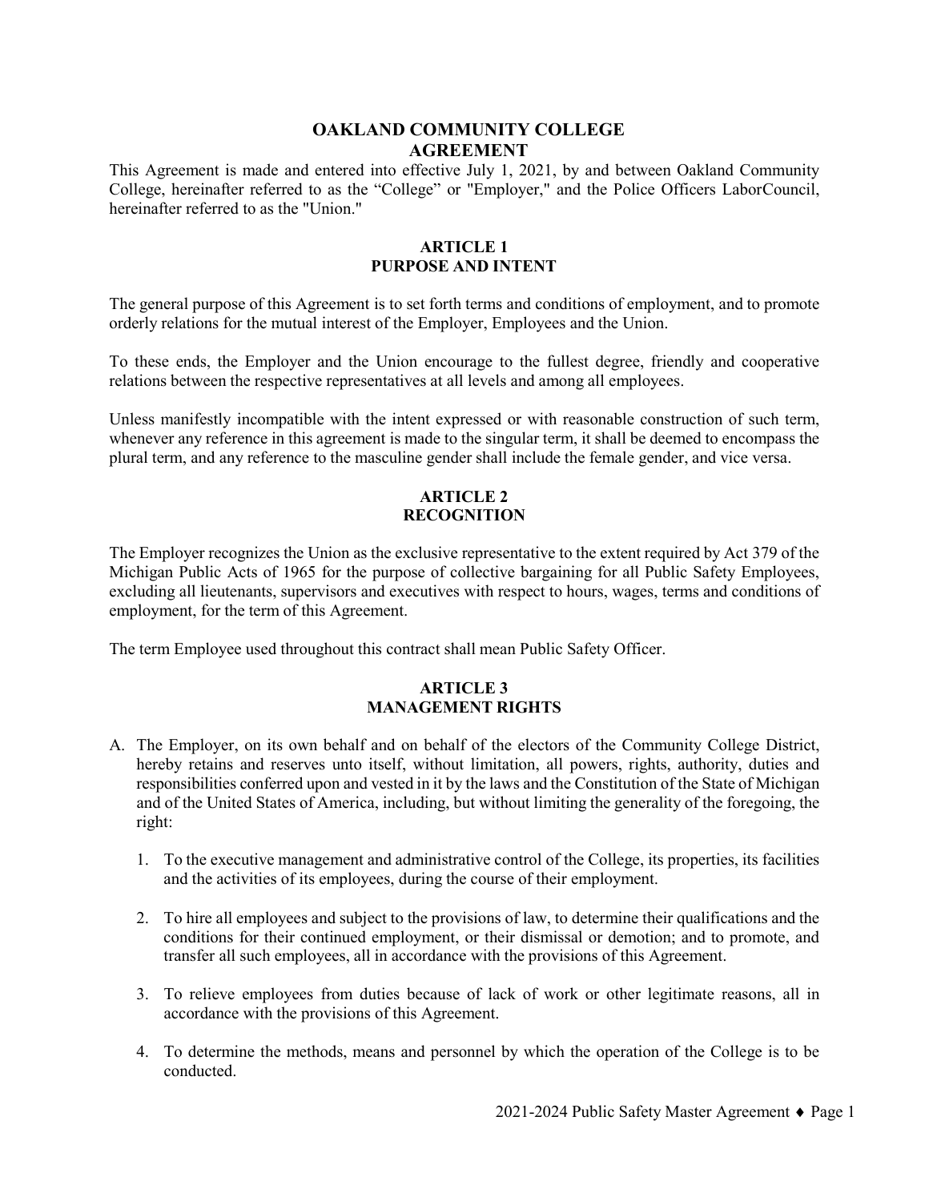# OAKLAND COMMUNITY COLLEGE
# AGREEMENT

This Agreement is made and entered into effective July 1, 2021, by and between Oakland Community College, hereinafter referred to as the "College" or "Employer," and the Police Officers LaborCouncil, hereinafter referred to as the "Union."

## ARTICLE 1
## PURPOSE AND INTENT

The general purpose of this Agreement is to set forth terms and conditions of employment, and to promote orderly relations for the mutual interest of the Employer, Employees and the Union.

To these ends, the Employer and the Union encourage to the fullest degree, friendly and cooperative relations between the respective representatives at all levels and among all employees.

Unless manifestly incompatible with the intent expressed or with reasonable construction of such term, whenever any reference in this agreement is made to the singular term, it shall be deemed to encompass the plural term, and any reference to the masculine gender shall include the female gender, and vice versa.

## ARTICLE 2
## RECOGNITION

The Employer recognizes the Union as the exclusive representative to the extent required by Act 379 of the Michigan Public Acts of 1965 for the purpose of collective bargaining for all Public Safety Employees, excluding all lieutenants, supervisors and executives with respect to hours, wages, terms and conditions of employment, for the term of this Agreement.

The term Employee used throughout this contract shall mean Public Safety Officer.

## ARTICLE 3
## MANAGEMENT RIGHTS

A. The Employer, on its own behalf and on behalf of the electors of the Community College District, hereby retains and reserves unto itself, without limitation, all powers, rights, authority, duties and responsibilities conferred upon and vested in it by the laws and the Constitution of the State of Michigan and of the United States of America, including, but without limiting the generality of the foregoing, the right:

   1. To the executive management and administrative control of the College, its properties, its facilities and the activities of its employees, during the course of their employment.

   2. To hire all employees and subject to the provisions of law, to determine their qualifications and the conditions for their continued employment, or their dismissal or demotion; and to promote, and transfer all such employees, all in accordance with the provisions of this Agreement.

   3. To relieve employees from duties because of lack of work or other legitimate reasons, all in accordance with the provisions of this Agreement.

   4. To determine the methods, means and personnel by which the operation of the College is to be conducted.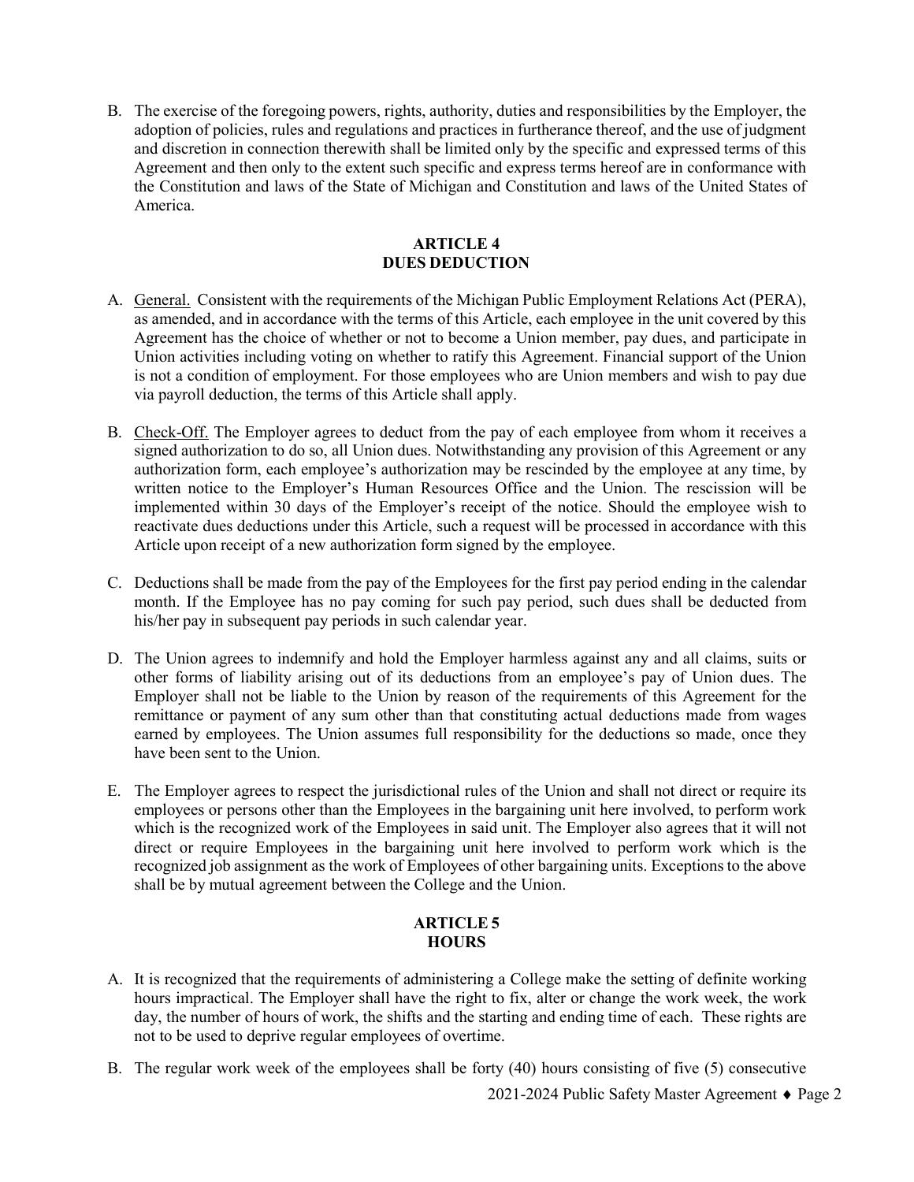B. The exercise of the foregoing powers, rights, authority, duties and responsibilities by the Employer, the adoption of policies, rules and regulations and practices in furtherance thereof, and the use of judgment and discretion in connection therewith shall be limited only by the specific and expressed terms of this Agreement and then only to the extent such specific and express terms hereof are in conformance with the Constitution and laws of the State of Michigan and Constitution and laws of the United States of America.

## ARTICLE 4
## DUES DEDUCTION

A. General. Consistent with the requirements of the Michigan Public Employment Relations Act (PERA), as amended, and in accordance with the terms of this Article, each employee in the unit covered by this Agreement has the choice of whether or not to become a Union member, pay dues, and participate in Union activities including voting on whether to ratify this Agreement. Financial support of the Union is not a condition of employment. For those employees who are Union members and wish to pay due via payroll deduction, the terms of this Article shall apply.

B. Check-Off. The Employer agrees to deduct from the pay of each employee from whom it receives a signed authorization to do so, all Union dues. Notwithstanding any provision of this Agreement or any authorization form, each employee's authorization may be rescinded by the employee at any time, by written notice to the Employer's Human Resources Office and the Union. The rescission will be implemented within 30 days of the Employer's receipt of the notice. Should the employee wish to reactivate dues deductions under this Article, such a request will be processed in accordance with this Article upon receipt of a new authorization form signed by the employee.

C. Deductions shall be made from the pay of the Employees for the first pay period ending in the calendar month. If the Employee has no pay coming for such pay period, such dues shall be deducted from his/her pay in subsequent pay periods in such calendar year.

D. The Union agrees to indemnify and hold the Employer harmless against any and all claims, suits or other forms of liability arising out of its deductions from an employee's pay of Union dues. The Employer shall not be liable to the Union by reason of the requirements of this Agreement for the remittance or payment of any sum other than that constituting actual deductions made from wages earned by employees. The Union assumes full responsibility for the deductions so made, once they have been sent to the Union.

E. The Employer agrees to respect the jurisdictional rules of the Union and shall not direct or require its employees or persons other than the Employees in the bargaining unit here involved, to perform work which is the recognized work of the Employees in said unit. The Employer also agrees that it will not direct or require Employees in the bargaining unit here involved to perform work which is the recognized job assignment as the work of Employees of other bargaining units. Exceptions to the above shall be by mutual agreement between the College and the Union.

## ARTICLE 5
## HOURS

A. It is recognized that the requirements of administering a College make the setting of definite working hours impractical. The Employer shall have the right to fix, alter or change the work week, the work day, the number of hours of work, the shifts and the starting and ending time of each. These rights are not to be used to deprive regular employees of overtime.

B. The regular work week of the employees shall be forty (40) hours consisting of five (5) consecutive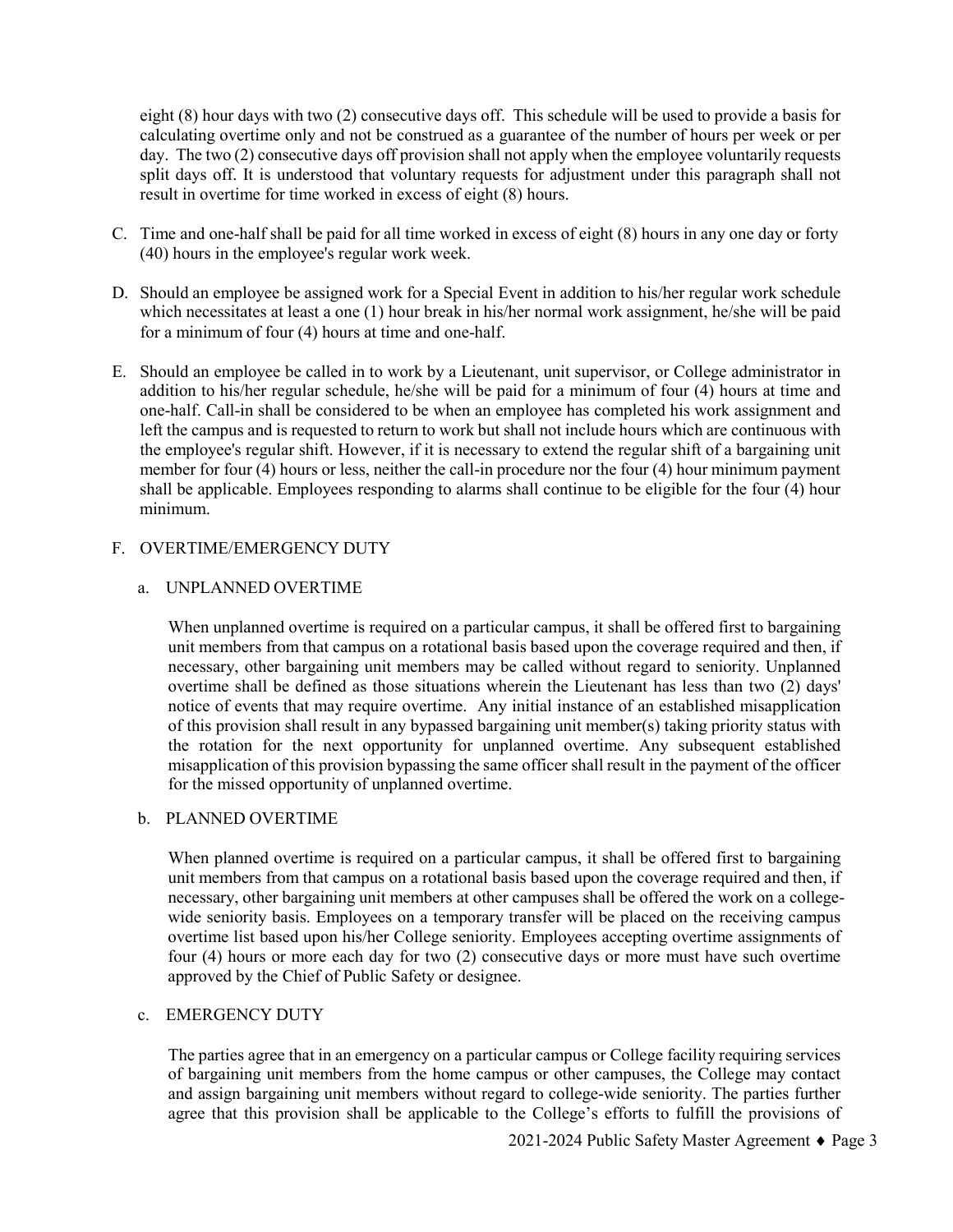eight (8) hour days with two (2) consecutive days off. This schedule will be used to provide a basis for calculating overtime only and not be construed as a guarantee of the number of hours per week or per day. The two (2) consecutive days off provision shall not apply when the employee voluntarily requests split days off. It is understood that voluntary requests for adjustment under this paragraph shall not result in overtime for time worked in excess of eight (8) hours.

C. Time and one-half shall be paid for all time worked in excess of eight (8) hours in any one day or forty (40) hours in the employee's regular work week.

D. Should an employee be assigned work for a Special Event in addition to his/her regular work schedule which necessitates at least a one (1) hour break in his/her normal work assignment, he/she will be paid for a minimum of four (4) hours at time and one-half.

E. Should an employee be called in to work by a Lieutenant, unit supervisor, or College administrator in addition to his/her regular schedule, he/she will be paid for a minimum of four (4) hours at time and one-half. Call-in shall be considered to be when an employee has completed his work assignment and left the campus and is requested to return to work but shall not include hours which are continuous with the employee's regular shift. However, if it is necessary to extend the regular shift of a bargaining unit member for four (4) hours or less, neither the call-in procedure nor the four (4) hour minimum payment shall be applicable. Employees responding to alarms shall continue to be eligible for the four (4) hour minimum.

F. OVERTIME/EMERGENCY DUTY

a. UNPLANNED OVERTIME

When unplanned overtime is required on a particular campus, it shall be offered first to bargaining unit members from that campus on a rotational basis based upon the coverage required and then, if necessary, other bargaining unit members may be called without regard to seniority. Unplanned overtime shall be defined as those situations wherein the Lieutenant has less than two (2) days' notice of events that may require overtime. Any initial instance of an established misapplication of this provision shall result in any bypassed bargaining unit member(s) taking priority status with the rotation for the next opportunity for unplanned overtime. Any subsequent established misapplication of this provision bypassing the same officer shall result in the payment of the officer for the missed opportunity of unplanned overtime.

b. PLANNED OVERTIME

When planned overtime is required on a particular campus, it shall be offered first to bargaining unit members from that campus on a rotational basis based upon the coverage required and then, if necessary, other bargaining unit members at other campuses shall be offered the work on a college-wide seniority basis. Employees on a temporary transfer will be placed on the receiving campus overtime list based upon his/her College seniority. Employees accepting overtime assignments of four (4) hours or more each day for two (2) consecutive days or more must have such overtime approved by the Chief of Public Safety or designee.

c. EMERGENCY DUTY

The parties agree that in an emergency on a particular campus or College facility requiring services of bargaining unit members from the home campus or other campuses, the College may contact and assign bargaining unit members without regard to college-wide seniority. The parties further agree that this provision shall be applicable to the College's efforts to fulfill the provisions of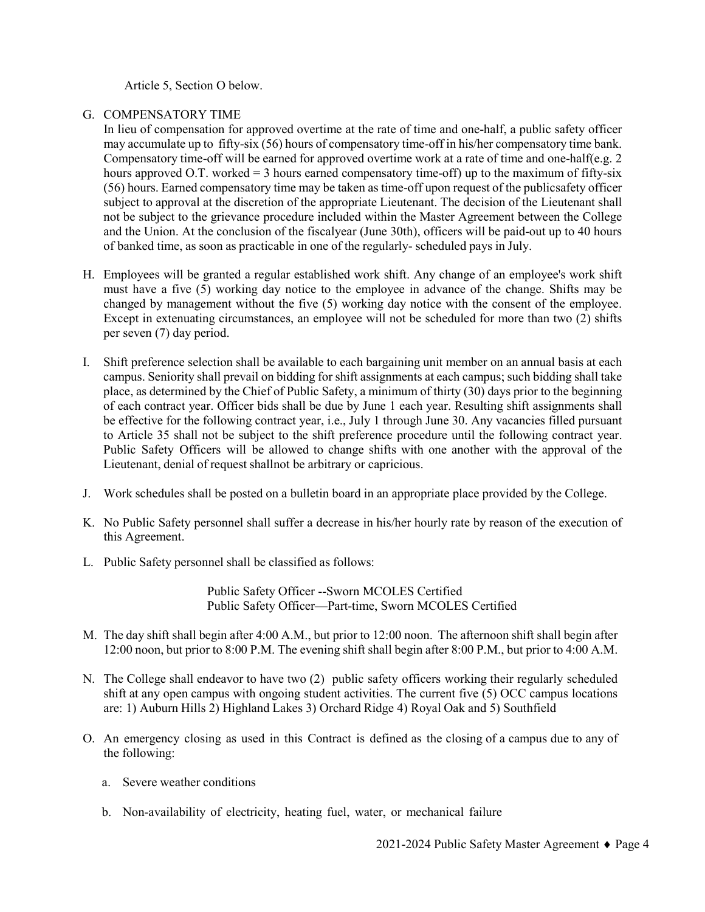Article 5, Section O below.

G. COMPENSATORY TIME

In lieu of compensation for approved overtime at the rate of time and one-half, a public safety officer may accumulate up to fifty-six (56) hours of compensatory time-off in his/her compensatory time bank. Compensatory time-off will be earned for approved overtime work at a rate of time and one-half(e.g. 2 hours approved O.T. worked = 3 hours earned compensatory time-off) up to the maximum of fifty-six (56) hours. Earned compensatory time may be taken as time-off upon request of the publicsafety officer subject to approval at the discretion of the appropriate Lieutenant. The decision of the Lieutenant shall not be subject to the grievance procedure included within the Master Agreement between the College and the Union. At the conclusion of the fiscalyear (June 30th), officers will be paid-out up to 40 hours of banked time, as soon as practicable in one of the regularly- scheduled pays in July.

H. Employees will be granted a regular established work shift. Any change of an employee's work shift must have a five (5) working day notice to the employee in advance of the change. Shifts may be changed by management without the five (5) working day notice with the consent of the employee. Except in extenuating circumstances, an employee will not be scheduled for more than two (2) shifts per seven (7) day period.

I. Shift preference selection shall be available to each bargaining unit member on an annual basis at each campus. Seniority shall prevail on bidding for shift assignments at each campus; such bidding shall take place, as determined by the Chief of Public Safety, a minimum of thirty (30) days prior to the beginning of each contract year. Officer bids shall be due by June 1 each year. Resulting shift assignments shall be effective for the following contract year, i.e., July 1 through June 30. Any vacancies filled pursuant to Article 35 shall not be subject to the shift preference procedure until the following contract year. Public Safety Officers will be allowed to change shifts with one another with the approval of the Lieutenant, denial of request shallnot be arbitrary or capricious.

J. Work schedules shall be posted on a bulletin board in an appropriate place provided by the College.

K. No Public Safety personnel shall suffer a decrease in his/her hourly rate by reason of the execution of this Agreement.

L. Public Safety personnel shall be classified as follows:

   Public Safety Officer --Sworn MCOLES Certified
   Public Safety Officer—Part-time, Sworn MCOLES Certified

M. The day shift shall begin after 4:00 A.M., but prior to 12:00 noon. The afternoon shift shall begin after 12:00 noon, but prior to 8:00 P.M. The evening shift shall begin after 8:00 P.M., but prior to 4:00 A.M.

N. The College shall endeavor to have two (2) public safety officers working their regularly scheduled shift at any open campus with ongoing student activities. The current five (5) OCC campus locations are: 1) Auburn Hills 2) Highland Lakes 3) Orchard Ridge 4) Royal Oak and 5) Southfield

O. An emergency closing as used in this Contract is defined as the closing of a campus due to any of the following:

   a. Severe weather conditions

   b. Non-availability of electricity, heating fuel, water, or mechanical failure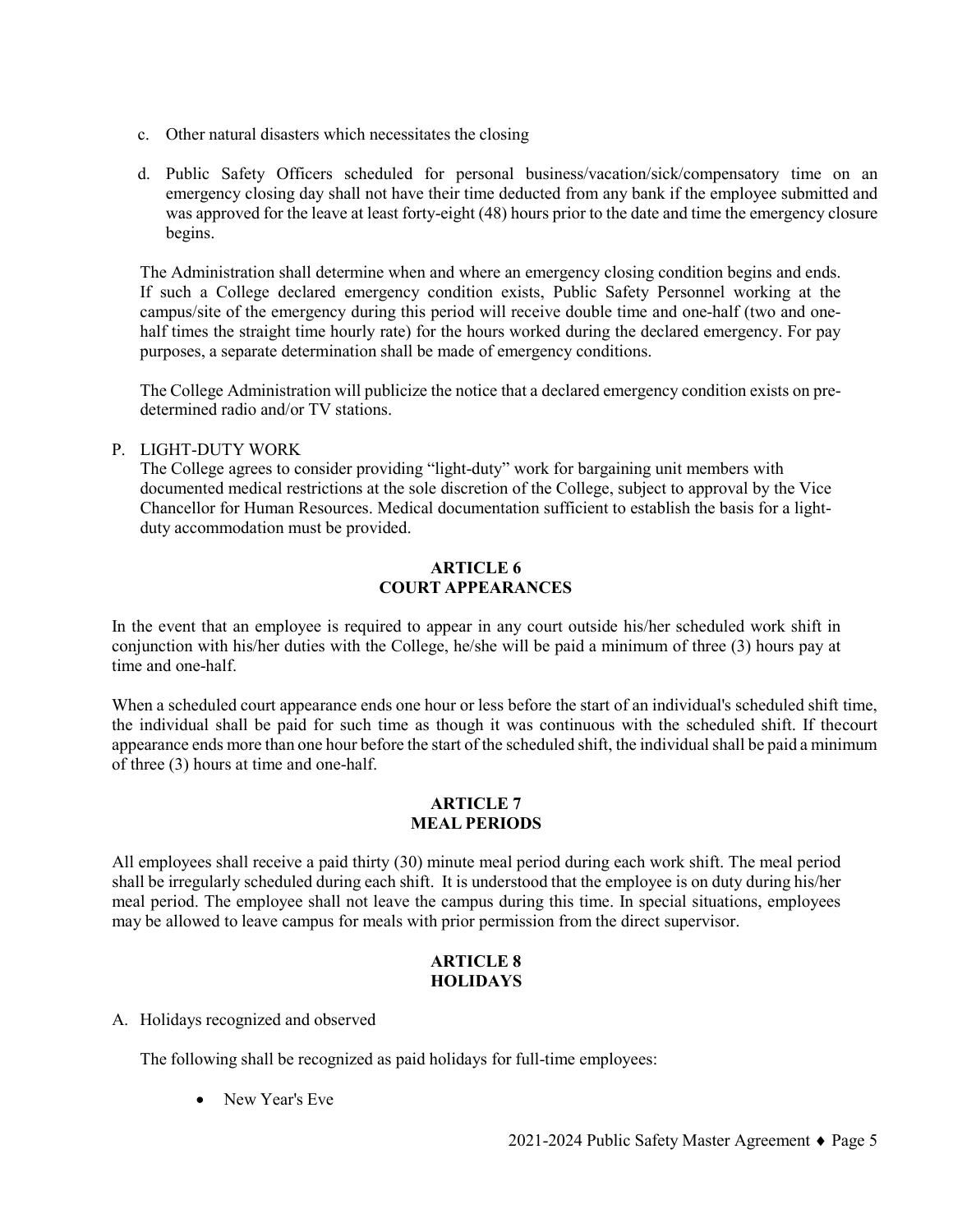c. Other natural disasters which necessitates the closing

d. Public Safety Officers scheduled for personal business/vacation/sick/compensatory time on an emergency closing day shall not have their time deducted from any bank if the employee submitted and was approved for the leave at least forty-eight (48) hours prior to the date and time the emergency closure begins.

The Administration shall determine when and where an emergency closing condition begins and ends. If such a College declared emergency condition exists, Public Safety Personnel working at the campus/site of the emergency during this period will receive double time and one-half (two and one-half times the straight time hourly rate) for the hours worked during the declared emergency. For pay purposes, a separate determination shall be made of emergency conditions.

The College Administration will publicize the notice that a declared emergency condition exists on pre-determined radio and/or TV stations.

P. LIGHT-DUTY WORK

The College agrees to consider providing "light-duty" work for bargaining unit members with documented medical restrictions at the sole discretion of the College, subject to approval by the Vice Chancellor for Human Resources. Medical documentation sufficient to establish the basis for a light-duty accommodation must be provided.

## ARTICLE 6
## COURT APPEARANCES

In the event that an employee is required to appear in any court outside his/her scheduled work shift in conjunction with his/her duties with the College, he/she will be paid a minimum of three (3) hours pay at time and one-half.

When a scheduled court appearance ends one hour or less before the start of an individual's scheduled shift time, the individual shall be paid for such time as though it was continuous with the scheduled shift. If thecourt appearance ends more than one hour before the start of the scheduled shift, the individual shall be paid a minimum of three (3) hours at time and one-half.

## ARTICLE 7
## MEAL PERIODS

All employees shall receive a paid thirty (30) minute meal period during each work shift. The meal period shall be irregularly scheduled during each shift. It is understood that the employee is on duty during his/her meal period. The employee shall not leave the campus during this time. In special situations, employees may be allowed to leave campus for meals with prior permission from the direct supervisor.

## ARTICLE 8
## HOLIDAYS

A. Holidays recognized and observed

The following shall be recognized as paid holidays for full-time employees:

- New Year's Eve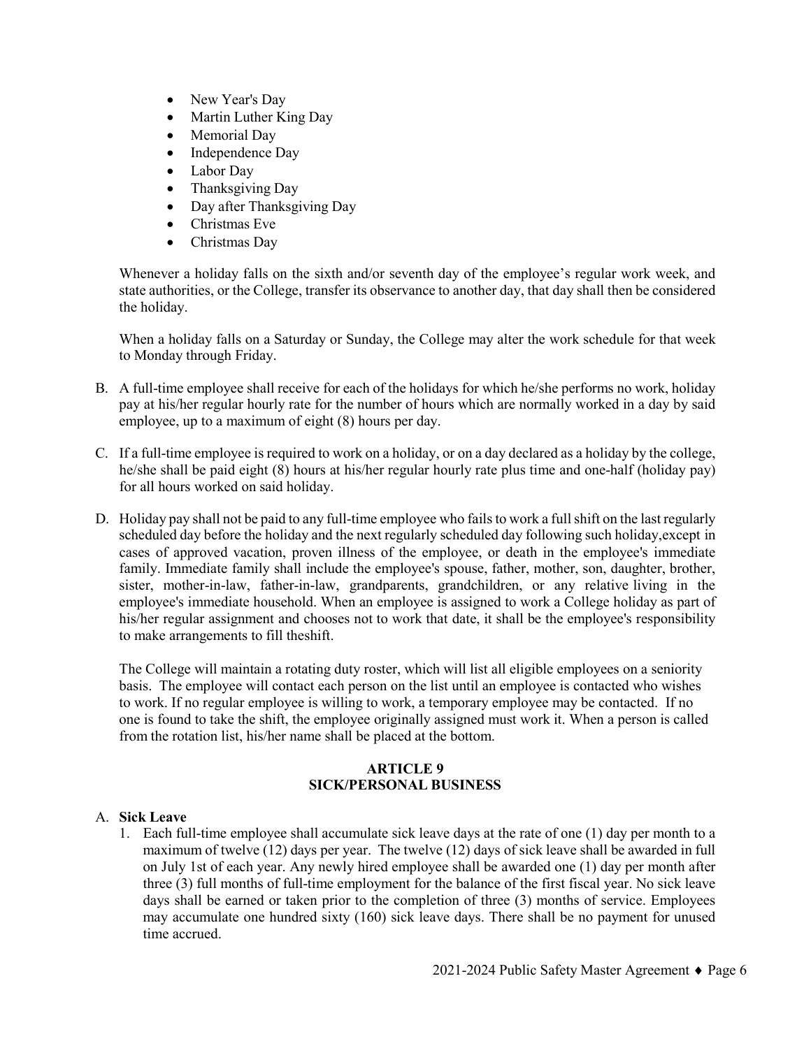- New Year's Day
- Martin Luther King Day
- Memorial Day
- Independence Day
- Labor Day
- Thanksgiving Day
- Day after Thanksgiving Day
- Christmas Eve
- Christmas Day

Whenever a holiday falls on the sixth and/or seventh day of the employee's regular work week, and state authorities, or the College, transfer its observance to another day, that day shall then be considered the holiday.

When a holiday falls on a Saturday or Sunday, the College may alter the work schedule for that week to Monday through Friday.

B. A full-time employee shall receive for each of the holidays for which he/she performs no work, holiday pay at his/her regular hourly rate for the number of hours which are normally worked in a day by said employee, up to a maximum of eight (8) hours per day.

C. If a full-time employee is required to work on a holiday, or on a day declared as a holiday by the college, he/she shall be paid eight (8) hours at his/her regular hourly rate plus time and one-half (holiday pay) for all hours worked on said holiday.

D. Holiday pay shall not be paid to any full-time employee who fails to work a full shift on the last regularly scheduled day before the holiday and the next regularly scheduled day following such holiday,except in cases of approved vacation, proven illness of the employee, or death in the employee's immediate family. Immediate family shall include the employee's spouse, father, mother, son, daughter, brother, sister, mother-in-law, father-in-law, grandparents, grandchildren, or any relative living in the employee's immediate household. When an employee is assigned to work a College holiday as part of his/her regular assignment and chooses not to work that date, it shall be the employee's responsibility to make arrangements to fill theshift.

   The College will maintain a rotating duty roster, which will list all eligible employees on a seniority basis. The employee will contact each person on the list until an employee is contacted who wishes to work. If no regular employee is willing to work, a temporary employee may be contacted. If no one is found to take the shift, the employee originally assigned must work it. When a person is called from the rotation list, his/her name shall be placed at the bottom.

## ARTICLE 9
## SICK/PERSONAL BUSINESS

A. **Sick Leave**

   1. Each full-time employee shall accumulate sick leave days at the rate of one (1) day per month to a maximum of twelve (12) days per year. The twelve (12) days of sick leave shall be awarded in full on July 1st of each year. Any newly hired employee shall be awarded one (1) day per month after three (3) full months of full-time employment for the balance of the first fiscal year. No sick leave days shall be earned or taken prior to the completion of three (3) months of service. Employees may accumulate one hundred sixty (160) sick leave days. There shall be no payment for unused time accrued.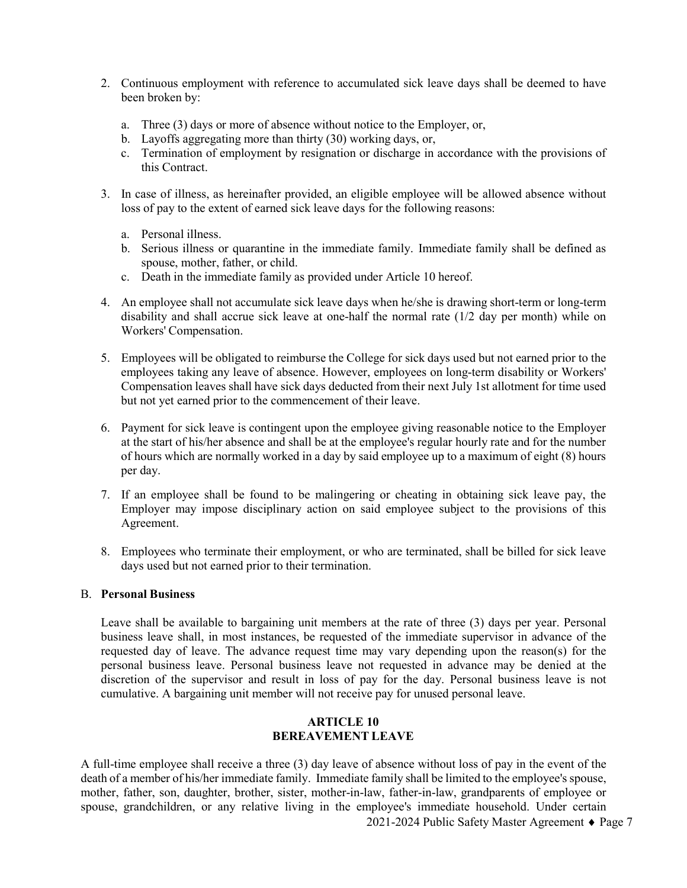2. Continuous employment with reference to accumulated sick leave days shall be deemed to have been broken by:

   a. Three (3) days or more of absence without notice to the Employer, or,
   b. Layoffs aggregating more than thirty (30) working days, or,
   c. Termination of employment by resignation or discharge in accordance with the provisions of this Contract.

3. In case of illness, as hereinafter provided, an eligible employee will be allowed absence without loss of pay to the extent of earned sick leave days for the following reasons:

   a. Personal illness.
   b. Serious illness or quarantine in the immediate family. Immediate family shall be defined as spouse, mother, father, or child.
   c. Death in the immediate family as provided under Article 10 hereof.

4. An employee shall not accumulate sick leave days when he/she is drawing short-term or long-term disability and shall accrue sick leave at one-half the normal rate (1/2 day per month) while on Workers' Compensation.

5. Employees will be obligated to reimburse the College for sick days used but not earned prior to the employees taking any leave of absence. However, employees on long-term disability or Workers' Compensation leaves shall have sick days deducted from their next July 1st allotment for time used but not yet earned prior to the commencement of their leave.

6. Payment for sick leave is contingent upon the employee giving reasonable notice to the Employer at the start of his/her absence and shall be at the employee's regular hourly rate and for the number of hours which are normally worked in a day by said employee up to a maximum of eight (8) hours per day.

7. If an employee shall be found to be malingering or cheating in obtaining sick leave pay, the Employer may impose disciplinary action on said employee subject to the provisions of this Agreement.

8. Employees who terminate their employment, or who are terminated, shall be billed for sick leave days used but not earned prior to their termination.

B. **Personal Business**

Leave shall be available to bargaining unit members at the rate of three (3) days per year. Personal business leave shall, in most instances, be requested of the immediate supervisor in advance of the requested day of leave. The advance request time may vary depending upon the reason(s) for the personal business leave. Personal business leave not requested in advance may be denied at the discretion of the supervisor and result in loss of pay for the day. Personal business leave is not cumulative. A bargaining unit member will not receive pay for unused personal leave.

## ARTICLE 10
## BEREAVEMENT LEAVE

A full-time employee shall receive a three (3) day leave of absence without loss of pay in the event of the death of a member of his/her immediate family. Immediate family shall be limited to the employee's spouse, mother, father, son, daughter, brother, sister, mother-in-law, father-in-law, grandparents of employee or spouse, grandchildren, or any relative living in the employee's immediate household. Under certain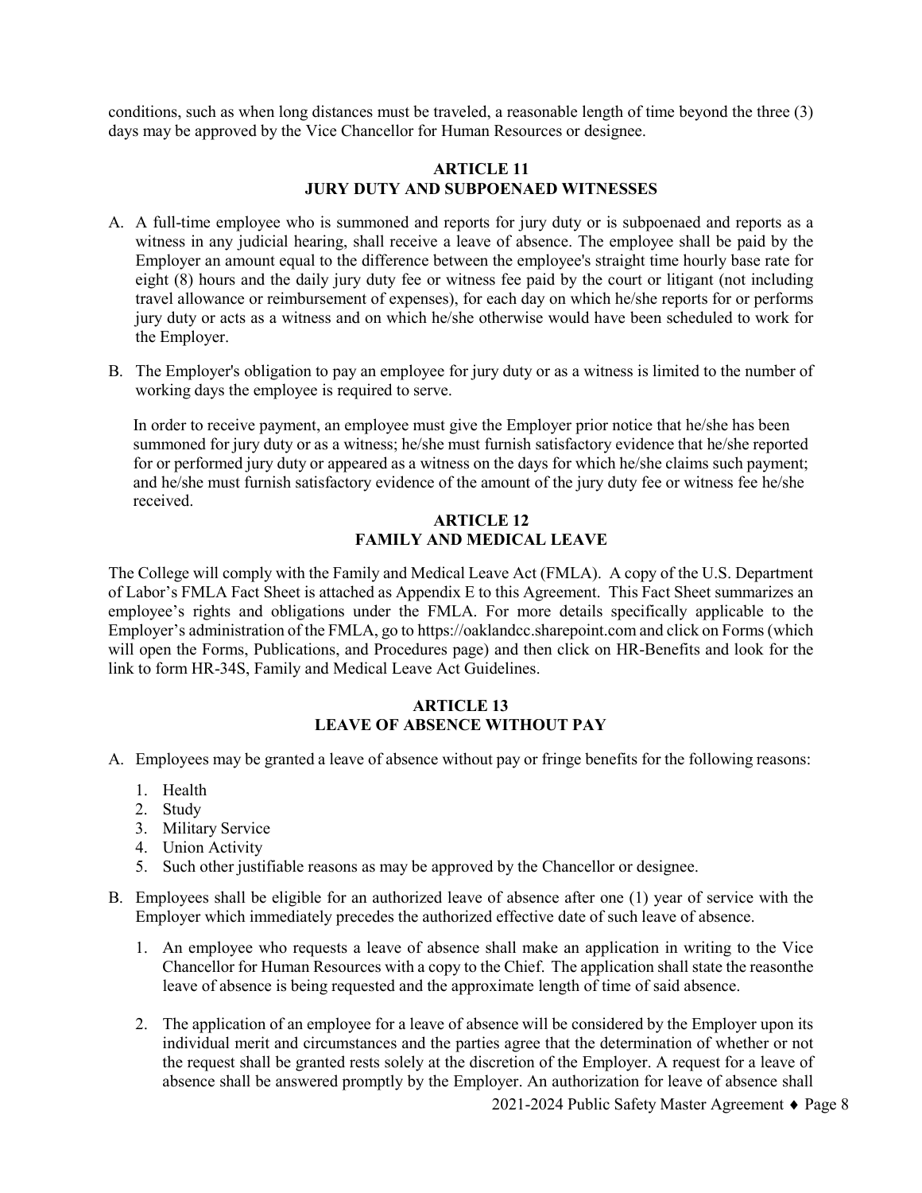conditions, such as when long distances must be traveled, a reasonable length of time beyond the three (3) days may be approved by the Vice Chancellor for Human Resources or designee.

## ARTICLE 11
## JURY DUTY AND SUBPOENAED WITNESSES

A. A full-time employee who is summoned and reports for jury duty or is subpoenaed and reports as a witness in any judicial hearing, shall receive a leave of absence. The employee shall be paid by the Employer an amount equal to the difference between the employee's straight time hourly base rate for eight (8) hours and the daily jury duty fee or witness fee paid by the court or litigant (not including travel allowance or reimbursement of expenses), for each day on which he/she reports for or performs jury duty or acts as a witness and on which he/she otherwise would have been scheduled to work for the Employer.

B. The Employer's obligation to pay an employee for jury duty or as a witness is limited to the number of working days the employee is required to serve.

   In order to receive payment, an employee must give the Employer prior notice that he/she has been summoned for jury duty or as a witness; he/she must furnish satisfactory evidence that he/she reported for or performed jury duty or appeared as a witness on the days for which he/she claims such payment; and he/she must furnish satisfactory evidence of the amount of the jury duty fee or witness fee he/she received.

## ARTICLE 12
## FAMILY AND MEDICAL LEAVE

The College will comply with the Family and Medical Leave Act (FMLA). A copy of the U.S. Department of Labor's FMLA Fact Sheet is attached as Appendix E to this Agreement. This Fact Sheet summarizes an employee's rights and obligations under the FMLA. For more details specifically applicable to the Employer's administration of the FMLA, go to https://oaklandcc.sharepoint.com and click on Forms (which will open the Forms, Publications, and Procedures page) and then click on HR-Benefits and look for the link to form HR-34S, Family and Medical Leave Act Guidelines.

## ARTICLE 13
## LEAVE OF ABSENCE WITHOUT PAY

A. Employees may be granted a leave of absence without pay or fringe benefits for the following reasons:

   1. Health
   2. Study
   3. Military Service
   4. Union Activity
   5. Such other justifiable reasons as may be approved by the Chancellor or designee.

B. Employees shall be eligible for an authorized leave of absence after one (1) year of service with the Employer which immediately precedes the authorized effective date of such leave of absence.

   1. An employee who requests a leave of absence shall make an application in writing to the Vice Chancellor for Human Resources with a copy to the Chief. The application shall state the reasonthe leave of absence is being requested and the approximate length of time of said absence.

   2. The application of an employee for a leave of absence will be considered by the Employer upon its individual merit and circumstances and the parties agree that the determination of whether or not the request shall be granted rests solely at the discretion of the Employer. A request for a leave of absence shall be answered promptly by the Employer. An authorization for leave of absence shall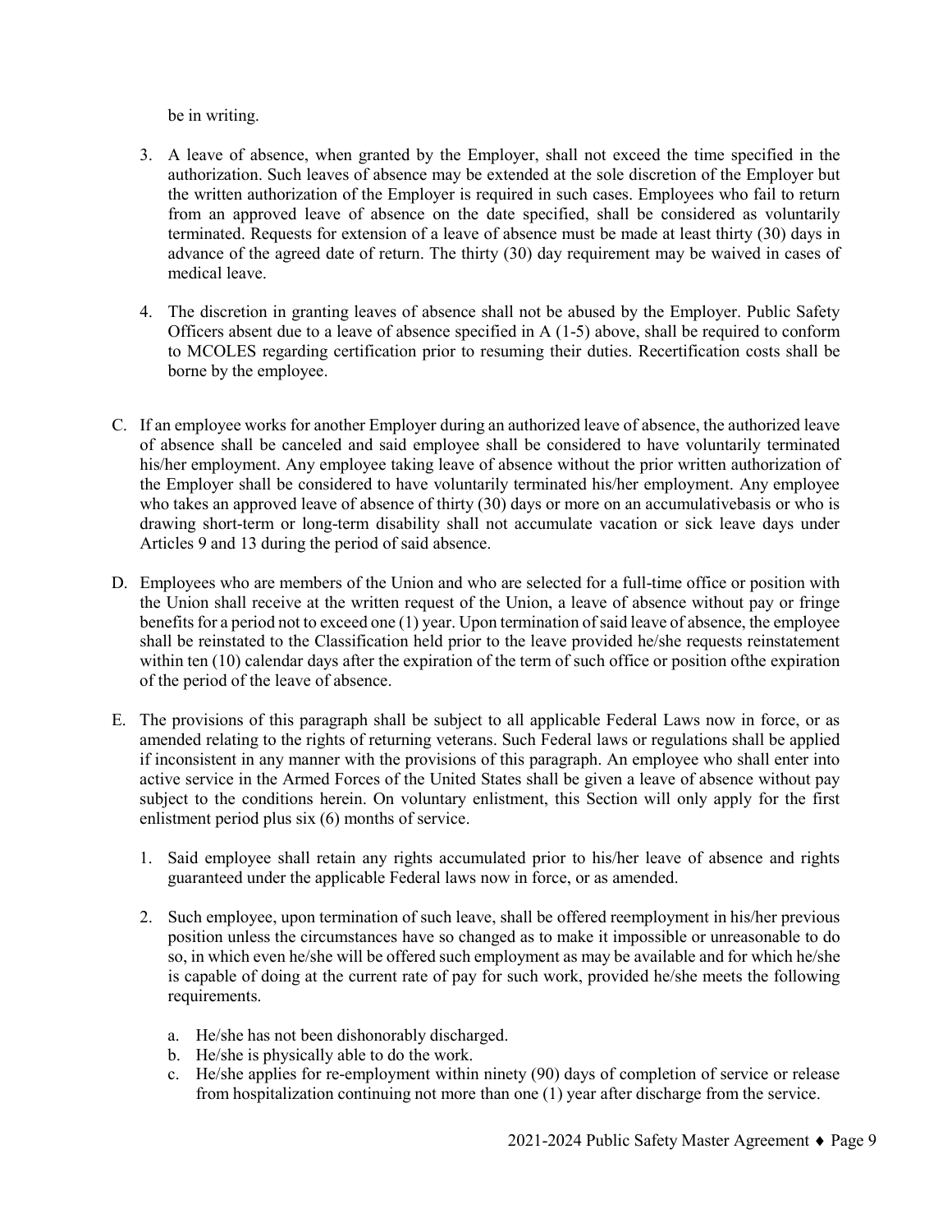be in writing.

3. A leave of absence, when granted by the Employer, shall not exceed the time specified in the authorization. Such leaves of absence may be extended at the sole discretion of the Employer but the written authorization of the Employer is required in such cases. Employees who fail to return from an approved leave of absence on the date specified, shall be considered as voluntarily terminated. Requests for extension of a leave of absence must be made at least thirty (30) days in advance of the agreed date of return. The thirty (30) day requirement may be waived in cases of medical leave.

4. The discretion in granting leaves of absence shall not be abused by the Employer. Public Safety Officers absent due to a leave of absence specified in A (1-5) above, shall be required to conform to MCOLES regarding certification prior to resuming their duties. Recertification costs shall be borne by the employee.

C. If an employee works for another Employer during an authorized leave of absence, the authorized leave of absence shall be canceled and said employee shall be considered to have voluntarily terminated his/her employment. Any employee taking leave of absence without the prior written authorization of the Employer shall be considered to have voluntarily terminated his/her employment. Any employee who takes an approved leave of absence of thirty (30) days or more on an accumulativebasis or who is drawing short-term or long-term disability shall not accumulate vacation or sick leave days under Articles 9 and 13 during the period of said absence.

D. Employees who are members of the Union and who are selected for a full-time office or position with the Union shall receive at the written request of the Union, a leave of absence without pay or fringe benefits for a period not to exceed one (1) year. Upon termination of said leave of absence, the employee shall be reinstated to the Classification held prior to the leave provided he/she requests reinstatement within ten (10) calendar days after the expiration of the term of such office or position ofthe expiration of the period of the leave of absence.

E. The provisions of this paragraph shall be subject to all applicable Federal Laws now in force, or as amended relating to the rights of returning veterans. Such Federal laws or regulations shall be applied if inconsistent in any manner with the provisions of this paragraph. An employee who shall enter into active service in the Armed Forces of the United States shall be given a leave of absence without pay subject to the conditions herein. On voluntary enlistment, this Section will only apply for the first enlistment period plus six (6) months of service.

   1. Said employee shall retain any rights accumulated prior to his/her leave of absence and rights guaranteed under the applicable Federal laws now in force, or as amended.

   2. Such employee, upon termination of such leave, shall be offered reemployment in his/her previous position unless the circumstances have so changed as to make it impossible or unreasonable to do so, in which even he/she will be offered such employment as may be available and for which he/she is capable of doing at the current rate of pay for such work, provided he/she meets the following requirements.

      a. He/she has not been dishonorably discharged.
      b. He/she is physically able to do the work.
      c. He/she applies for re-employment within ninety (90) days of completion of service or release from hospitalization continuing not more than one (1) year after discharge from the service.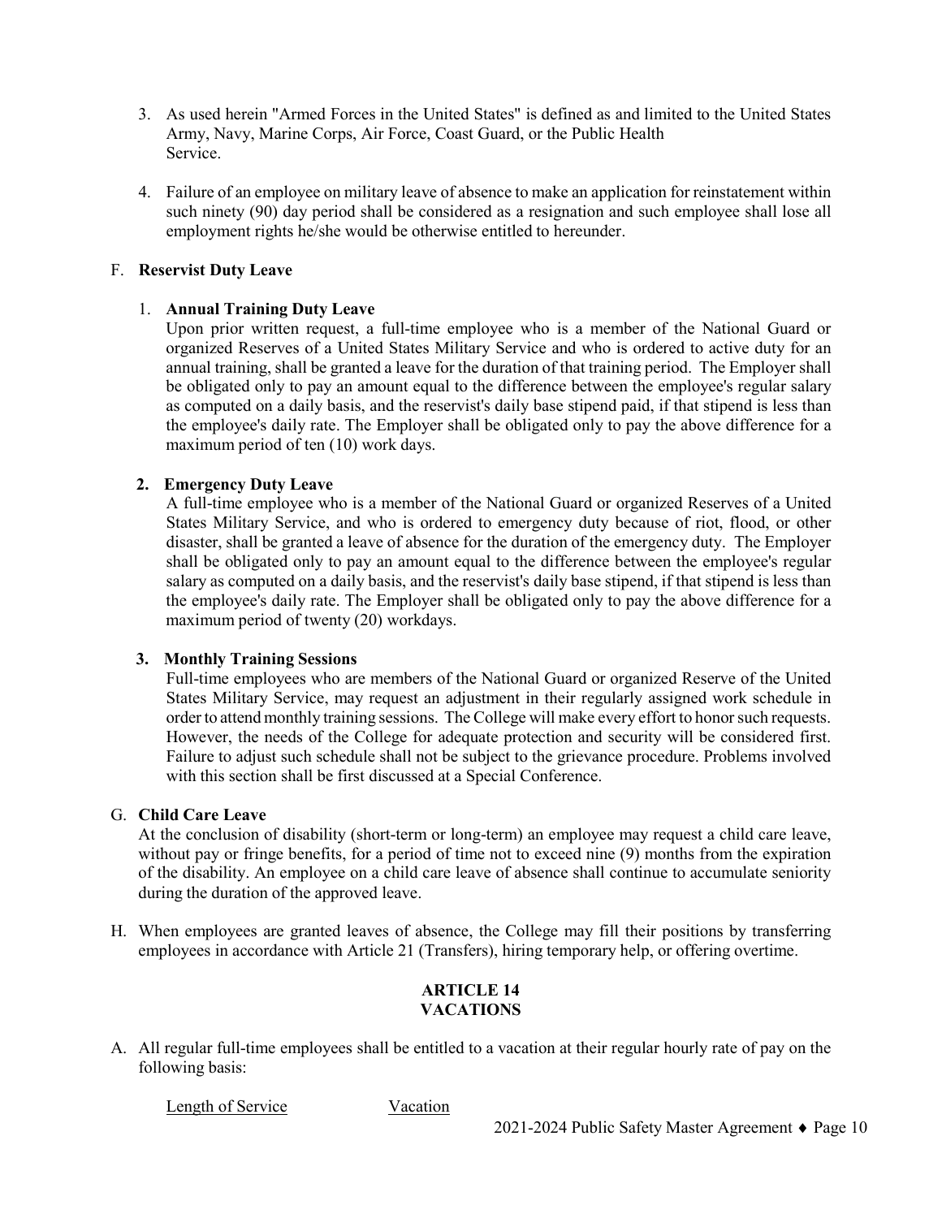3. As used herein "Armed Forces in the United States" is defined as and limited to the United States Army, Navy, Marine Corps, Air Force, Coast Guard, or the Public Health Service.

4. Failure of an employee on military leave of absence to make an application for reinstatement within such ninety (90) day period shall be considered as a resignation and such employee shall lose all employment rights he/she would be otherwise entitled to hereunder.

F. **Reservist Duty Leave**

1. **Annual Training Duty Leave**
   Upon prior written request, a full-time employee who is a member of the National Guard or organized Reserves of a United States Military Service and who is ordered to active duty for an annual training, shall be granted a leave for the duration of that training period. The Employer shall be obligated only to pay an amount equal to the difference between the employee's regular salary as computed on a daily basis, and the reservist's daily base stipend paid, if that stipend is less than the employee's daily rate. The Employer shall be obligated only to pay the above difference for a maximum period of ten (10) work days.

2. **Emergency Duty Leave**
   A full-time employee who is a member of the National Guard or organized Reserves of a United States Military Service, and who is ordered to emergency duty because of riot, flood, or other disaster, shall be granted a leave of absence for the duration of the emergency duty. The Employer shall be obligated only to pay an amount equal to the difference between the employee's regular salary as computed on a daily basis, and the reservist's daily base stipend, if that stipend is less than the employee's daily rate. The Employer shall be obligated only to pay the above difference for a maximum period of twenty (20) workdays.

3. **Monthly Training Sessions**
   Full-time employees who are members of the National Guard or organized Reserve of the United States Military Service, may request an adjustment in their regularly assigned work schedule in order to attend monthly training sessions. The College will make every effort to honor such requests. However, the needs of the College for adequate protection and security will be considered first. Failure to adjust such schedule shall not be subject to the grievance procedure. Problems involved with this section shall be first discussed at a Special Conference.

G. **Child Care Leave**
At the conclusion of disability (short-term or long-term) an employee may request a child care leave, without pay or fringe benefits, for a period of time not to exceed nine (9) months from the expiration of the disability. An employee on a child care leave of absence shall continue to accumulate seniority during the duration of the approved leave.

H. When employees are granted leaves of absence, the College may fill their positions by transferring employees in accordance with Article 21 (Transfers), hiring temporary help, or offering overtime.

## ARTICLE 14
## VACATIONS

A. All regular full-time employees shall be entitled to a vacation at their regular hourly rate of pay on the following basis:

<u>Length of Service</u> <u>Vacation</u>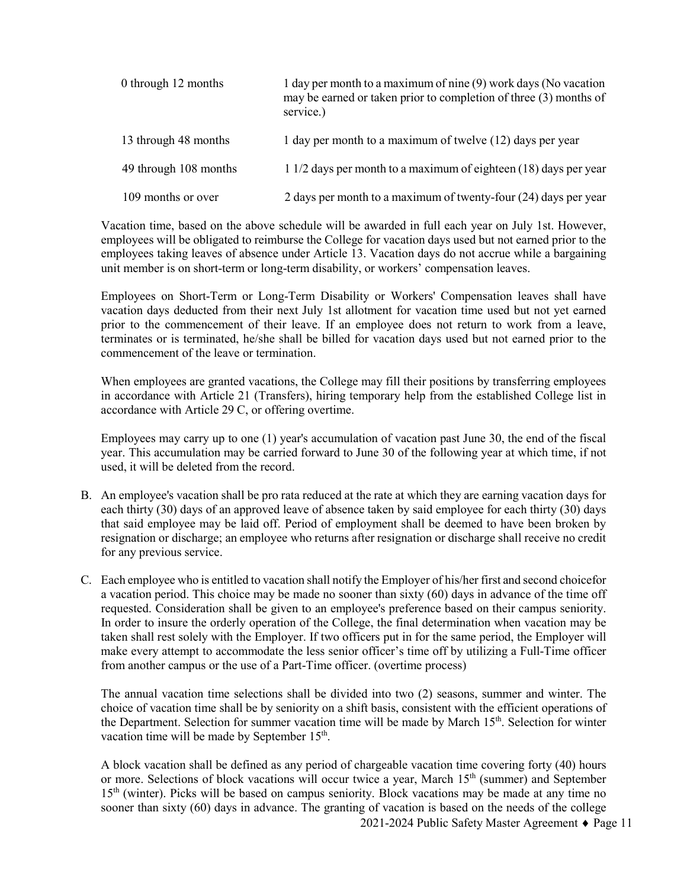| | |
|---|---|
| 0 through 12 months | 1 day per month to a maximum of nine (9) work days (No vacation may be earned or taken prior to completion of three (3) months of service.) |
| 13 through 48 months | 1 day per month to a maximum of twelve (12) days per year |
| 49 through 108 months | 1 1/2 days per month to a maximum of eighteen (18) days per year |
| 109 months or over | 2 days per month to a maximum of twenty-four (24) days per year |

Vacation time, based on the above schedule will be awarded in full each year on July 1st. However, employees will be obligated to reimburse the College for vacation days used but not earned prior to the employees taking leaves of absence under Article 13. Vacation days do not accrue while a bargaining unit member is on short-term or long-term disability, or workers' compensation leaves.

Employees on Short-Term or Long-Term Disability or Workers' Compensation leaves shall have vacation days deducted from their next July 1st allotment for vacation time used but not yet earned prior to the commencement of their leave. If an employee does not return to work from a leave, terminates or is terminated, he/she shall be billed for vacation days used but not earned prior to the commencement of the leave or termination.

When employees are granted vacations, the College may fill their positions by transferring employees in accordance with Article 21 (Transfers), hiring temporary help from the established College list in accordance with Article 29 C, or offering overtime.

Employees may carry up to one (1) year's accumulation of vacation past June 30, the end of the fiscal year. This accumulation may be carried forward to June 30 of the following year at which time, if not used, it will be deleted from the record.

B. An employee's vacation shall be pro rata reduced at the rate at which they are earning vacation days for each thirty (30) days of an approved leave of absence taken by said employee for each thirty (30) days that said employee may be laid off. Period of employment shall be deemed to have been broken by resignation or discharge; an employee who returns after resignation or discharge shall receive no credit for any previous service.

C. Each employee who is entitled to vacation shall notify the Employer of his/her first and second choicefor a vacation period. This choice may be made no sooner than sixty (60) days in advance of the time off requested. Consideration shall be given to an employee's preference based on their campus seniority. In order to insure the orderly operation of the College, the final determination when vacation may be taken shall rest solely with the Employer. If two officers put in for the same period, the Employer will make every attempt to accommodate the less senior officer's time off by utilizing a Full-Time officer from another campus or the use of a Part-Time officer. (overtime process)

The annual vacation time selections shall be divided into two (2) seasons, summer and winter. The choice of vacation time shall be by seniority on a shift basis, consistent with the efficient operations of the Department. Selection for summer vacation time will be made by March 15th. Selection for winter vacation time will be made by September 15th.

A block vacation shall be defined as any period of chargeable vacation time covering forty (40) hours or more. Selections of block vacations will occur twice a year, March 15th (summer) and September 15th (winter). Picks will be based on campus seniority. Block vacations may be made at any time no sooner than sixty (60) days in advance. The granting of vacation is based on the needs of the college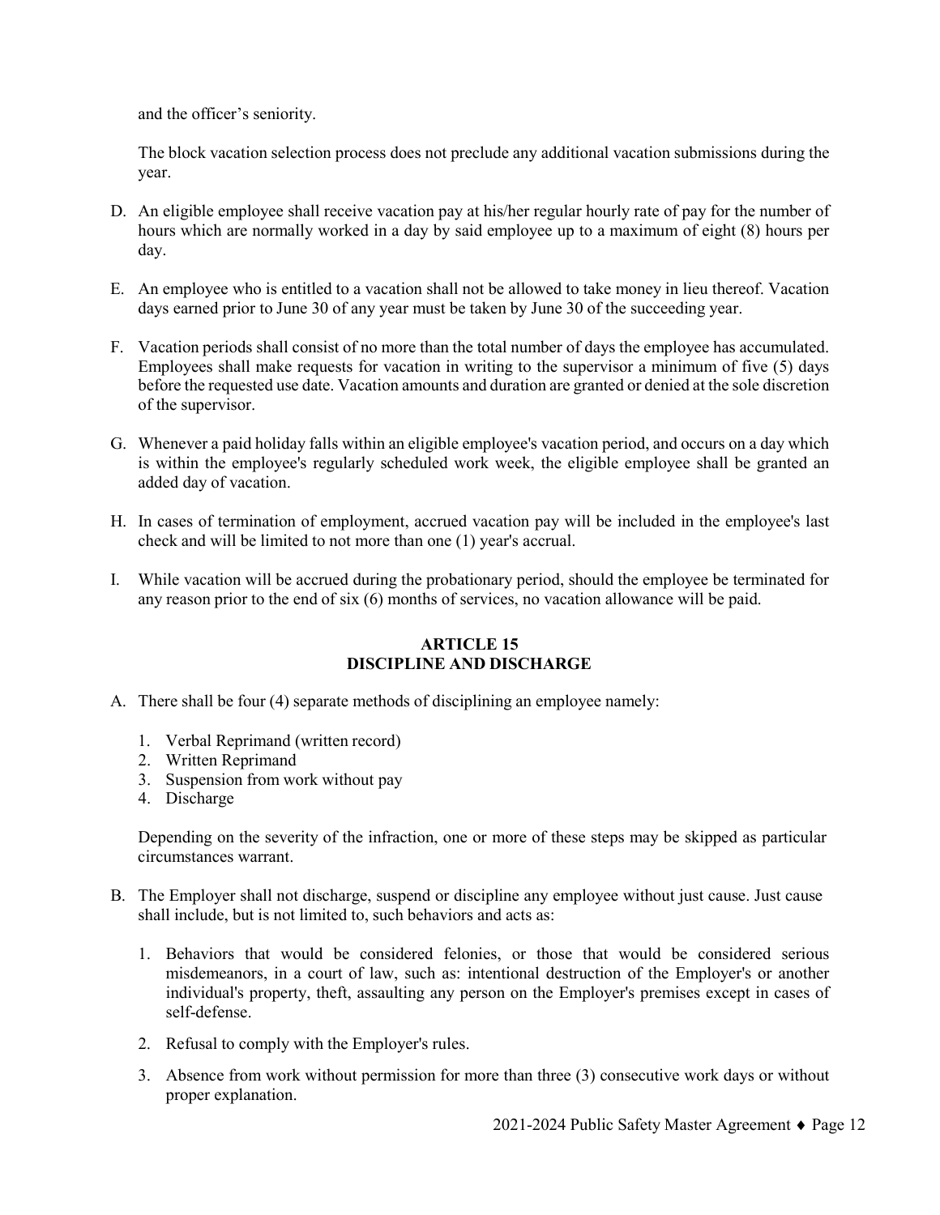and the officer's seniority.

The block vacation selection process does not preclude any additional vacation submissions during the year.

D. An eligible employee shall receive vacation pay at his/her regular hourly rate of pay for the number of hours which are normally worked in a day by said employee up to a maximum of eight (8) hours per day.

E. An employee who is entitled to a vacation shall not be allowed to take money in lieu thereof. Vacation days earned prior to June 30 of any year must be taken by June 30 of the succeeding year.

F. Vacation periods shall consist of no more than the total number of days the employee has accumulated. Employees shall make requests for vacation in writing to the supervisor a minimum of five (5) days before the requested use date. Vacation amounts and duration are granted or denied at the sole discretion of the supervisor.

G. Whenever a paid holiday falls within an eligible employee's vacation period, and occurs on a day which is within the employee's regularly scheduled work week, the eligible employee shall be granted an added day of vacation.

H. In cases of termination of employment, accrued vacation pay will be included in the employee's last check and will be limited to not more than one (1) year's accrual.

I. While vacation will be accrued during the probationary period, should the employee be terminated for any reason prior to the end of six (6) months of services, no vacation allowance will be paid.

## ARTICLE 15
## DISCIPLINE AND DISCHARGE

A. There shall be four (4) separate methods of disciplining an employee namely:

   1. Verbal Reprimand (written record)
   2. Written Reprimand
   3. Suspension from work without pay
   4. Discharge

   Depending on the severity of the infraction, one or more of these steps may be skipped as particular circumstances warrant.

B. The Employer shall not discharge, suspend or discipline any employee without just cause. Just cause shall include, but is not limited to, such behaviors and acts as:

   1. Behaviors that would be considered felonies, or those that would be considered serious misdemeanors, in a court of law, such as: intentional destruction of the Employer's or another individual's property, theft, assaulting any person on the Employer's premises except in cases of self-defense.

   2. Refusal to comply with the Employer's rules.

   3. Absence from work without permission for more than three (3) consecutive work days or without proper explanation.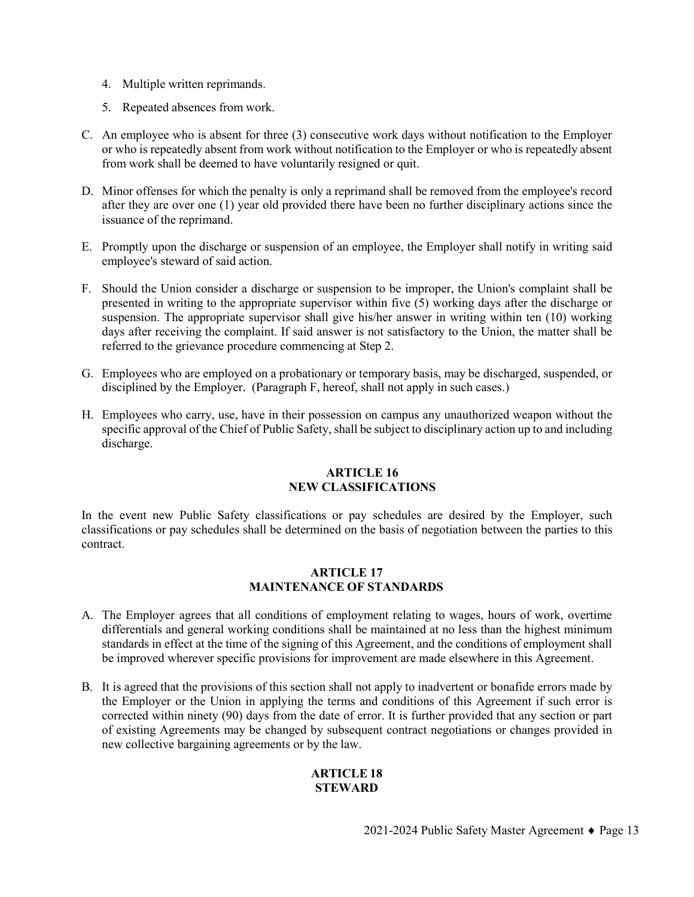4. Multiple written reprimands.
5. Repeated absences from work.

C. An employee who is absent for three (3) consecutive work days without notification to the Employer or who is repeatedly absent from work without notification to the Employer or who is repeatedly absent from work shall be deemed to have voluntarily resigned or quit.

D. Minor offenses for which the penalty is only a reprimand shall be removed from the employee's record after they are over one (1) year old provided there have been no further disciplinary actions since the issuance of the reprimand.

E. Promptly upon the discharge or suspension of an employee, the Employer shall notify in writing said employee's steward of said action.

F. Should the Union consider a discharge or suspension to be improper, the Union's complaint shall be presented in writing to the appropriate supervisor within five (5) working days after the discharge or suspension. The appropriate supervisor shall give his/her answer in writing within ten (10) working days after receiving the complaint. If said answer is not satisfactory to the Union, the matter shall be referred to the grievance procedure commencing at Step 2.

G. Employees who are employed on a probationary or temporary basis, may be discharged, suspended, or disciplined by the Employer. (Paragraph F, hereof, shall not apply in such cases.)

H. Employees who carry, use, have in their possession on campus any unauthorized weapon without the specific approval of the Chief of Public Safety, shall be subject to disciplinary action up to and including discharge.

## ARTICLE 16
## NEW CLASSIFICATIONS

In the event new Public Safety classifications or pay schedules are desired by the Employer, such classifications or pay schedules shall be determined on the basis of negotiation between the parties to this contract.

## ARTICLE 17
## MAINTENANCE OF STANDARDS

A. The Employer agrees that all conditions of employment relating to wages, hours of work, overtime differentials and general working conditions shall be maintained at no less than the highest minimum standards in effect at the time of the signing of this Agreement, and the conditions of employment shall be improved wherever specific provisions for improvement are made elsewhere in this Agreement.

B. It is agreed that the provisions of this section shall not apply to inadvertent or bonafide errors made by the Employer or the Union in applying the terms and conditions of this Agreement if such error is corrected within ninety (90) days from the date of error. It is further provided that any section or part of existing Agreements may be changed by subsequent contract negotiations or changes provided in new collective bargaining agreements or by the law.

## ARTICLE 18
## STEWARD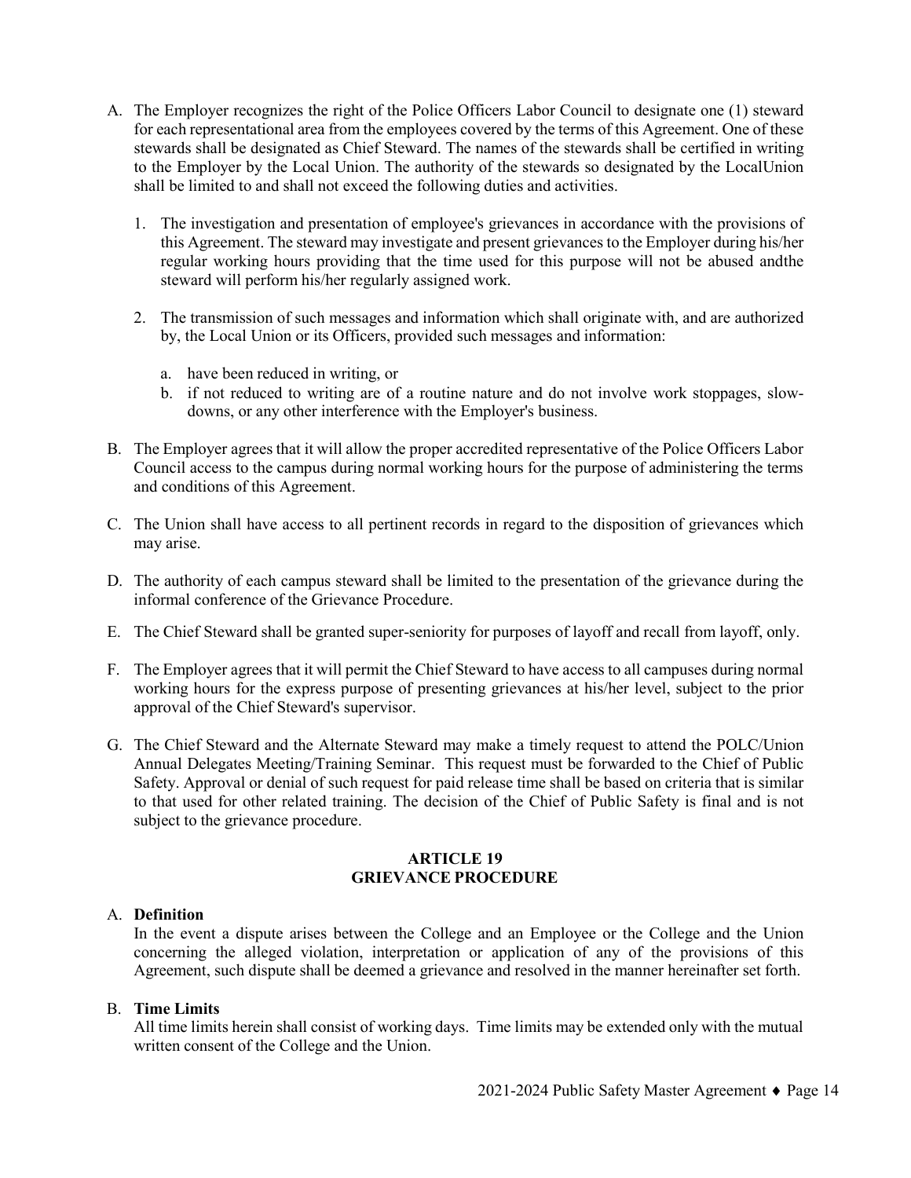A. The Employer recognizes the right of the Police Officers Labor Council to designate one (1) steward for each representational area from the employees covered by the terms of this Agreement. One of these stewards shall be designated as Chief Steward. The names of the stewards shall be certified in writing to the Employer by the Local Union. The authority of the stewards so designated by the LocalUnion shall be limited to and shall not exceed the following duties and activities.

   1. The investigation and presentation of employee's grievances in accordance with the provisions of this Agreement. The steward may investigate and present grievances to the Employer during his/her regular working hours providing that the time used for this purpose will not be abused andthe steward will perform his/her regularly assigned work.

   2. The transmission of such messages and information which shall originate with, and are authorized by, the Local Union or its Officers, provided such messages and information:

      a. have been reduced in writing, or
      b. if not reduced to writing are of a routine nature and do not involve work stoppages, slow-downs, or any other interference with the Employer's business.

B. The Employer agrees that it will allow the proper accredited representative of the Police Officers Labor Council access to the campus during normal working hours for the purpose of administering the terms and conditions of this Agreement.

C. The Union shall have access to all pertinent records in regard to the disposition of grievances which may arise.

D. The authority of each campus steward shall be limited to the presentation of the grievance during the informal conference of the Grievance Procedure.

E. The Chief Steward shall be granted super-seniority for purposes of layoff and recall from layoff, only.

F. The Employer agrees that it will permit the Chief Steward to have access to all campuses during normal working hours for the express purpose of presenting grievances at his/her level, subject to the prior approval of the Chief Steward's supervisor.

G. The Chief Steward and the Alternate Steward may make a timely request to attend the POLC/Union Annual Delegates Meeting/Training Seminar. This request must be forwarded to the Chief of Public Safety. Approval or denial of such request for paid release time shall be based on criteria that is similar to that used for other related training. The decision of the Chief of Public Safety is final and is not subject to the grievance procedure.

## ARTICLE 19
## GRIEVANCE PROCEDURE

A. **Definition**
In the event a dispute arises between the College and an Employee or the College and the Union concerning the alleged violation, interpretation or application of any of the provisions of this Agreement, such dispute shall be deemed a grievance and resolved in the manner hereinafter set forth.

B. **Time Limits**
All time limits herein shall consist of working days. Time limits may be extended only with the mutual written consent of the College and the Union.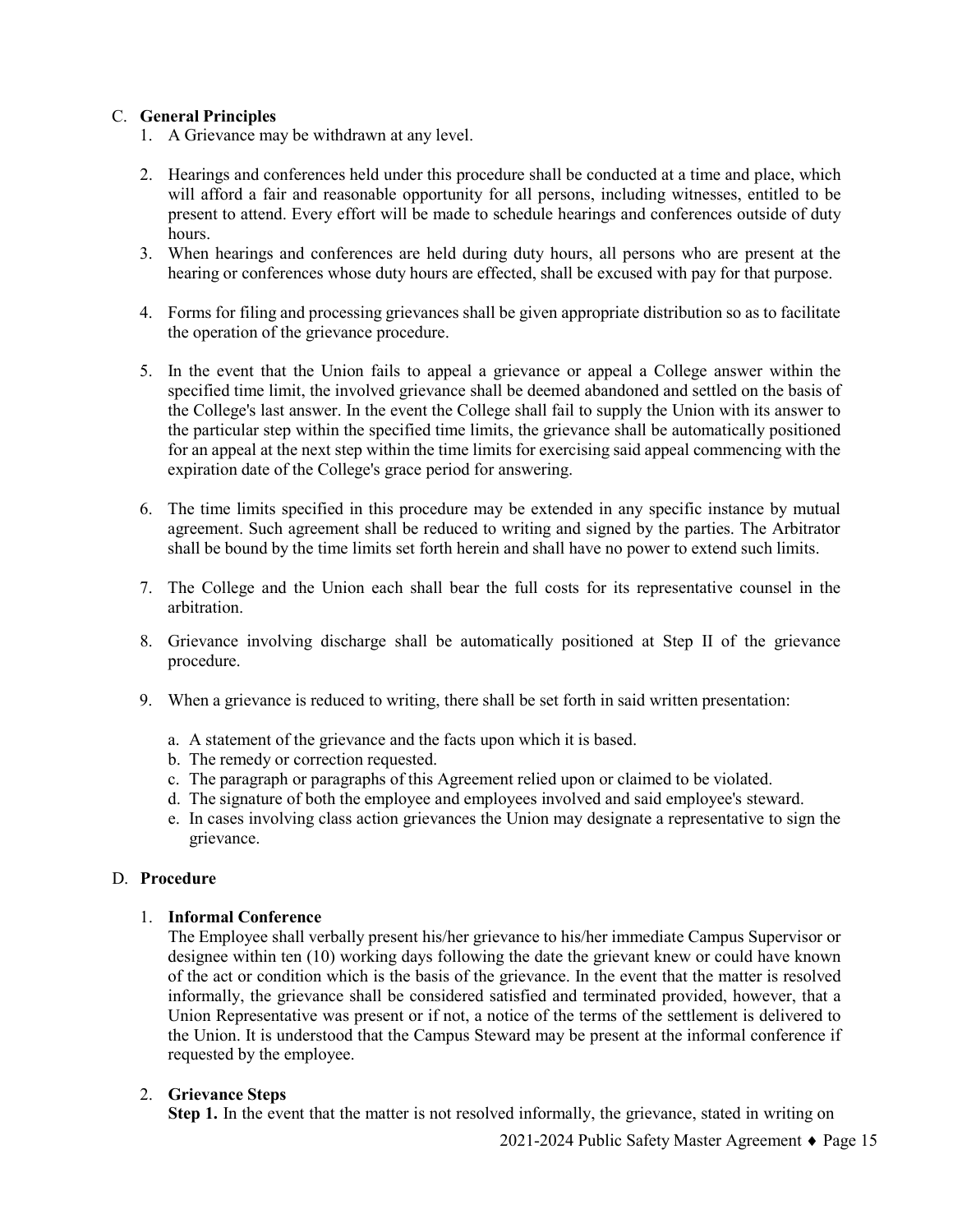C. **General Principles**

1. A Grievance may be withdrawn at any level.
2. Hearings and conferences held under this procedure shall be conducted at a time and place, which will afford a fair and reasonable opportunity for all persons, including witnesses, entitled to be present to attend. Every effort will be made to schedule hearings and conferences outside of duty hours.
3. When hearings and conferences are held during duty hours, all persons who are present at the hearing or conferences whose duty hours are effected, shall be excused with pay for that purpose.
4. Forms for filing and processing grievances shall be given appropriate distribution so as to facilitate the operation of the grievance procedure.
5. In the event that the Union fails to appeal a grievance or appeal a College answer within the specified time limit, the involved grievance shall be deemed abandoned and settled on the basis of the College's last answer. In the event the College shall fail to supply the Union with its answer to the particular step within the specified time limits, the grievance shall be automatically positioned for an appeal at the next step within the time limits for exercising said appeal commencing with the expiration date of the College's grace period for answering.
6. The time limits specified in this procedure may be extended in any specific instance by mutual agreement. Such agreement shall be reduced to writing and signed by the parties. The Arbitrator shall be bound by the time limits set forth herein and shall have no power to extend such limits.
7. The College and the Union each shall bear the full costs for its representative counsel in the arbitration.
8. Grievance involving discharge shall be automatically positioned at Step II of the grievance procedure.
9. When a grievance is reduced to writing, there shall be set forth in said written presentation:
   a. A statement of the grievance and the facts upon which it is based.
   b. The remedy or correction requested.
   c. The paragraph or paragraphs of this Agreement relied upon or claimed to be violated.
   d. The signature of both the employee and employees involved and said employee's steward.
   e. In cases involving class action grievances the Union may designate a representative to sign the grievance.

D. **Procedure**

1. **Informal Conference**
   The Employee shall verbally present his/her grievance to his/her immediate Campus Supervisor or designee within ten (10) working days following the date the grievant knew or could have known of the act or condition which is the basis of the grievance. In the event that the matter is resolved informally, the grievance shall be considered satisfied and terminated provided, however, that a Union Representative was present or if not, a notice of the terms of the settlement is delivered to the Union. It is understood that the Campus Steward may be present at the informal conference if requested by the employee.

2. **Grievance Steps**
   **Step 1.** In the event that the matter is not resolved informally, the grievance, stated in writing on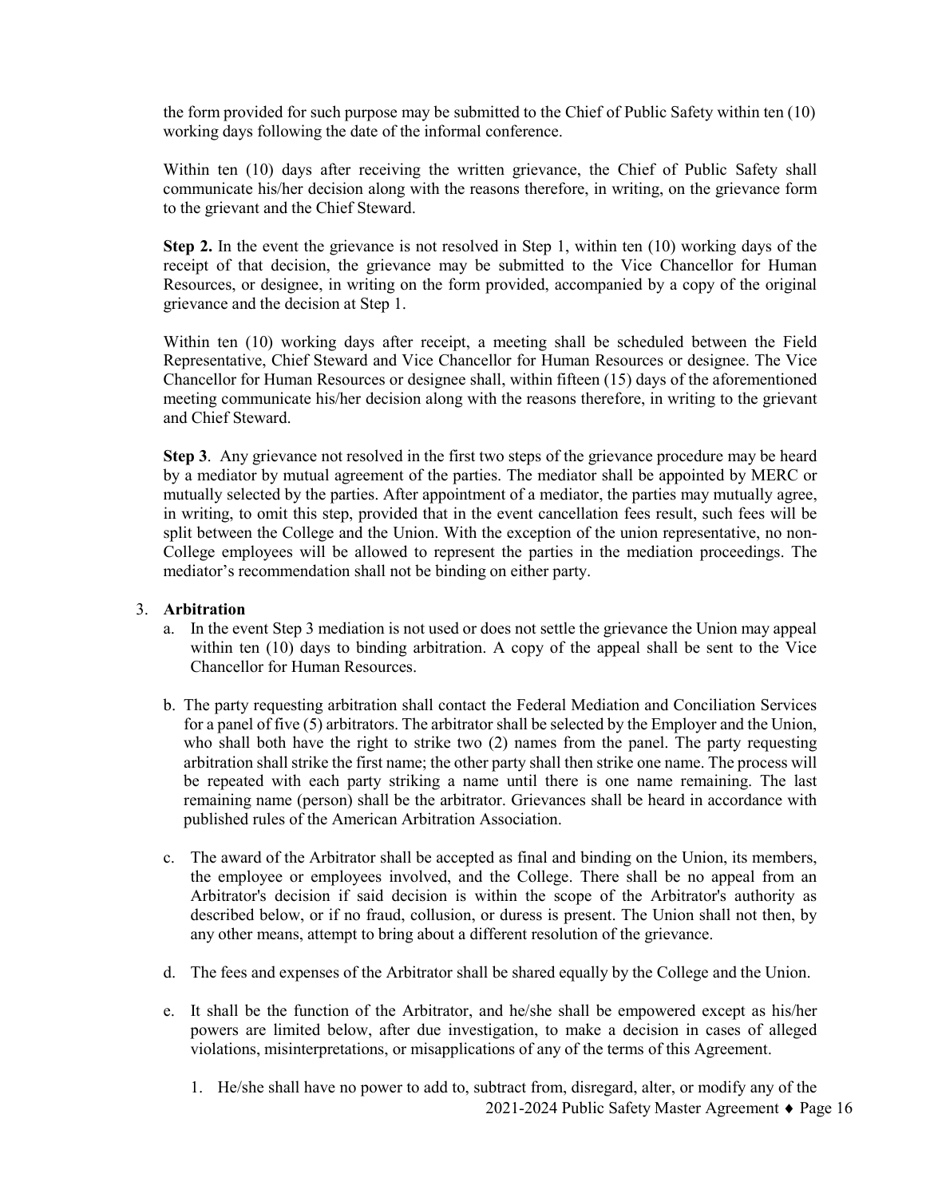the form provided for such purpose may be submitted to the Chief of Public Safety within ten (10) working days following the date of the informal conference.

Within ten (10) days after receiving the written grievance, the Chief of Public Safety shall communicate his/her decision along with the reasons therefore, in writing, on the grievance form to the grievant and the Chief Steward.

**Step 2.** In the event the grievance is not resolved in Step 1, within ten (10) working days of the receipt of that decision, the grievance may be submitted to the Vice Chancellor for Human Resources, or designee, in writing on the form provided, accompanied by a copy of the original grievance and the decision at Step 1.

Within ten (10) working days after receipt, a meeting shall be scheduled between the Field Representative, Chief Steward and Vice Chancellor for Human Resources or designee. The Vice Chancellor for Human Resources or designee shall, within fifteen (15) days of the aforementioned meeting communicate his/her decision along with the reasons therefore, in writing to the grievant and Chief Steward.

**Step 3**. Any grievance not resolved in the first two steps of the grievance procedure may be heard by a mediator by mutual agreement of the parties. The mediator shall be appointed by MERC or mutually selected by the parties. After appointment of a mediator, the parties may mutually agree, in writing, to omit this step, provided that in the event cancellation fees result, such fees will be split between the College and the Union. With the exception of the union representative, no non-College employees will be allowed to represent the parties in the mediation proceedings. The mediator's recommendation shall not be binding on either party.

3. **Arbitration**
   a. In the event Step 3 mediation is not used or does not settle the grievance the Union may appeal within ten (10) days to binding arbitration. A copy of the appeal shall be sent to the Vice Chancellor for Human Resources.

   b. The party requesting arbitration shall contact the Federal Mediation and Conciliation Services for a panel of five (5) arbitrators. The arbitrator shall be selected by the Employer and the Union, who shall both have the right to strike two (2) names from the panel. The party requesting arbitration shall strike the first name; the other party shall then strike one name. The process will be repeated with each party striking a name until there is one name remaining. The last remaining name (person) shall be the arbitrator. Grievances shall be heard in accordance with published rules of the American Arbitration Association.

   c. The award of the Arbitrator shall be accepted as final and binding on the Union, its members, the employee or employees involved, and the College. There shall be no appeal from an Arbitrator's decision if said decision is within the scope of the Arbitrator's authority as described below, or if no fraud, collusion, or duress is present. The Union shall not then, by any other means, attempt to bring about a different resolution of the grievance.

   d. The fees and expenses of the Arbitrator shall be shared equally by the College and the Union.

   e. It shall be the function of the Arbitrator, and he/she shall be empowered except as his/her powers are limited below, after due investigation, to make a decision in cases of alleged violations, misinterpretations, or misapplications of any of the terms of this Agreement.

      1. He/she shall have no power to add to, subtract from, disregard, alter, or modify any of the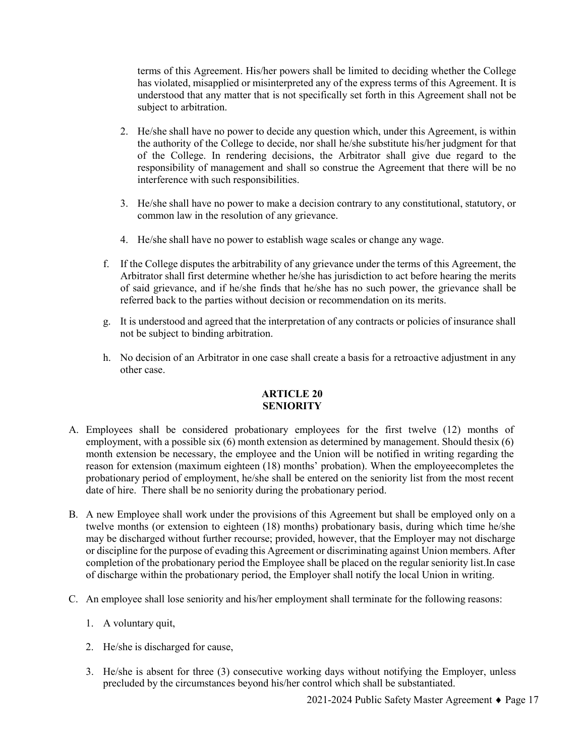terms of this Agreement. His/her powers shall be limited to deciding whether the College has violated, misapplied or misinterpreted any of the express terms of this Agreement. It is understood that any matter that is not specifically set forth in this Agreement shall not be subject to arbitration.

2. He/she shall have no power to decide any question which, under this Agreement, is within the authority of the College to decide, nor shall he/she substitute his/her judgment for that of the College. In rendering decisions, the Arbitrator shall give due regard to the responsibility of management and shall so construe the Agreement that there will be no interference with such responsibilities.

3. He/she shall have no power to make a decision contrary to any constitutional, statutory, or common law in the resolution of any grievance.

4. He/she shall have no power to establish wage scales or change any wage.

f. If the College disputes the arbitrability of any grievance under the terms of this Agreement, the Arbitrator shall first determine whether he/she has jurisdiction to act before hearing the merits of said grievance, and if he/she finds that he/she has no such power, the grievance shall be referred back to the parties without decision or recommendation on its merits.

g. It is understood and agreed that the interpretation of any contracts or policies of insurance shall not be subject to binding arbitration.

h. No decision of an Arbitrator in one case shall create a basis for a retroactive adjustment in any other case.

## ARTICLE 20
## SENIORITY

A. Employees shall be considered probationary employees for the first twelve (12) months of employment, with a possible six (6) month extension as determined by management. Should thesix (6) month extension be necessary, the employee and the Union will be notified in writing regarding the reason for extension (maximum eighteen (18) months' probation). When the employeecompletes the probationary period of employment, he/she shall be entered on the seniority list from the most recent date of hire. There shall be no seniority during the probationary period.

B. A new Employee shall work under the provisions of this Agreement but shall be employed only on a twelve months (or extension to eighteen (18) months) probationary basis, during which time he/she may be discharged without further recourse; provided, however, that the Employer may not discharge or discipline for the purpose of evading this Agreement or discriminating against Union members. After completion of the probationary period the Employee shall be placed on the regular seniority list.In case of discharge within the probationary period, the Employer shall notify the local Union in writing.

C. An employee shall lose seniority and his/her employment shall terminate for the following reasons:

1. A voluntary quit,

2. He/she is discharged for cause,

3. He/she is absent for three (3) consecutive working days without notifying the Employer, unless precluded by the circumstances beyond his/her control which shall be substantiated.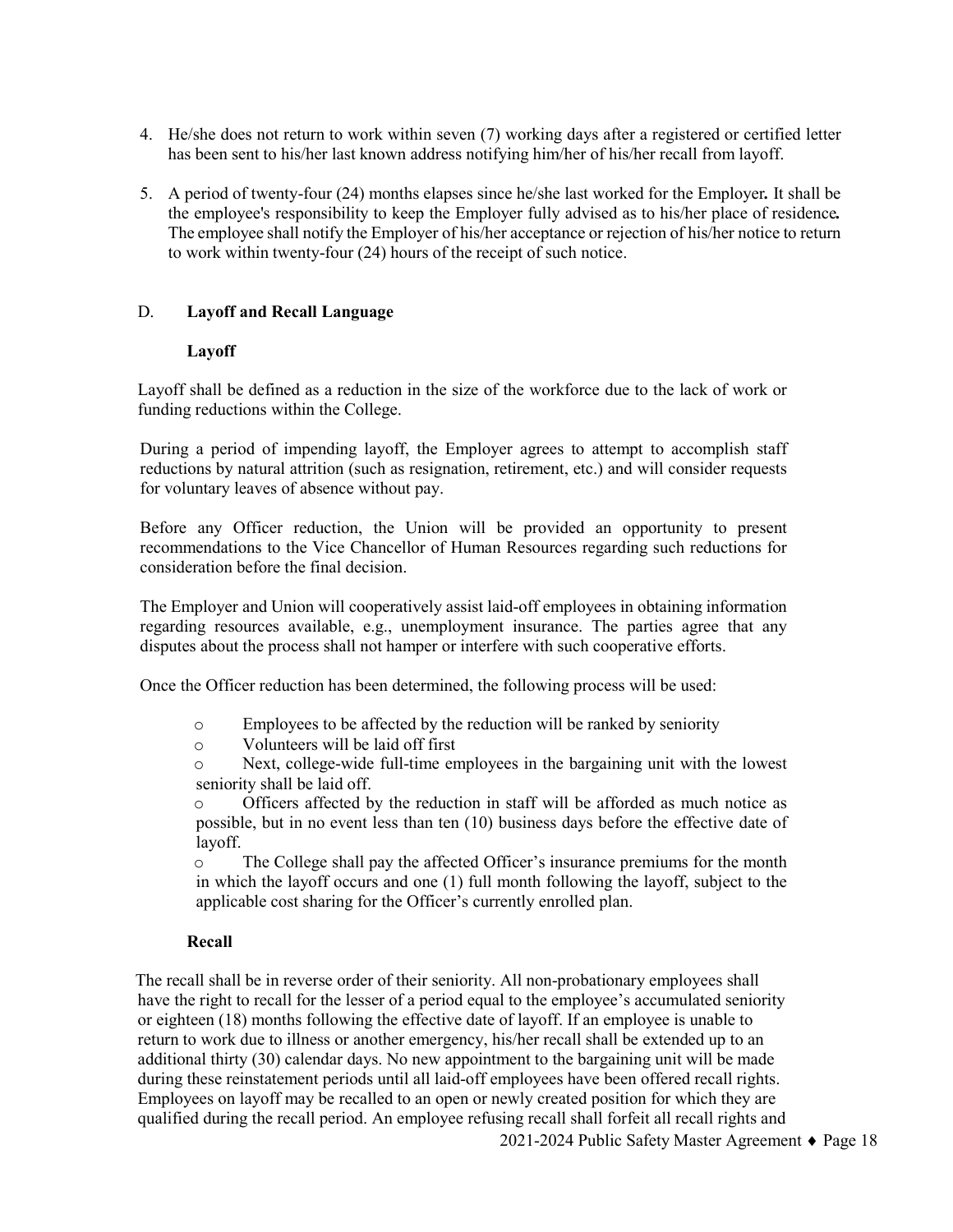4. He/she does not return to work within seven (7) working days after a registered or certified letter has been sent to his/her last known address notifying him/her of his/her recall from layoff.

5. A period of twenty-four (24) months elapses since he/she last worked for the Employer**.** It shall be the employee's responsibility to keep the Employer fully advised as to his/her place of residence**.** The employee shall notify the Employer of his/her acceptance or rejection of his/her notice to return to work within twenty-four (24) hours of the receipt of such notice.

### D. Layoff and Recall Language

#### Layoff

Layoff shall be defined as a reduction in the size of the workforce due to the lack of work or funding reductions within the College.

During a period of impending layoff, the Employer agrees to attempt to accomplish staff reductions by natural attrition (such as resignation, retirement, etc.) and will consider requests for voluntary leaves of absence without pay.

Before any Officer reduction, the Union will be provided an opportunity to present recommendations to the Vice Chancellor of Human Resources regarding such reductions for consideration before the final decision.

The Employer and Union will cooperatively assist laid-off employees in obtaining information regarding resources available, e.g., unemployment insurance. The parties agree that any disputes about the process shall not hamper or interfere with such cooperative efforts.

Once the Officer reduction has been determined, the following process will be used:

- Employees to be affected by the reduction will be ranked by seniority
- Volunteers will be laid off first
- Next, college-wide full-time employees in the bargaining unit with the lowest seniority shall be laid off.
- Officers affected by the reduction in staff will be afforded as much notice as possible, but in no event less than ten (10) business days before the effective date of layoff.
- The College shall pay the affected Officer's insurance premiums for the month in which the layoff occurs and one (1) full month following the layoff, subject to the applicable cost sharing for the Officer's currently enrolled plan.

#### Recall

The recall shall be in reverse order of their seniority. All non-probationary employees shall have the right to recall for the lesser of a period equal to the employee's accumulated seniority or eighteen (18) months following the effective date of layoff. If an employee is unable to return to work due to illness or another emergency, his/her recall shall be extended up to an additional thirty (30) calendar days. No new appointment to the bargaining unit will be made during these reinstatement periods until all laid-off employees have been offered recall rights. Employees on layoff may be recalled to an open or newly created position for which they are qualified during the recall period. An employee refusing recall shall forfeit all recall rights and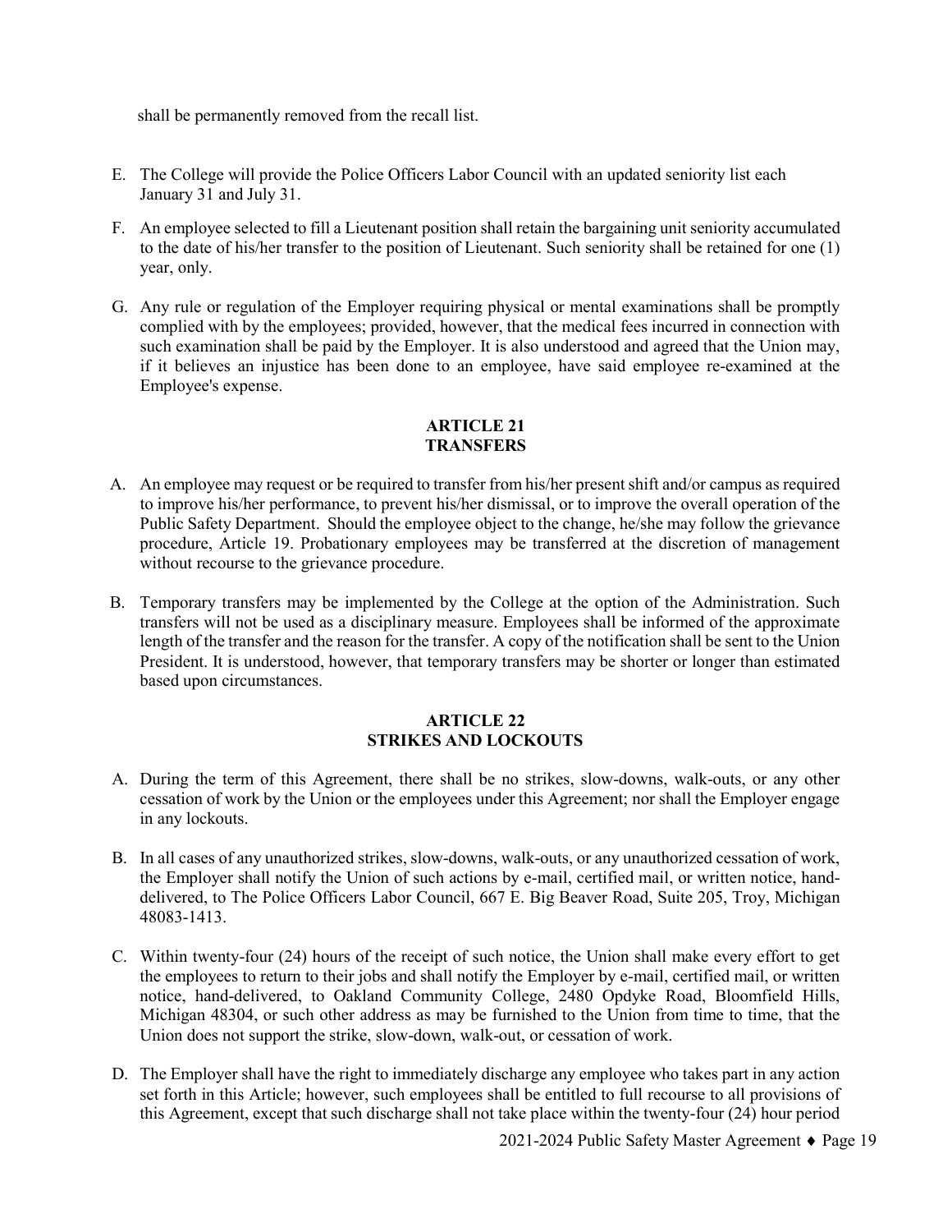shall be permanently removed from the recall list.

E. The College will provide the Police Officers Labor Council with an updated seniority list each January 31 and July 31.

F. An employee selected to fill a Lieutenant position shall retain the bargaining unit seniority accumulated to the date of his/her transfer to the position of Lieutenant. Such seniority shall be retained for one (1) year, only.

G. Any rule or regulation of the Employer requiring physical or mental examinations shall be promptly complied with by the employees; provided, however, that the medical fees incurred in connection with such examination shall be paid by the Employer. It is also understood and agreed that the Union may, if it believes an injustice has been done to an employee, have said employee re-examined at the Employee's expense.

## ARTICLE 21
## TRANSFERS

A. An employee may request or be required to transfer from his/her present shift and/or campus as required to improve his/her performance, to prevent his/her dismissal, or to improve the overall operation of the Public Safety Department. Should the employee object to the change, he/she may follow the grievance procedure, Article 19. Probationary employees may be transferred at the discretion of management without recourse to the grievance procedure.

B. Temporary transfers may be implemented by the College at the option of the Administration. Such transfers will not be used as a disciplinary measure. Employees shall be informed of the approximate length of the transfer and the reason for the transfer. A copy of the notification shall be sent to the Union President. It is understood, however, that temporary transfers may be shorter or longer than estimated based upon circumstances.

## ARTICLE 22
## STRIKES AND LOCKOUTS

A. During the term of this Agreement, there shall be no strikes, slow-downs, walk-outs, or any other cessation of work by the Union or the employees under this Agreement; nor shall the Employer engage in any lockouts.

B. In all cases of any unauthorized strikes, slow-downs, walk-outs, or any unauthorized cessation of work, the Employer shall notify the Union of such actions by e-mail, certified mail, or written notice, hand-delivered, to The Police Officers Labor Council, 667 E. Big Beaver Road, Suite 205, Troy, Michigan 48083-1413.

C. Within twenty-four (24) hours of the receipt of such notice, the Union shall make every effort to get the employees to return to their jobs and shall notify the Employer by e-mail, certified mail, or written notice, hand-delivered, to Oakland Community College, 2480 Opdyke Road, Bloomfield Hills, Michigan 48304, or such other address as may be furnished to the Union from time to time, that the Union does not support the strike, slow-down, walk-out, or cessation of work.

D. The Employer shall have the right to immediately discharge any employee who takes part in any action set forth in this Article; however, such employees shall be entitled to full recourse to all provisions of this Agreement, except that such discharge shall not take place within the twenty-four (24) hour period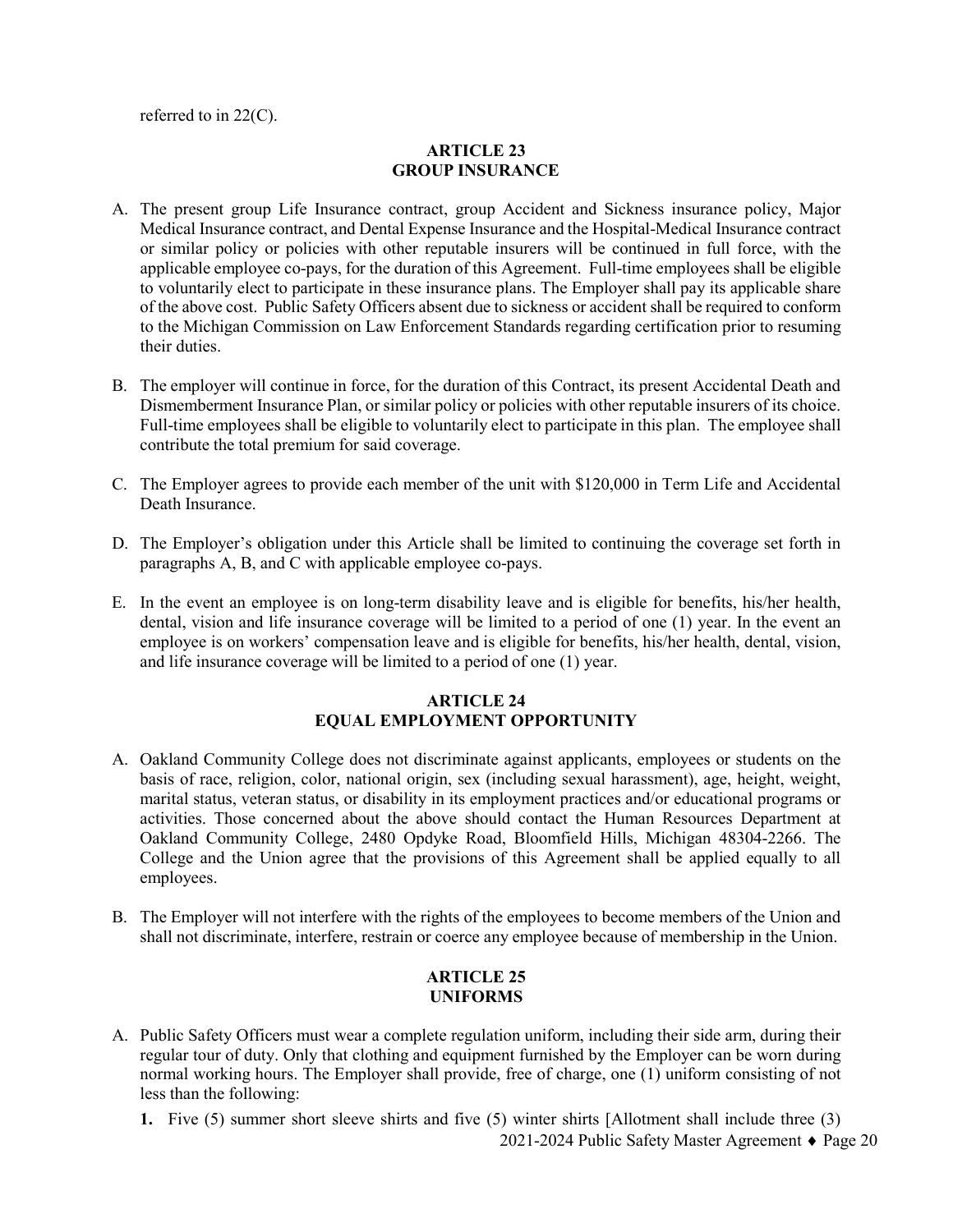referred to in 22(C).

## ARTICLE 23
## GROUP INSURANCE

A. The present group Life Insurance contract, group Accident and Sickness insurance policy, Major Medical Insurance contract, and Dental Expense Insurance and the Hospital-Medical Insurance contract or similar policy or policies with other reputable insurers will be continued in full force, with the applicable employee co-pays, for the duration of this Agreement. Full-time employees shall be eligible to voluntarily elect to participate in these insurance plans. The Employer shall pay its applicable share of the above cost. Public Safety Officers absent due to sickness or accident shall be required to conform to the Michigan Commission on Law Enforcement Standards regarding certification prior to resuming their duties.

B. The employer will continue in force, for the duration of this Contract, its present Accidental Death and Dismemberment Insurance Plan, or similar policy or policies with other reputable insurers of its choice. Full-time employees shall be eligible to voluntarily elect to participate in this plan. The employee shall contribute the total premium for said coverage.

C. The Employer agrees to provide each member of the unit with $120,000 in Term Life and Accidental Death Insurance.

D. The Employer's obligation under this Article shall be limited to continuing the coverage set forth in paragraphs A, B, and C with applicable employee co-pays.

E. In the event an employee is on long-term disability leave and is eligible for benefits, his/her health, dental, vision and life insurance coverage will be limited to a period of one (1) year. In the event an employee is on workers' compensation leave and is eligible for benefits, his/her health, dental, vision, and life insurance coverage will be limited to a period of one (1) year.

## ARTICLE 24
## EQUAL EMPLOYMENT OPPORTUNITY

A. Oakland Community College does not discriminate against applicants, employees or students on the basis of race, religion, color, national origin, sex (including sexual harassment), age, height, weight, marital status, veteran status, or disability in its employment practices and/or educational programs or activities. Those concerned about the above should contact the Human Resources Department at Oakland Community College, 2480 Opdyke Road, Bloomfield Hills, Michigan 48304-2266. The College and the Union agree that the provisions of this Agreement shall be applied equally to all employees.

B. The Employer will not interfere with the rights of the employees to become members of the Union and shall not discriminate, interfere, restrain or coerce any employee because of membership in the Union.

## ARTICLE 25
## UNIFORMS

A. Public Safety Officers must wear a complete regulation uniform, including their side arm, during their regular tour of duty. Only that clothing and equipment furnished by the Employer can be worn during normal working hours. The Employer shall provide, free of charge, one (1) uniform consisting of not less than the following:

   **1.** Five (5) summer short sleeve shirts and five (5) winter shirts [Allotment shall include three (3)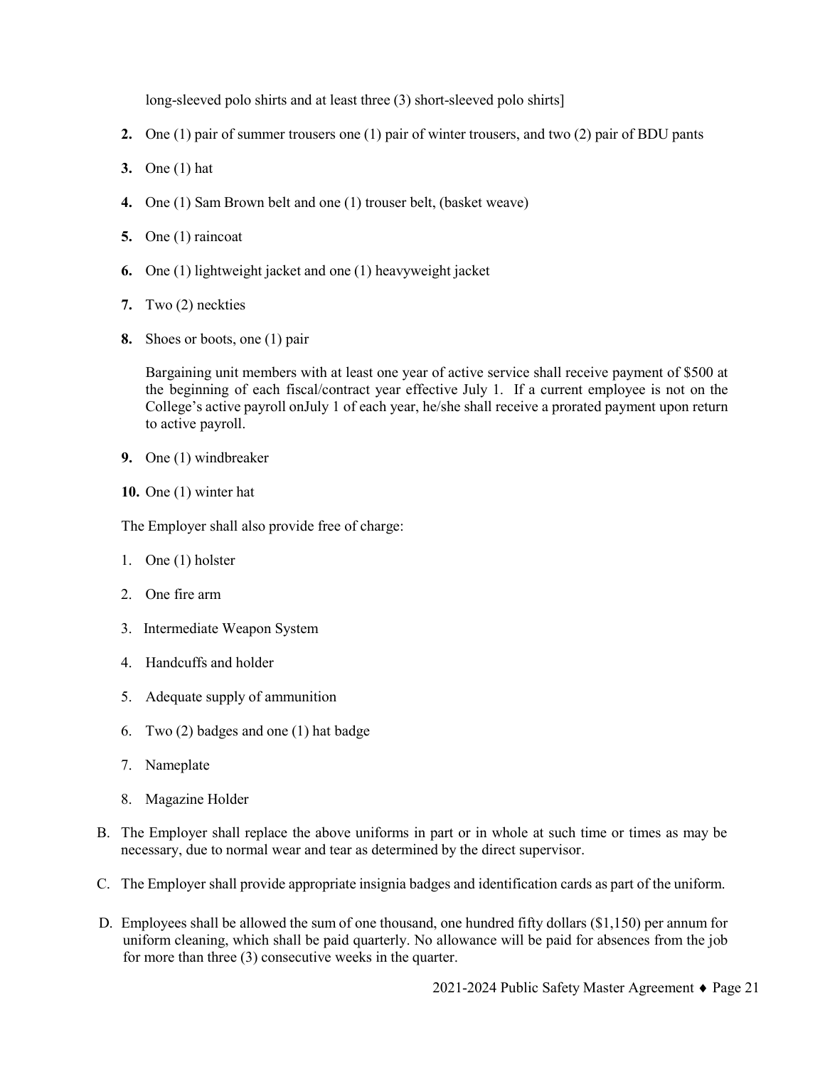long-sleeved polo shirts and at least three (3) short-sleeved polo shirts]

**2.** One (1) pair of summer trousers one (1) pair of winter trousers, and two (2) pair of BDU pants

**3.** One (1) hat

**4.** One (1) Sam Brown belt and one (1) trouser belt, (basket weave)

**5.** One (1) raincoat

**6.** One (1) lightweight jacket and one (1) heavyweight jacket

**7.** Two (2) neckties

**8.** Shoes or boots, one (1) pair

Bargaining unit members with at least one year of active service shall receive payment of $500 at the beginning of each fiscal/contract year effective July 1. If a current employee is not on the College's active payroll onJuly 1 of each year, he/she shall receive a prorated payment upon return to active payroll.

**9.** One (1) windbreaker

**10.** One (1) winter hat

The Employer shall also provide free of charge:

1. One (1) holster
2. One fire arm
3. Intermediate Weapon System
4. Handcuffs and holder
5. Adequate supply of ammunition
6. Two (2) badges and one (1) hat badge
7. Nameplate
8. Magazine Holder

B. The Employer shall replace the above uniforms in part or in whole at such time or times as may be necessary, due to normal wear and tear as determined by the direct supervisor.

C. The Employer shall provide appropriate insignia badges and identification cards as part of the uniform.

D. Employees shall be allowed the sum of one thousand, one hundred fifty dollars ($1,150) per annum for uniform cleaning, which shall be paid quarterly. No allowance will be paid for absences from the job for more than three (3) consecutive weeks in the quarter.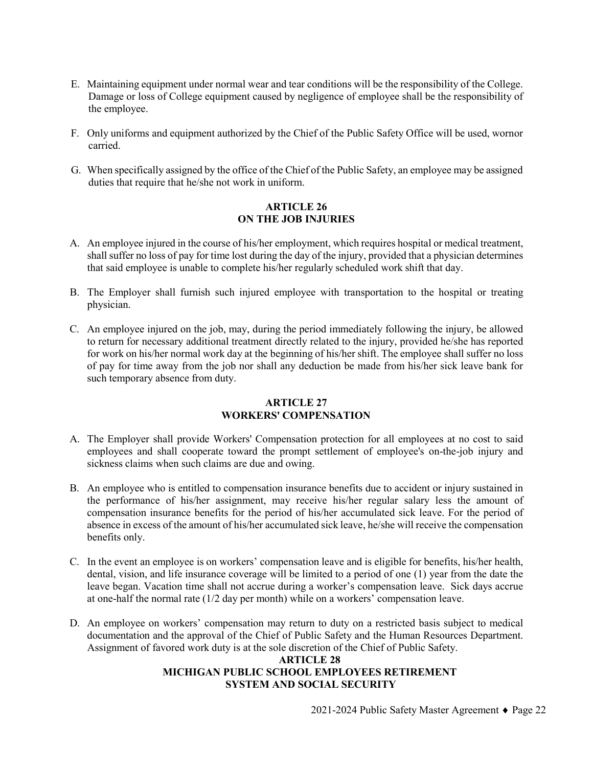E. Maintaining equipment under normal wear and tear conditions will be the responsibility of the College. Damage or loss of College equipment caused by negligence of employee shall be the responsibility of the employee.

F. Only uniforms and equipment authorized by the Chief of the Public Safety Office will be used, wornor carried.

G. When specifically assigned by the office of the Chief of the Public Safety, an employee may be assigned duties that require that he/she not work in uniform.

## ARTICLE 26
## ON THE JOB INJURIES

A. An employee injured in the course of his/her employment, which requires hospital or medical treatment, shall suffer no loss of pay for time lost during the day of the injury, provided that a physician determines that said employee is unable to complete his/her regularly scheduled work shift that day.

B. The Employer shall furnish such injured employee with transportation to the hospital or treating physician.

C. An employee injured on the job, may, during the period immediately following the injury, be allowed to return for necessary additional treatment directly related to the injury, provided he/she has reported for work on his/her normal work day at the beginning of his/her shift. The employee shall suffer no loss of pay for time away from the job nor shall any deduction be made from his/her sick leave bank for such temporary absence from duty.

## ARTICLE 27
## WORKERS' COMPENSATION

A. The Employer shall provide Workers' Compensation protection for all employees at no cost to said employees and shall cooperate toward the prompt settlement of employee's on-the-job injury and sickness claims when such claims are due and owing.

B. An employee who is entitled to compensation insurance benefits due to accident or injury sustained in the performance of his/her assignment, may receive his/her regular salary less the amount of compensation insurance benefits for the period of his/her accumulated sick leave. For the period of absence in excess of the amount of his/her accumulated sick leave, he/she will receive the compensation benefits only.

C. In the event an employee is on workers' compensation leave and is eligible for benefits, his/her health, dental, vision, and life insurance coverage will be limited to a period of one (1) year from the date the leave began. Vacation time shall not accrue during a worker's compensation leave. Sick days accrue at one-half the normal rate (1/2 day per month) while on a workers' compensation leave.

D. An employee on workers' compensation may return to duty on a restricted basis subject to medical documentation and the approval of the Chief of Public Safety and the Human Resources Department. Assignment of favored work duty is at the sole discretion of the Chief of Public Safety.

## ARTICLE 28
## MICHIGAN PUBLIC SCHOOL EMPLOYEES RETIREMENT SYSTEM AND SOCIAL SECURITY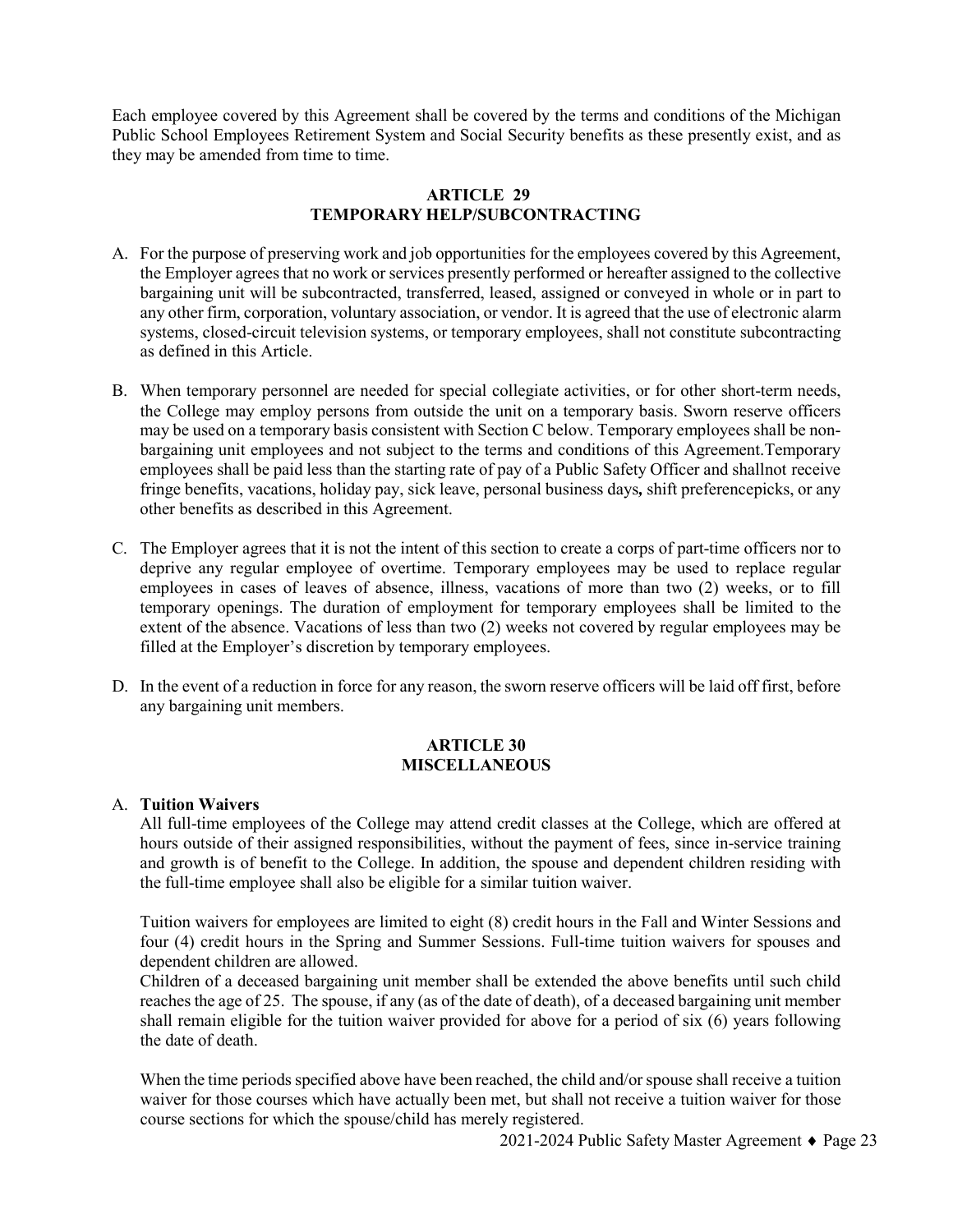Each employee covered by this Agreement shall be covered by the terms and conditions of the Michigan Public School Employees Retirement System and Social Security benefits as these presently exist, and as they may be amended from time to time.

## ARTICLE 29
## TEMPORARY HELP/SUBCONTRACTING

A. For the purpose of preserving work and job opportunities for the employees covered by this Agreement, the Employer agrees that no work or services presently performed or hereafter assigned to the collective bargaining unit will be subcontracted, transferred, leased, assigned or conveyed in whole or in part to any other firm, corporation, voluntary association, or vendor. It is agreed that the use of electronic alarm systems, closed-circuit television systems, or temporary employees, shall not constitute subcontracting as defined in this Article.

B. When temporary personnel are needed for special collegiate activities, or for other short-term needs, the College may employ persons from outside the unit on a temporary basis. Sworn reserve officers may be used on a temporary basis consistent with Section C below. Temporary employees shall be non-bargaining unit employees and not subject to the terms and conditions of this Agreement.Temporary employees shall be paid less than the starting rate of pay of a Public Safety Officer and shallnot receive fringe benefits, vacations, holiday pay, sick leave, personal business days**,** shift preferencepicks, or any other benefits as described in this Agreement.

C. The Employer agrees that it is not the intent of this section to create a corps of part-time officers nor to deprive any regular employee of overtime. Temporary employees may be used to replace regular employees in cases of leaves of absence, illness, vacations of more than two (2) weeks, or to fill temporary openings. The duration of employment for temporary employees shall be limited to the extent of the absence. Vacations of less than two (2) weeks not covered by regular employees may be filled at the Employer's discretion by temporary employees.

D. In the event of a reduction in force for any reason, the sworn reserve officers will be laid off first, before any bargaining unit members.

## ARTICLE 30
## MISCELLANEOUS

A. **Tuition Waivers**

All full-time employees of the College may attend credit classes at the College, which are offered at hours outside of their assigned responsibilities, without the payment of fees, since in-service training and growth is of benefit to the College. In addition, the spouse and dependent children residing with the full-time employee shall also be eligible for a similar tuition waiver.

Tuition waivers for employees are limited to eight (8) credit hours in the Fall and Winter Sessions and four (4) credit hours in the Spring and Summer Sessions. Full-time tuition waivers for spouses and dependent children are allowed.

Children of a deceased bargaining unit member shall be extended the above benefits until such child reaches the age of 25. The spouse, if any (as of the date of death), of a deceased bargaining unit member shall remain eligible for the tuition waiver provided for above for a period of six (6) years following the date of death.

When the time periods specified above have been reached, the child and/or spouse shall receive a tuition waiver for those courses which have actually been met, but shall not receive a tuition waiver for those course sections for which the spouse/child has merely registered.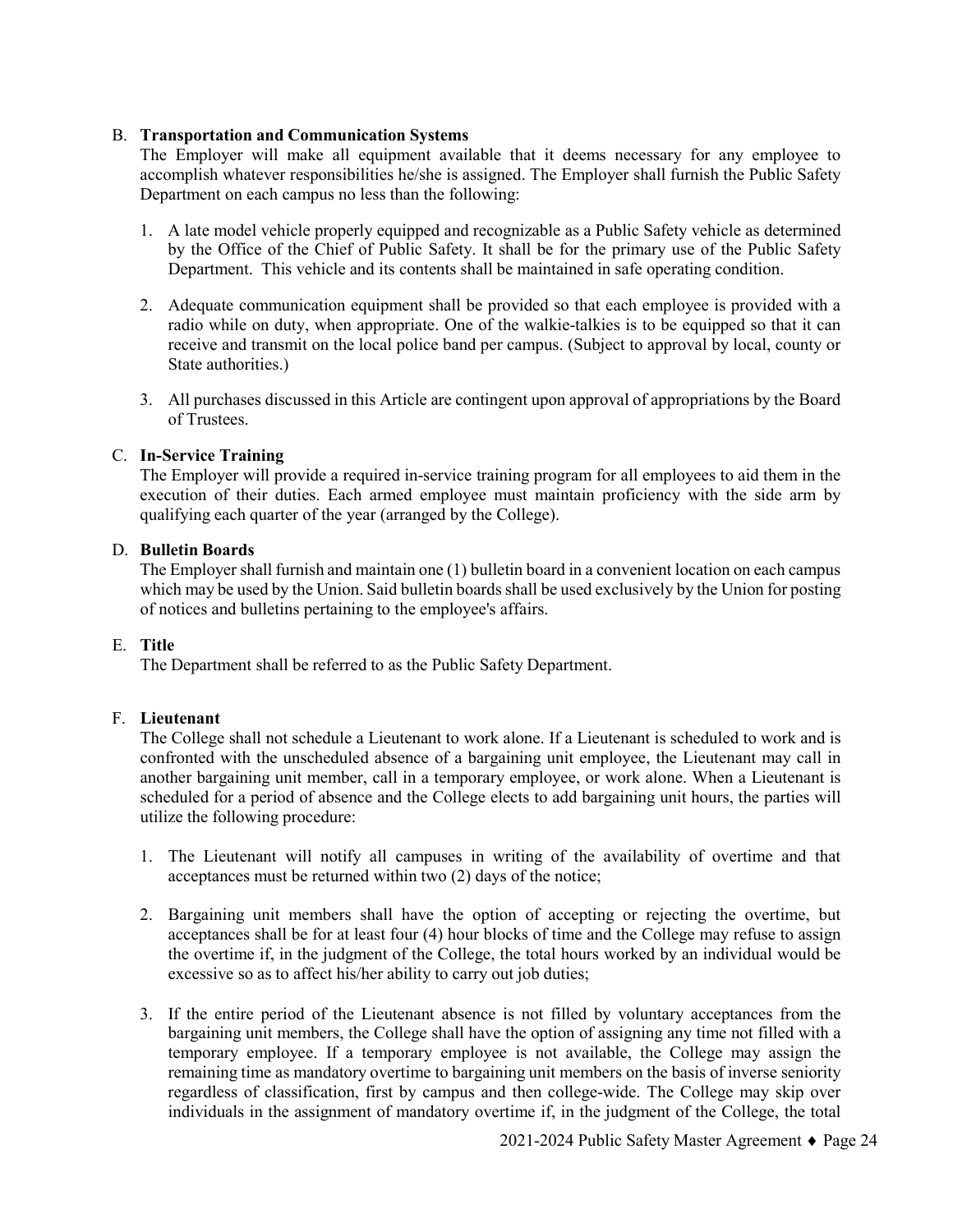B. **Transportation and Communication Systems**
The Employer will make all equipment available that it deems necessary for any employee to accomplish whatever responsibilities he/she is assigned. The Employer shall furnish the Public Safety Department on each campus no less than the following:

1. A late model vehicle properly equipped and recognizable as a Public Safety vehicle as determined by the Office of the Chief of Public Safety. It shall be for the primary use of the Public Safety Department. This vehicle and its contents shall be maintained in safe operating condition.

2. Adequate communication equipment shall be provided so that each employee is provided with a radio while on duty, when appropriate. One of the walkie-talkies is to be equipped so that it can receive and transmit on the local police band per campus. (Subject to approval by local, county or State authorities.)

3. All purchases discussed in this Article are contingent upon approval of appropriations by the Board of Trustees.

C. **In-Service Training**
The Employer will provide a required in-service training program for all employees to aid them in the execution of their duties. Each armed employee must maintain proficiency with the side arm by qualifying each quarter of the year (arranged by the College).

D. **Bulletin Boards**
The Employer shall furnish and maintain one (1) bulletin board in a convenient location on each campus which may be used by the Union. Said bulletin boards shall be used exclusively by the Union for posting of notices and bulletins pertaining to the employee's affairs.

E. **Title**
The Department shall be referred to as the Public Safety Department.

F. **Lieutenant**
The College shall not schedule a Lieutenant to work alone. If a Lieutenant is scheduled to work and is confronted with the unscheduled absence of a bargaining unit employee, the Lieutenant may call in another bargaining unit member, call in a temporary employee, or work alone. When a Lieutenant is scheduled for a period of absence and the College elects to add bargaining unit hours, the parties will utilize the following procedure:

1. The Lieutenant will notify all campuses in writing of the availability of overtime and that acceptances must be returned within two (2) days of the notice;

2. Bargaining unit members shall have the option of accepting or rejecting the overtime, but acceptances shall be for at least four (4) hour blocks of time and the College may refuse to assign the overtime if, in the judgment of the College, the total hours worked by an individual would be excessive so as to affect his/her ability to carry out job duties;

3. If the entire period of the Lieutenant absence is not filled by voluntary acceptances from the bargaining unit members, the College shall have the option of assigning any time not filled with a temporary employee. If a temporary employee is not available, the College may assign the remaining time as mandatory overtime to bargaining unit members on the basis of inverse seniority regardless of classification, first by campus and then college-wide. The College may skip over individuals in the assignment of mandatory overtime if, in the judgment of the College, the total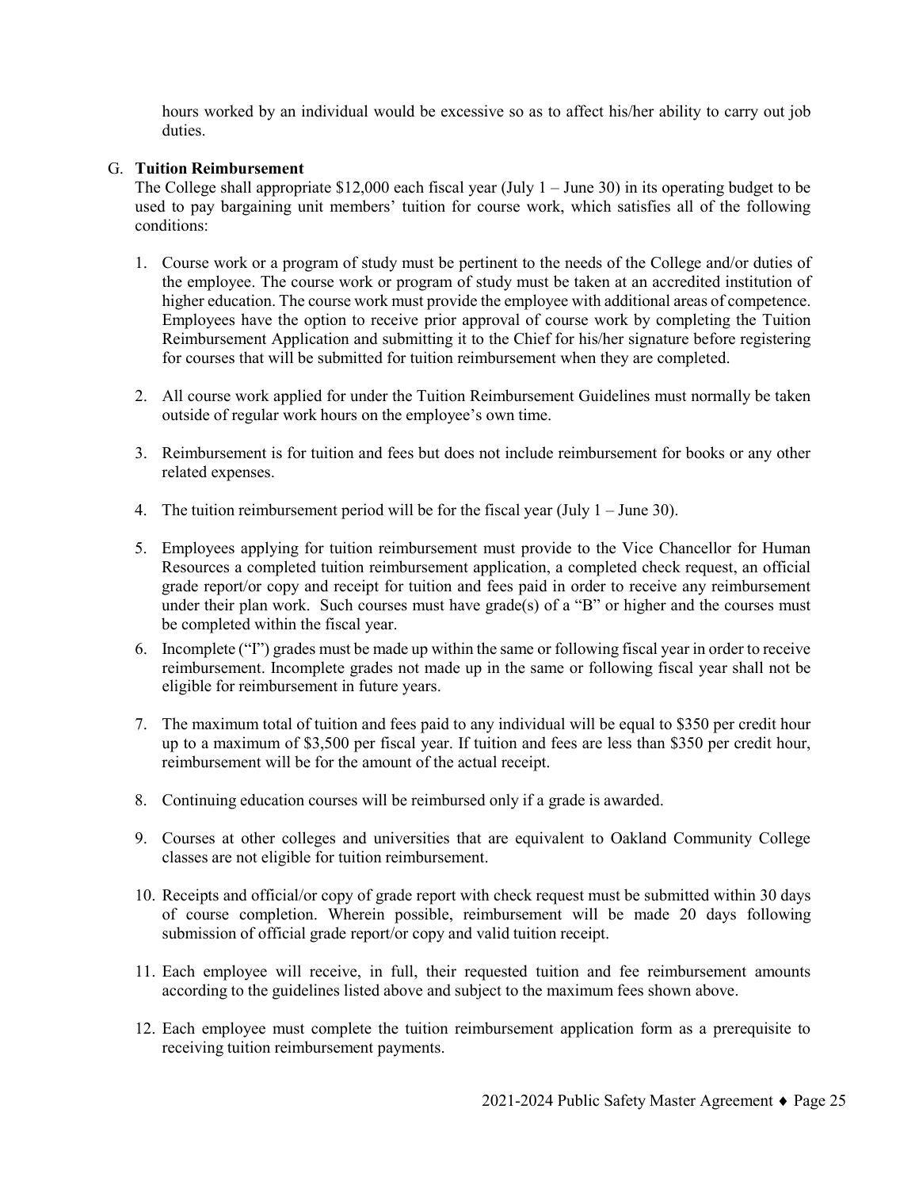hours worked by an individual would be excessive so as to affect his/her ability to carry out job duties.

G. **Tuition Reimbursement**

The College shall appropriate $12,000 each fiscal year (July 1 – June 30) in its operating budget to be used to pay bargaining unit members' tuition for course work, which satisfies all of the following conditions:

1. Course work or a program of study must be pertinent to the needs of the College and/or duties of the employee. The course work or program of study must be taken at an accredited institution of higher education. The course work must provide the employee with additional areas of competence. Employees have the option to receive prior approval of course work by completing the Tuition Reimbursement Application and submitting it to the Chief for his/her signature before registering for courses that will be submitted for tuition reimbursement when they are completed.

2. All course work applied for under the Tuition Reimbursement Guidelines must normally be taken outside of regular work hours on the employee's own time.

3. Reimbursement is for tuition and fees but does not include reimbursement for books or any other related expenses.

4. The tuition reimbursement period will be for the fiscal year (July 1 – June 30).

5. Employees applying for tuition reimbursement must provide to the Vice Chancellor for Human Resources a completed tuition reimbursement application, a completed check request, an official grade report/or copy and receipt for tuition and fees paid in order to receive any reimbursement under their plan work. Such courses must have grade(s) of a "B" or higher and the courses must be completed within the fiscal year.

6. Incomplete ("I") grades must be made up within the same or following fiscal year in order to receive reimbursement. Incomplete grades not made up in the same or following fiscal year shall not be eligible for reimbursement in future years.

7. The maximum total of tuition and fees paid to any individual will be equal to $350 per credit hour up to a maximum of $3,500 per fiscal year. If tuition and fees are less than $350 per credit hour, reimbursement will be for the amount of the actual receipt.

8. Continuing education courses will be reimbursed only if a grade is awarded.

9. Courses at other colleges and universities that are equivalent to Oakland Community College classes are not eligible for tuition reimbursement.

10. Receipts and official/or copy of grade report with check request must be submitted within 30 days of course completion. Wherein possible, reimbursement will be made 20 days following submission of official grade report/or copy and valid tuition receipt.

11. Each employee will receive, in full, their requested tuition and fee reimbursement amounts according to the guidelines listed above and subject to the maximum fees shown above.

12. Each employee must complete the tuition reimbursement application form as a prerequisite to receiving tuition reimbursement payments.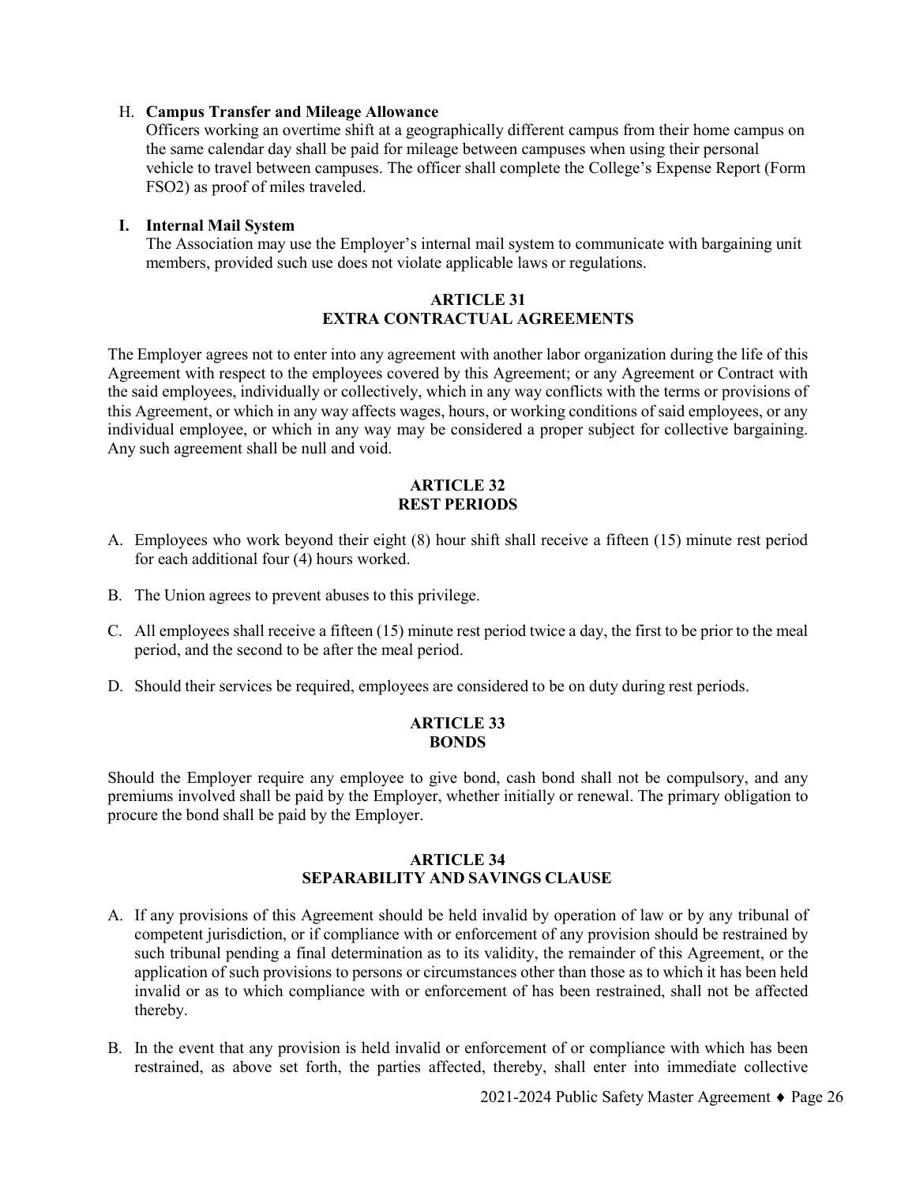H. **Campus Transfer and Mileage Allowance**
Officers working an overtime shift at a geographically different campus from their home campus on the same calendar day shall be paid for mileage between campuses when using their personal vehicle to travel between campuses. The officer shall complete the College's Expense Report (Form FSO2) as proof of miles traveled.

**I. Internal Mail System**
The Association may use the Employer's internal mail system to communicate with bargaining unit members, provided such use does not violate applicable laws or regulations.

## ARTICLE 31
## EXTRA CONTRACTUAL AGREEMENTS

The Employer agrees not to enter into any agreement with another labor organization during the life of this Agreement with respect to the employees covered by this Agreement; or any Agreement or Contract with the said employees, individually or collectively, which in any way conflicts with the terms or provisions of this Agreement, or which in any way affects wages, hours, or working conditions of said employees, or any individual employee, or which in any way may be considered a proper subject for collective bargaining. Any such agreement shall be null and void.

## ARTICLE 32
## REST PERIODS

A. Employees who work beyond their eight (8) hour shift shall receive a fifteen (15) minute rest period for each additional four (4) hours worked.

B. The Union agrees to prevent abuses to this privilege.

C. All employees shall receive a fifteen (15) minute rest period twice a day, the first to be prior to the meal period, and the second to be after the meal period.

D. Should their services be required, employees are considered to be on duty during rest periods.

## ARTICLE 33
## BONDS

Should the Employer require any employee to give bond, cash bond shall not be compulsory, and any premiums involved shall be paid by the Employer, whether initially or renewal. The primary obligation to procure the bond shall be paid by the Employer.

## ARTICLE 34
## SEPARABILITY AND SAVINGS CLAUSE

A. If any provisions of this Agreement should be held invalid by operation of law or by any tribunal of competent jurisdiction, or if compliance with or enforcement of any provision should be restrained by such tribunal pending a final determination as to its validity, the remainder of this Agreement, or the application of such provisions to persons or circumstances other than those as to which it has been held invalid or as to which compliance with or enforcement of has been restrained, shall not be affected thereby.

B. In the event that any provision is held invalid or enforcement of or compliance with which has been restrained, as above set forth, the parties affected, thereby, shall enter into immediate collective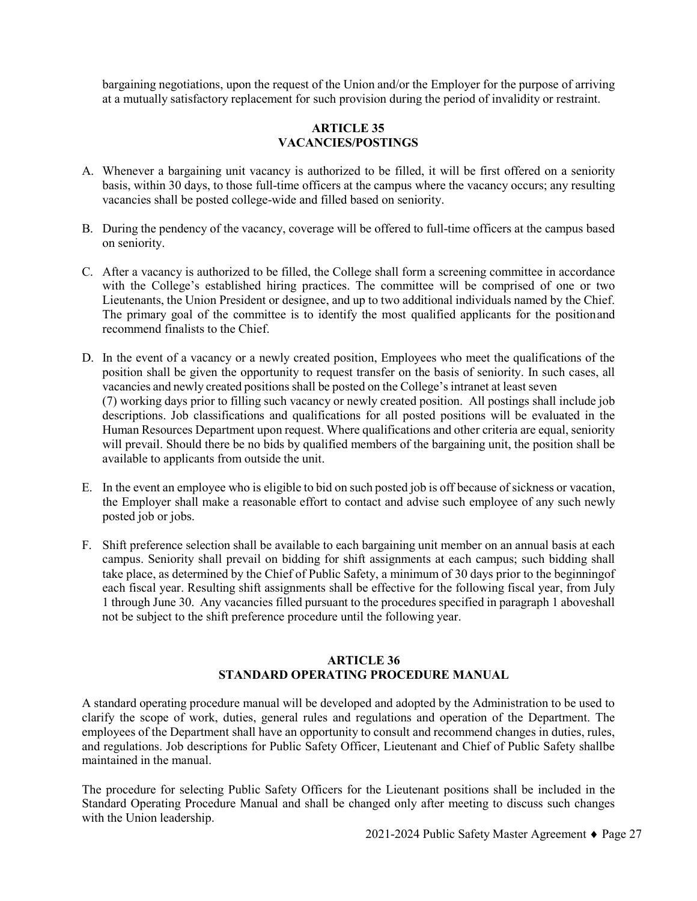bargaining negotiations, upon the request of the Union and/or the Employer for the purpose of arriving at a mutually satisfactory replacement for such provision during the period of invalidity or restraint.

## ARTICLE 35
## VACANCIES/POSTINGS

A. Whenever a bargaining unit vacancy is authorized to be filled, it will be first offered on a seniority basis, within 30 days, to those full-time officers at the campus where the vacancy occurs; any resulting vacancies shall be posted college-wide and filled based on seniority.

B. During the pendency of the vacancy, coverage will be offered to full-time officers at the campus based on seniority.

C. After a vacancy is authorized to be filled, the College shall form a screening committee in accordance with the College's established hiring practices. The committee will be comprised of one or two Lieutenants, the Union President or designee, and up to two additional individuals named by the Chief. The primary goal of the committee is to identify the most qualified applicants for the positionand recommend finalists to the Chief.

D. In the event of a vacancy or a newly created position, Employees who meet the qualifications of the position shall be given the opportunity to request transfer on the basis of seniority. In such cases, all vacancies and newly created positions shall be posted on the College's intranet at least seven (7) working days prior to filling such vacancy or newly created position. All postings shall include job descriptions. Job classifications and qualifications for all posted positions will be evaluated in the Human Resources Department upon request. Where qualifications and other criteria are equal, seniority will prevail. Should there be no bids by qualified members of the bargaining unit, the position shall be available to applicants from outside the unit.

E. In the event an employee who is eligible to bid on such posted job is off because of sickness or vacation, the Employer shall make a reasonable effort to contact and advise such employee of any such newly posted job or jobs.

F. Shift preference selection shall be available to each bargaining unit member on an annual basis at each campus. Seniority shall prevail on bidding for shift assignments at each campus; such bidding shall take place, as determined by the Chief of Public Safety, a minimum of 30 days prior to the beginningof each fiscal year. Resulting shift assignments shall be effective for the following fiscal year, from July 1 through June 30. Any vacancies filled pursuant to the procedures specified in paragraph 1 aboveshall not be subject to the shift preference procedure until the following year.

## ARTICLE 36
## STANDARD OPERATING PROCEDURE MANUAL

A standard operating procedure manual will be developed and adopted by the Administration to be used to clarify the scope of work, duties, general rules and regulations and operation of the Department. The employees of the Department shall have an opportunity to consult and recommend changes in duties, rules, and regulations. Job descriptions for Public Safety Officer, Lieutenant and Chief of Public Safety shallbe maintained in the manual.

The procedure for selecting Public Safety Officers for the Lieutenant positions shall be included in the Standard Operating Procedure Manual and shall be changed only after meeting to discuss such changes with the Union leadership.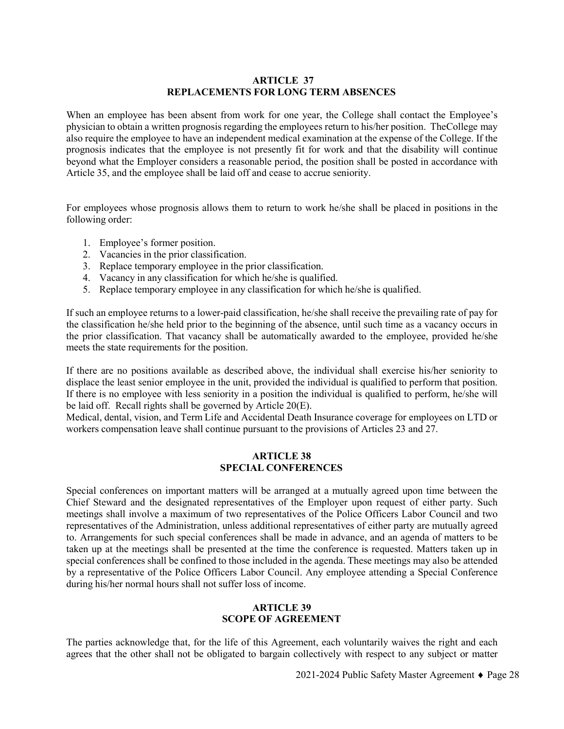## ARTICLE 37
## REPLACEMENTS FOR LONG TERM ABSENCES

When an employee has been absent from work for one year, the College shall contact the Employee's physician to obtain a written prognosis regarding the employees return to his/her position. TheCollege may also require the employee to have an independent medical examination at the expense of the College. If the prognosis indicates that the employee is not presently fit for work and that the disability will continue beyond what the Employer considers a reasonable period, the position shall be posted in accordance with Article 35, and the employee shall be laid off and cease to accrue seniority.

For employees whose prognosis allows them to return to work he/she shall be placed in positions in the following order:

1. Employee's former position.
2. Vacancies in the prior classification.
3. Replace temporary employee in the prior classification.
4. Vacancy in any classification for which he/she is qualified.
5. Replace temporary employee in any classification for which he/she is qualified.

If such an employee returns to a lower-paid classification, he/she shall receive the prevailing rate of pay for the classification he/she held prior to the beginning of the absence, until such time as a vacancy occurs in the prior classification. That vacancy shall be automatically awarded to the employee, provided he/she meets the state requirements for the position.

If there are no positions available as described above, the individual shall exercise his/her seniority to displace the least senior employee in the unit, provided the individual is qualified to perform that position. If there is no employee with less seniority in a position the individual is qualified to perform, he/she will be laid off. Recall rights shall be governed by Article 20(E).
Medical, dental, vision, and Term Life and Accidental Death Insurance coverage for employees on LTD or workers compensation leave shall continue pursuant to the provisions of Articles 23 and 27.

## ARTICLE 38
## SPECIAL CONFERENCES

Special conferences on important matters will be arranged at a mutually agreed upon time between the Chief Steward and the designated representatives of the Employer upon request of either party. Such meetings shall involve a maximum of two representatives of the Police Officers Labor Council and two representatives of the Administration, unless additional representatives of either party are mutually agreed to. Arrangements for such special conferences shall be made in advance, and an agenda of matters to be taken up at the meetings shall be presented at the time the conference is requested. Matters taken up in special conferences shall be confined to those included in the agenda. These meetings may also be attended by a representative of the Police Officers Labor Council. Any employee attending a Special Conference during his/her normal hours shall not suffer loss of income.

## ARTICLE 39
## SCOPE OF AGREEMENT

The parties acknowledge that, for the life of this Agreement, each voluntarily waives the right and each agrees that the other shall not be obligated to bargain collectively with respect to any subject or matter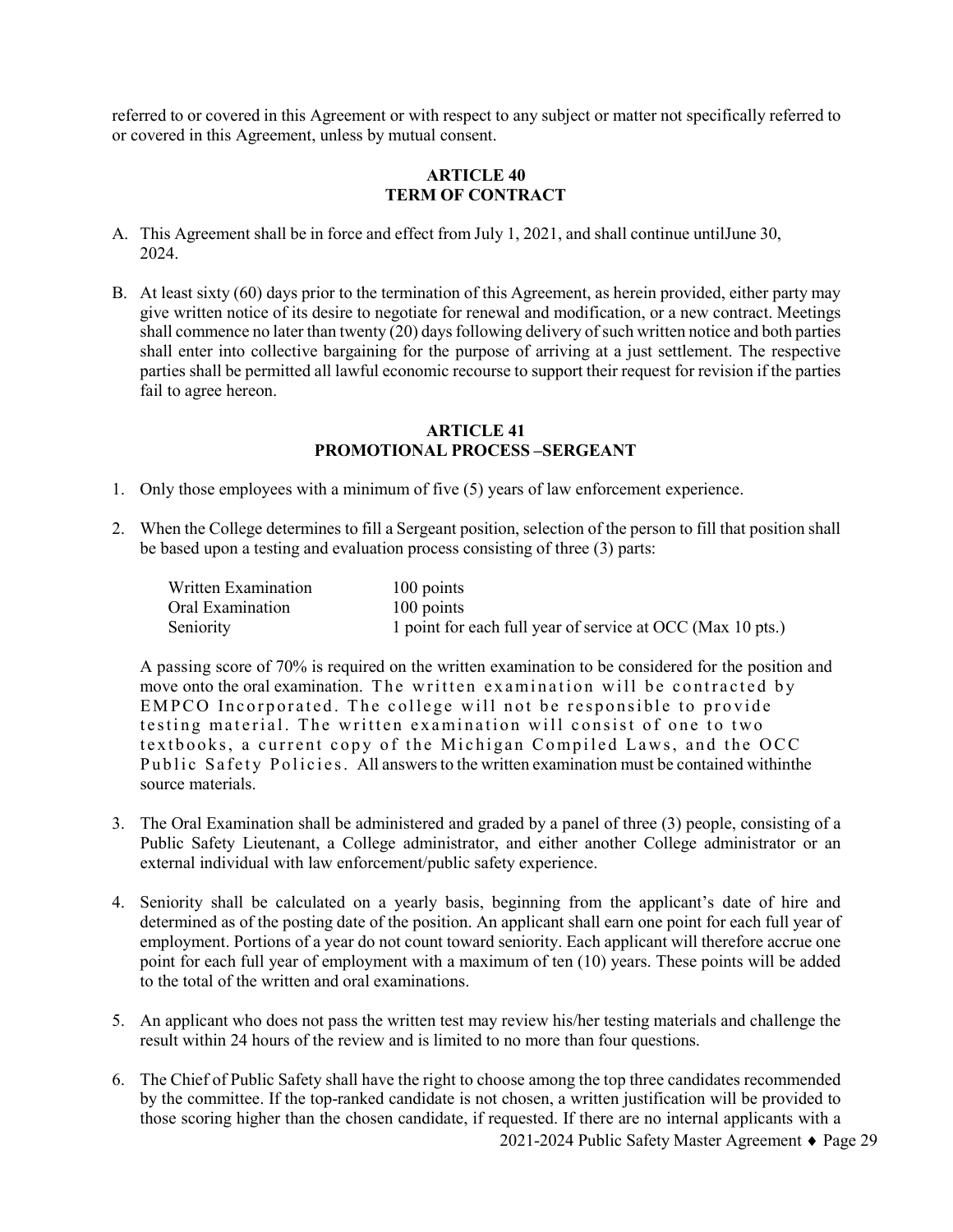referred to or covered in this Agreement or with respect to any subject or matter not specifically referred to or covered in this Agreement, unless by mutual consent.

## ARTICLE 40
## TERM OF CONTRACT

A. This Agreement shall be in force and effect from July 1, 2021, and shall continue untilJune 30, 2024.

B. At least sixty (60) days prior to the termination of this Agreement, as herein provided, either party may give written notice of its desire to negotiate for renewal and modification, or a new contract. Meetings shall commence no later than twenty (20) days following delivery of such written notice and both parties shall enter into collective bargaining for the purpose of arriving at a just settlement. The respective parties shall be permitted all lawful economic recourse to support their request for revision if the parties fail to agree hereon.

## ARTICLE 41
## PROMOTIONAL PROCESS –SERGEANT

1. Only those employees with a minimum of five (5) years of law enforcement experience.

2. When the College determines to fill a Sergeant position, selection of the person to fill that position shall be based upon a testing and evaluation process consisting of three (3) parts:

| | |
|---|---|
| Written Examination | 100 points |
| Oral Examination | 100 points |
| Seniority | 1 point for each full year of service at OCC (Max 10 pts.) |

   A passing score of 70% is required on the written examination to be considered for the position and move onto the oral examination. The written examination will be contracted by EMPCO Incorporated. The college will not be responsible to provide testing material. The written examination will consist of one to two textbooks, a current copy of the Michigan Compiled Laws, and the OCC Public Safety Policies. All answers to the written examination must be contained withinthe source materials.

3. The Oral Examination shall be administered and graded by a panel of three (3) people, consisting of a Public Safety Lieutenant, a College administrator, and either another College administrator or an external individual with law enforcement/public safety experience.

4. Seniority shall be calculated on a yearly basis, beginning from the applicant's date of hire and determined as of the posting date of the position. An applicant shall earn one point for each full year of employment. Portions of a year do not count toward seniority. Each applicant will therefore accrue one point for each full year of employment with a maximum of ten (10) years. These points will be added to the total of the written and oral examinations.

5. An applicant who does not pass the written test may review his/her testing materials and challenge the result within 24 hours of the review and is limited to no more than four questions.

6. The Chief of Public Safety shall have the right to choose among the top three candidates recommended by the committee. If the top-ranked candidate is not chosen, a written justification will be provided to those scoring higher than the chosen candidate, if requested. If there are no internal applicants with a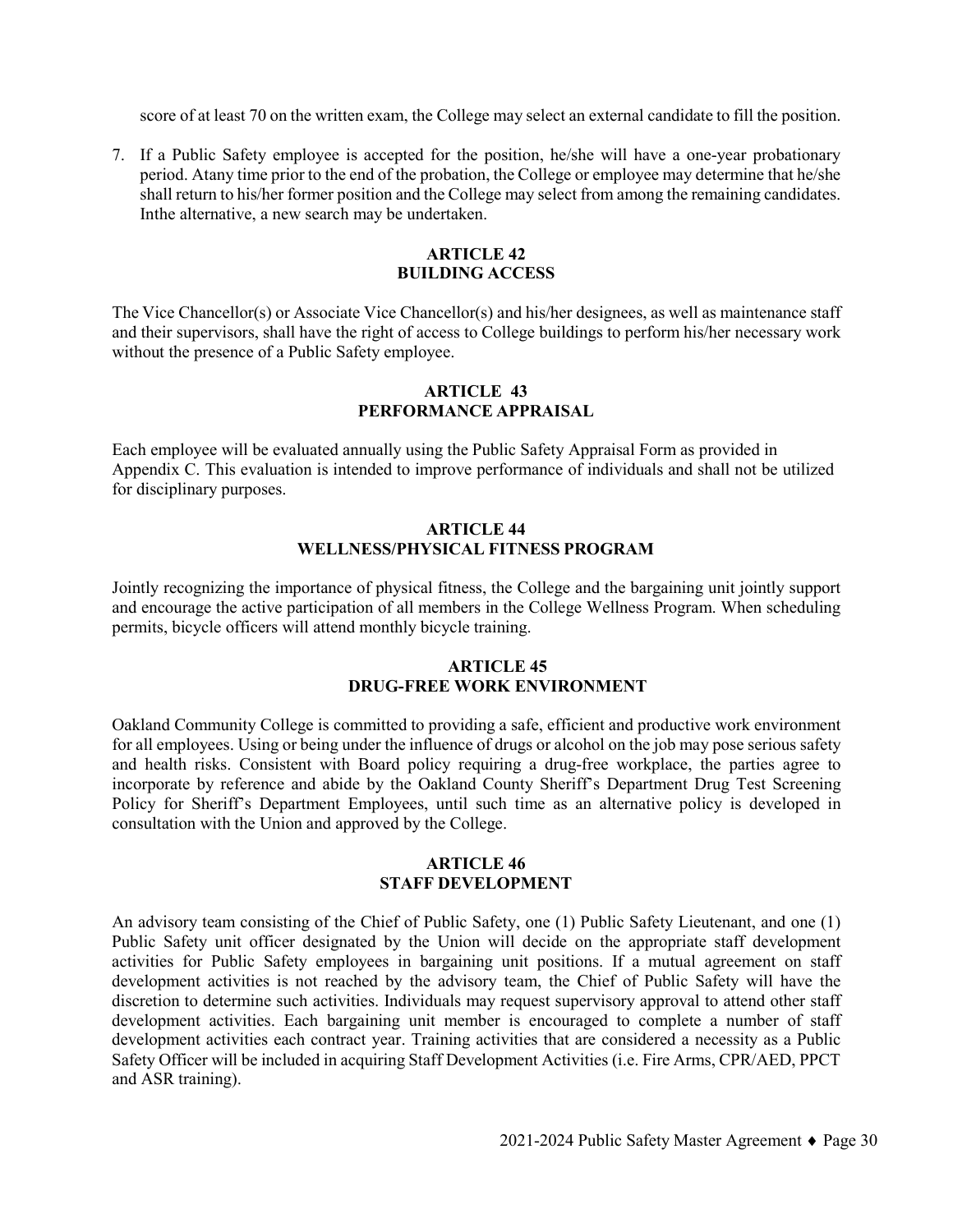score of at least 70 on the written exam, the College may select an external candidate to fill the position.

7. If a Public Safety employee is accepted for the position, he/she will have a one-year probationary period. Atany time prior to the end of the probation, the College or employee may determine that he/she shall return to his/her former position and the College may select from among the remaining candidates. Inthe alternative, a new search may be undertaken.

## ARTICLE 42
## BUILDING ACCESS

The Vice Chancellor(s) or Associate Vice Chancellor(s) and his/her designees, as well as maintenance staff and their supervisors, shall have the right of access to College buildings to perform his/her necessary work without the presence of a Public Safety employee.

## ARTICLE 43
## PERFORMANCE APPRAISAL

Each employee will be evaluated annually using the Public Safety Appraisal Form as provided in Appendix C. This evaluation is intended to improve performance of individuals and shall not be utilized for disciplinary purposes.

## ARTICLE 44
## WELLNESS/PHYSICAL FITNESS PROGRAM

Jointly recognizing the importance of physical fitness, the College and the bargaining unit jointly support and encourage the active participation of all members in the College Wellness Program. When scheduling permits, bicycle officers will attend monthly bicycle training.

## ARTICLE 45
## DRUG-FREE WORK ENVIRONMENT

Oakland Community College is committed to providing a safe, efficient and productive work environment for all employees. Using or being under the influence of drugs or alcohol on the job may pose serious safety and health risks. Consistent with Board policy requiring a drug-free workplace, the parties agree to incorporate by reference and abide by the Oakland County Sheriff's Department Drug Test Screening Policy for Sheriff's Department Employees, until such time as an alternative policy is developed in consultation with the Union and approved by the College.

## ARTICLE 46
## STAFF DEVELOPMENT

An advisory team consisting of the Chief of Public Safety, one (1) Public Safety Lieutenant, and one (1) Public Safety unit officer designated by the Union will decide on the appropriate staff development activities for Public Safety employees in bargaining unit positions. If a mutual agreement on staff development activities is not reached by the advisory team, the Chief of Public Safety will have the discretion to determine such activities. Individuals may request supervisory approval to attend other staff development activities. Each bargaining unit member is encouraged to complete a number of staff development activities each contract year. Training activities that are considered a necessity as a Public Safety Officer will be included in acquiring Staff Development Activities (i.e. Fire Arms, CPR/AED, PPCT and ASR training).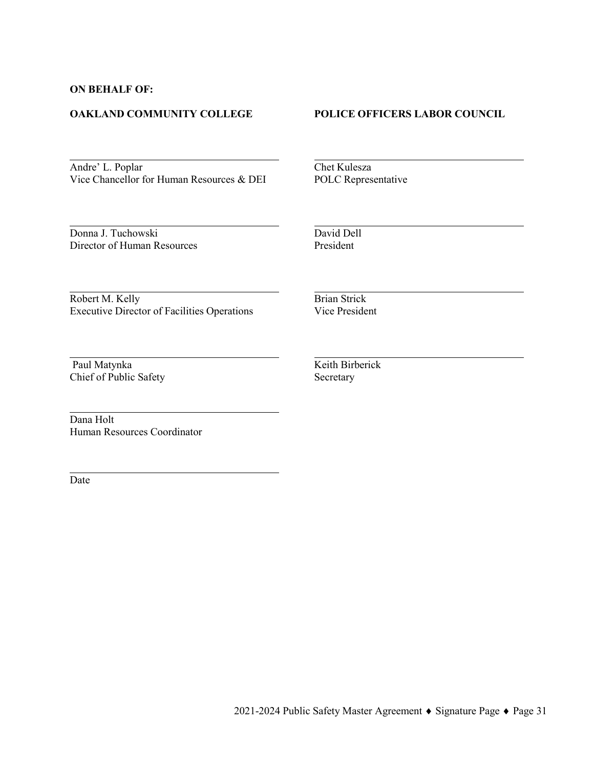**ON BEHALF OF:**

| **OAKLAND COMMUNITY COLLEGE** | **POLICE OFFICERS LABOR COUNCIL** |
|---|---|
| \_\_\_\_\_\_\_\_\_\_\_\_\_\_\_\_\_\_\_\_\_\_\_\_\_\_\_\_\_\_ | \_\_\_\_\_\_\_\_\_\_\_\_\_\_\_\_\_\_\_\_\_\_\_\_\_\_\_\_\_\_ |
| Andre' L. Poplar<br>Vice Chancellor for Human Resources & DEI | Chet Kulesza<br>POLC Representative |
| \_\_\_\_\_\_\_\_\_\_\_\_\_\_\_\_\_\_\_\_\_\_\_\_\_\_\_\_\_\_ | \_\_\_\_\_\_\_\_\_\_\_\_\_\_\_\_\_\_\_\_\_\_\_\_\_\_\_\_\_\_ |
| Donna J. Tuchowski<br>Director of Human Resources | David Dell<br>President |
| \_\_\_\_\_\_\_\_\_\_\_\_\_\_\_\_\_\_\_\_\_\_\_\_\_\_\_\_\_\_ | \_\_\_\_\_\_\_\_\_\_\_\_\_\_\_\_\_\_\_\_\_\_\_\_\_\_\_\_\_\_ |
| Robert M. Kelly<br>Executive Director of Facilities Operations | Brian Strick<br>Vice President |
| \_\_\_\_\_\_\_\_\_\_\_\_\_\_\_\_\_\_\_\_\_\_\_\_\_\_\_\_\_\_ | \_\_\_\_\_\_\_\_\_\_\_\_\_\_\_\_\_\_\_\_\_\_\_\_\_\_\_\_\_\_ |
| Paul Matynka<br>Chief of Public Safety | Keith Birberick<br>Secretary |
| \_\_\_\_\_\_\_\_\_\_\_\_\_\_\_\_\_\_\_\_\_\_\_\_\_\_\_\_\_\_ | |
| Dana Holt<br>Human Resources Coordinator | |
| \_\_\_\_\_\_\_\_\_\_\_\_\_\_\_\_\_\_\_\_\_\_\_\_\_\_\_\_\_\_ | |
| Date | |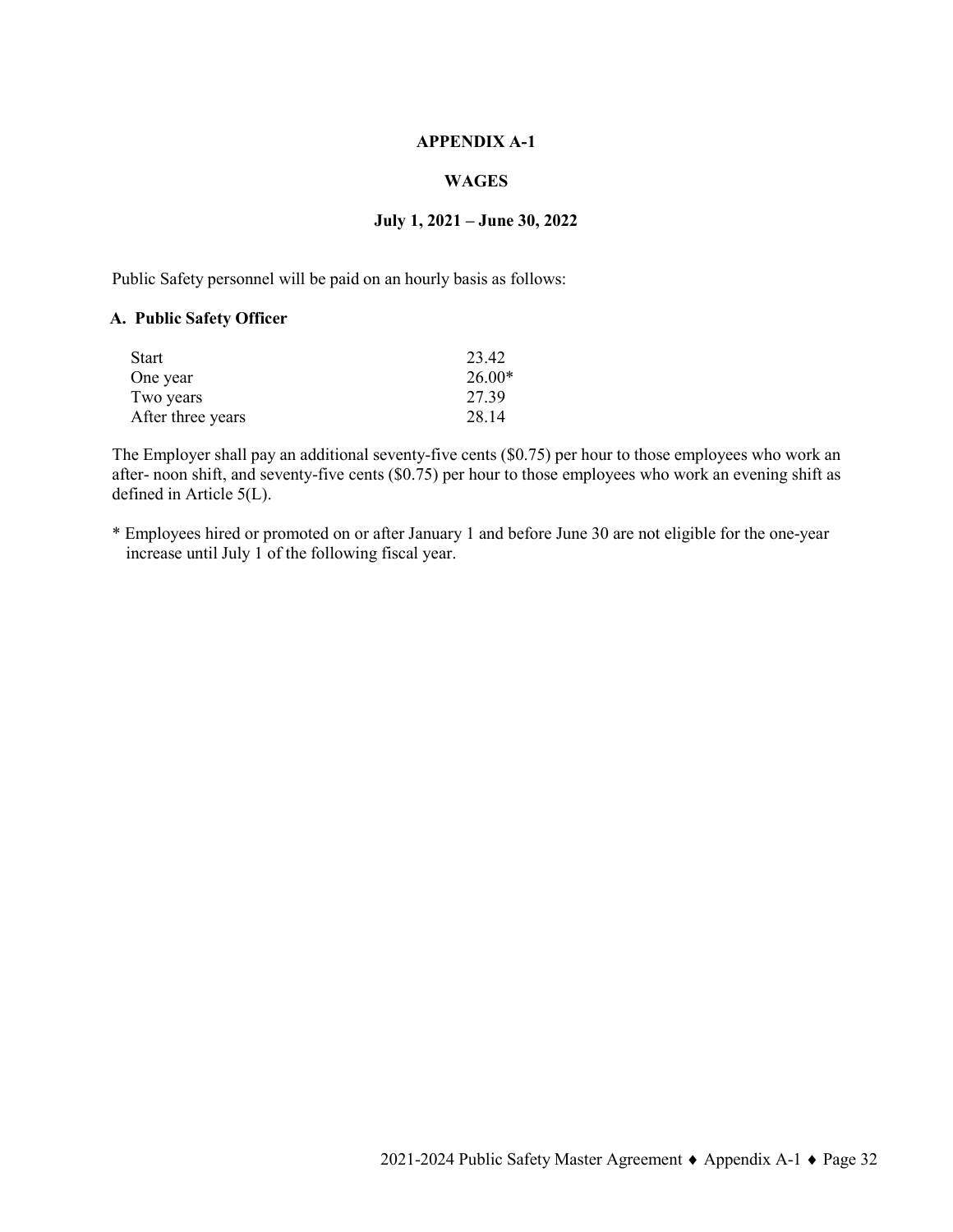# APPENDIX A-1

## WAGES

### July 1, 2021 – June 30, 2022

Public Safety personnel will be paid on an hourly basis as follows:

**A. Public Safety Officer**

| | |
|---|---|
| Start | 23.42 |
| One year | 26.00* |
| Two years | 27.39 |
| After three years | 28.14 |

The Employer shall pay an additional seventy-five cents ($0.75) per hour to those employees who work an after- noon shift, and seventy-five cents ($0.75) per hour to those employees who work an evening shift as defined in Article 5(L).

* Employees hired or promoted on or after January 1 and before June 30 are not eligible for the one-year increase until July 1 of the following fiscal year.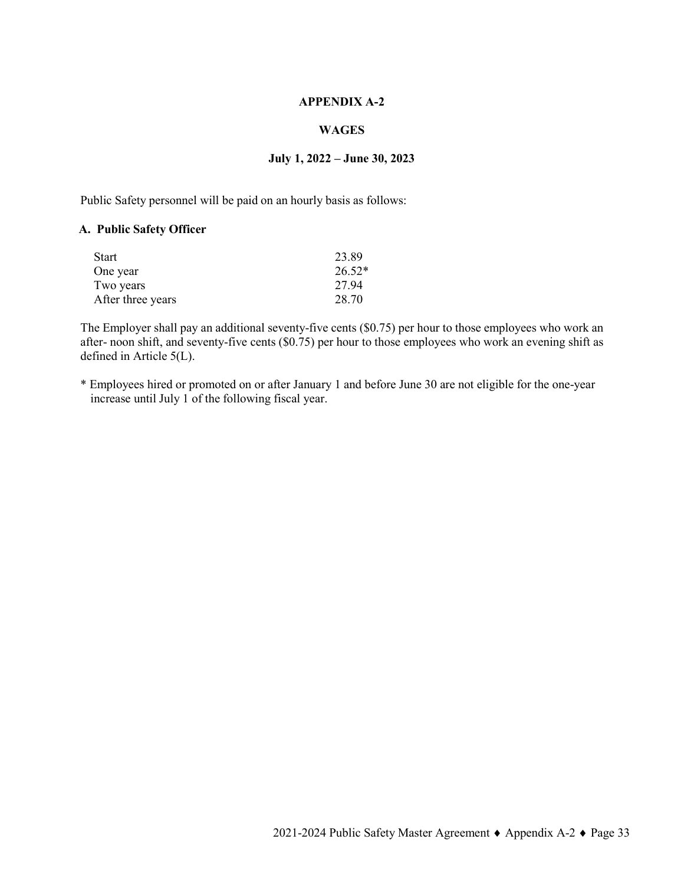# APPENDIX A-2

## WAGES

### July 1, 2022 – June 30, 2023

Public Safety personnel will be paid on an hourly basis as follows:

**A. Public Safety Officer**

| | |
|---|---|
| Start | 23.89 |
| One year | 26.52* |
| Two years | 27.94 |
| After three years | 28.70 |

The Employer shall pay an additional seventy-five cents ($0.75) per hour to those employees who work an after- noon shift, and seventy-five cents ($0.75) per hour to those employees who work an evening shift as defined in Article 5(L).

* Employees hired or promoted on or after January 1 and before June 30 are not eligible for the one-year increase until July 1 of the following fiscal year.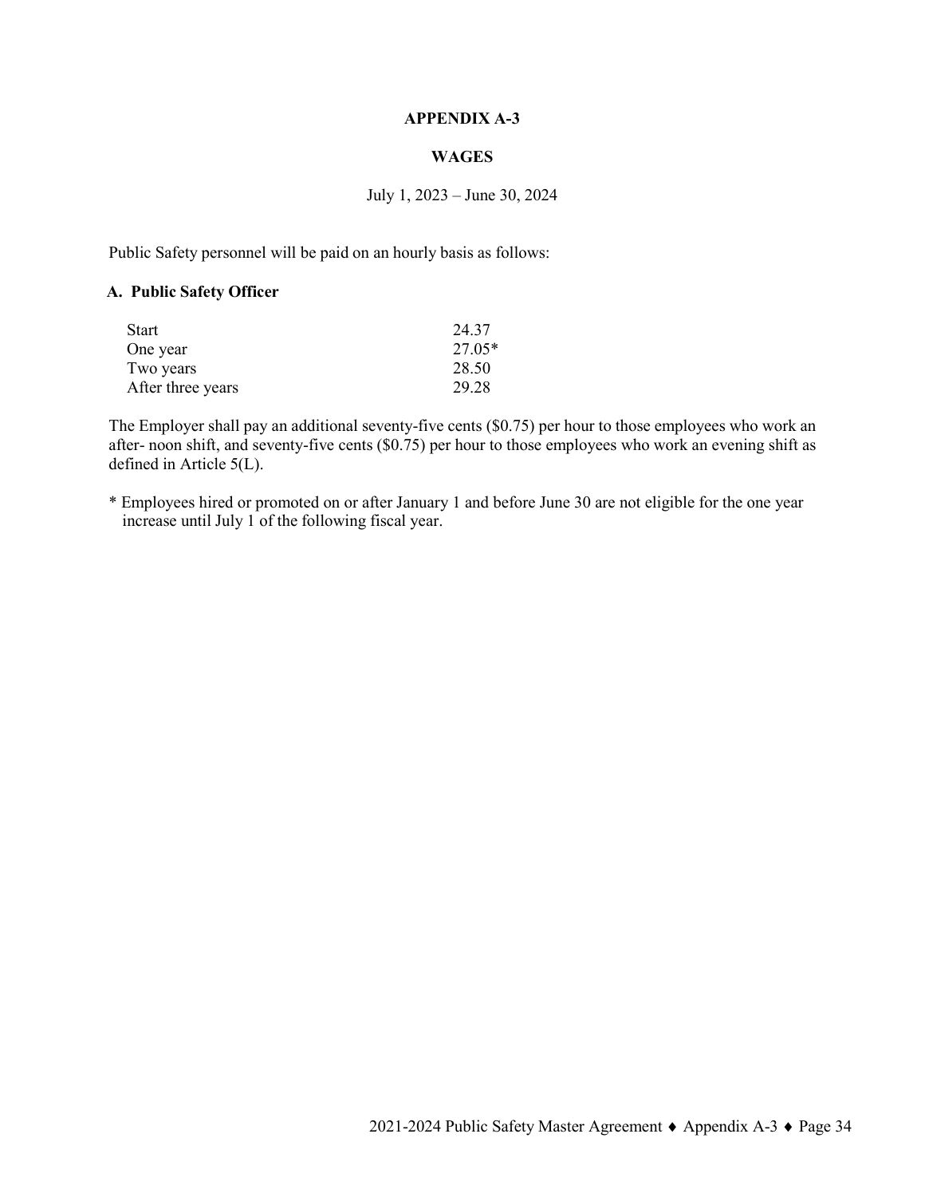# APPENDIX A-3

## WAGES

July 1, 2023 – June 30, 2024

Public Safety personnel will be paid on an hourly basis as follows:

### A. Public Safety Officer

| | |
|---|---|
| Start | 24.37 |
| One year | 27.05* |
| Two years | 28.50 |
| After three years | 29.28 |

The Employer shall pay an additional seventy-five cents ($0.75) per hour to those employees who work an after- noon shift, and seventy-five cents ($0.75) per hour to those employees who work an evening shift as defined in Article 5(L).

* Employees hired or promoted on or after January 1 and before June 30 are not eligible for the one year increase until July 1 of the following fiscal year.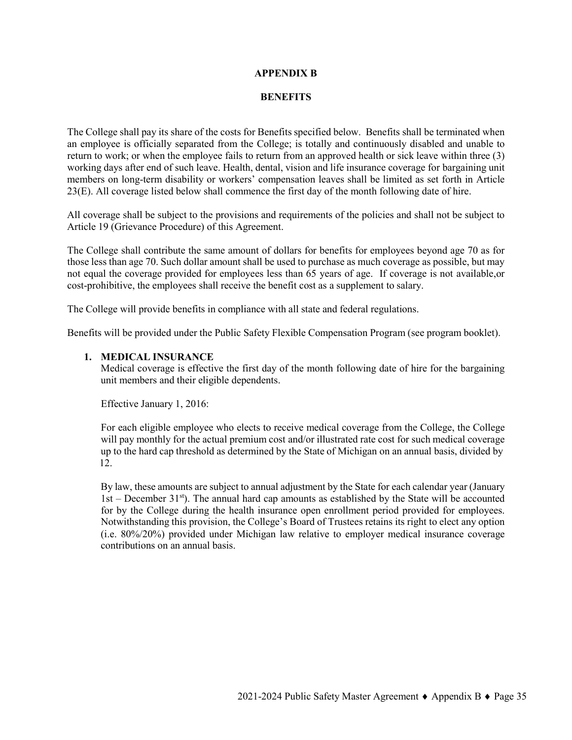# APPENDIX B

## BENEFITS

The College shall pay its share of the costs for Benefits specified below. Benefits shall be terminated when an employee is officially separated from the College; is totally and continuously disabled and unable to return to work; or when the employee fails to return from an approved health or sick leave within three (3) working days after end of such leave. Health, dental, vision and life insurance coverage for bargaining unit members on long-term disability or workers' compensation leaves shall be limited as set forth in Article 23(E). All coverage listed below shall commence the first day of the month following date of hire.

All coverage shall be subject to the provisions and requirements of the policies and shall not be subject to Article 19 (Grievance Procedure) of this Agreement.

The College shall contribute the same amount of dollars for benefits for employees beyond age 70 as for those less than age 70. Such dollar amount shall be used to purchase as much coverage as possible, but may not equal the coverage provided for employees less than 65 years of age. If coverage is not available,or cost-prohibitive, the employees shall receive the benefit cost as a supplement to salary.

The College will provide benefits in compliance with all state and federal regulations.

Benefits will be provided under the Public Safety Flexible Compensation Program (see program booklet).

1. **MEDICAL INSURANCE**

   Medical coverage is effective the first day of the month following date of hire for the bargaining unit members and their eligible dependents.

   Effective January 1, 2016:

   For each eligible employee who elects to receive medical coverage from the College, the College will pay monthly for the actual premium cost and/or illustrated rate cost for such medical coverage up to the hard cap threshold as determined by the State of Michigan on an annual basis, divided by 12.

   By law, these amounts are subject to annual adjustment by the State for each calendar year (January 1st – December 31st). The annual hard cap amounts as established by the State will be accounted for by the College during the health insurance open enrollment period provided for employees. Notwithstanding this provision, the College's Board of Trustees retains its right to elect any option (i.e. 80%/20%) provided under Michigan law relative to employer medical insurance coverage contributions on an annual basis.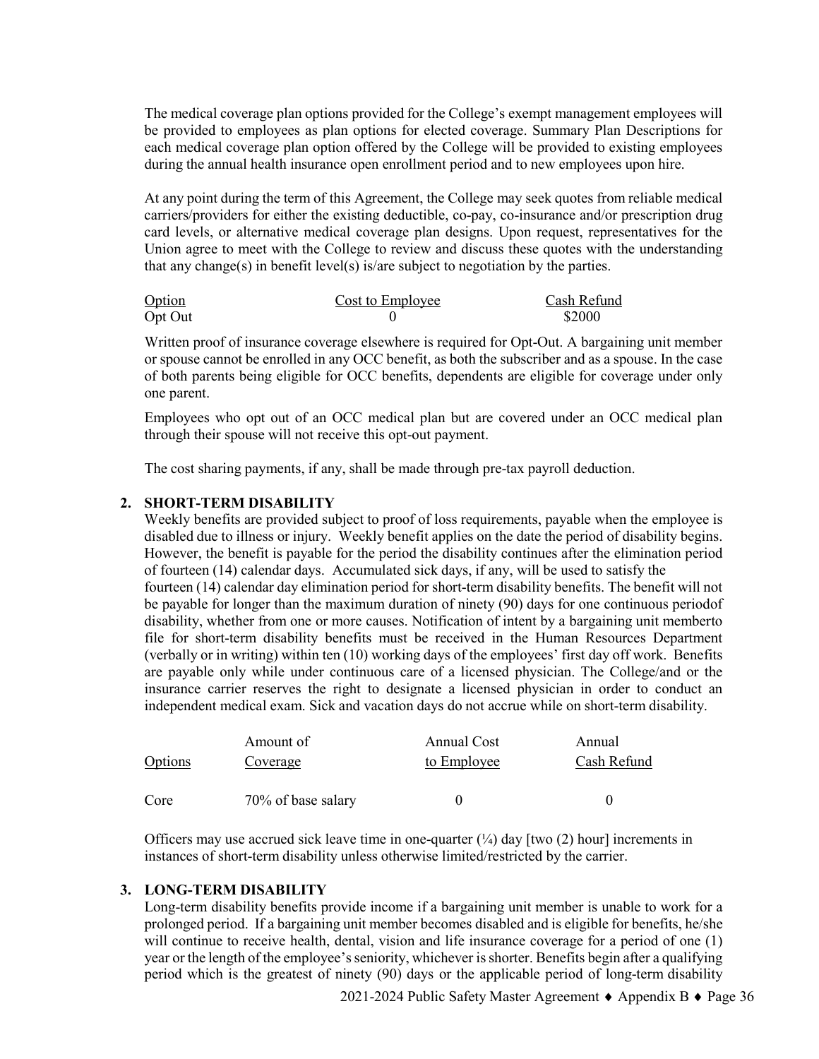The medical coverage plan options provided for the College's exempt management employees will be provided to employees as plan options for elected coverage. Summary Plan Descriptions for each medical coverage plan option offered by the College will be provided to existing employees during the annual health insurance open enrollment period and to new employees upon hire.

At any point during the term of this Agreement, the College may seek quotes from reliable medical carriers/providers for either the existing deductible, co-pay, co-insurance and/or prescription drug card levels, or alternative medical coverage plan designs. Upon request, representatives for the Union agree to meet with the College to review and discuss these quotes with the understanding that any change(s) in benefit level(s) is/are subject to negotiation by the parties.

| Option | Cost to Employee | Cash Refund |
| --- | --- | --- |
| Opt Out | 0 | $2000 |

Written proof of insurance coverage elsewhere is required for Opt-Out. A bargaining unit member or spouse cannot be enrolled in any OCC benefit, as both the subscriber and as a spouse. In the case of both parents being eligible for OCC benefits, dependents are eligible for coverage under only one parent.

Employees who opt out of an OCC medical plan but are covered under an OCC medical plan through their spouse will not receive this opt-out payment.

The cost sharing payments, if any, shall be made through pre-tax payroll deduction.

**2. SHORT-TERM DISABILITY**

Weekly benefits are provided subject to proof of loss requirements, payable when the employee is disabled due to illness or injury. Weekly benefit applies on the date the period of disability begins. However, the benefit is payable for the period the disability continues after the elimination period of fourteen (14) calendar days. Accumulated sick days, if any, will be used to satisfy the fourteen (14) calendar day elimination period for short-term disability benefits. The benefit will not be payable for longer than the maximum duration of ninety (90) days for one continuous periodof disability, whether from one or more causes. Notification of intent by a bargaining unit memberto file for short-term disability benefits must be received in the Human Resources Department (verbally or in writing) within ten (10) working days of the employees' first day off work. Benefits are payable only while under continuous care of a licensed physician. The College/and or the insurance carrier reserves the right to designate a licensed physician in order to conduct an independent medical exam. Sick and vacation days do not accrue while on short-term disability.

| Options | Amount of Coverage | Annual Cost to Employee | Annual Cash Refund |
| --- | --- | --- | --- |
| Core | 70% of base salary | 0 | 0 |

Officers may use accrued sick leave time in one-quarter (¼) day [two (2) hour] increments in instances of short-term disability unless otherwise limited/restricted by the carrier.

**3. LONG-TERM DISABILITY**

Long-term disability benefits provide income if a bargaining unit member is unable to work for a prolonged period. If a bargaining unit member becomes disabled and is eligible for benefits, he/she will continue to receive health, dental, vision and life insurance coverage for a period of one (1) year or the length of the employee's seniority, whichever is shorter. Benefits begin after a qualifying period which is the greatest of ninety (90) days or the applicable period of long-term disability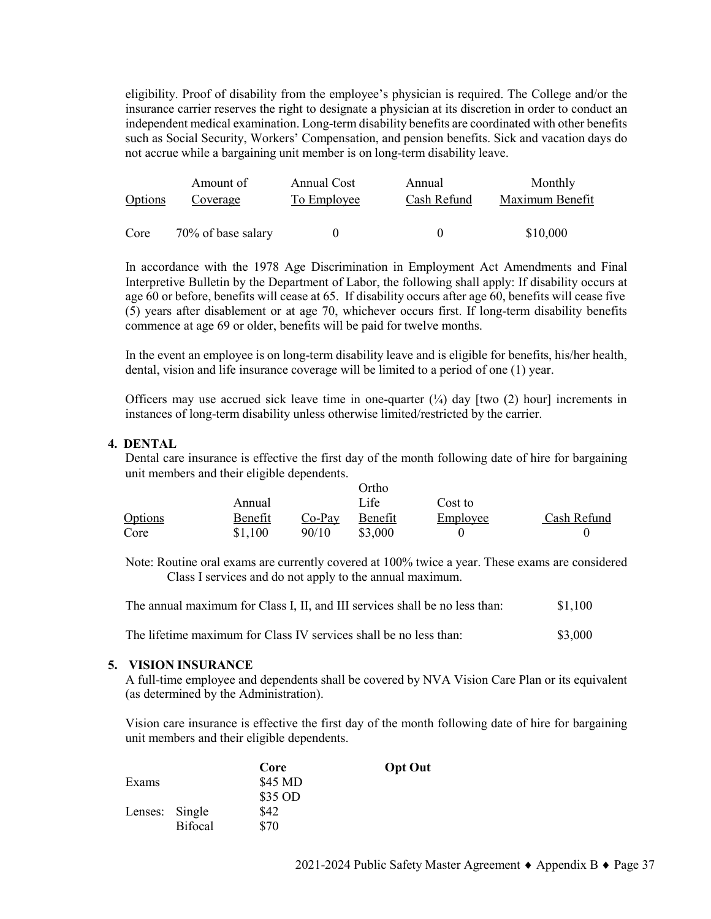eligibility. Proof of disability from the employee's physician is required. The College and/or the insurance carrier reserves the right to designate a physician at its discretion in order to conduct an independent medical examination. Long-term disability benefits are coordinated with other benefits such as Social Security, Workers' Compensation, and pension benefits. Sick and vacation days do not accrue while a bargaining unit member is on long-term disability leave.

| Options | Amount of Coverage | Annual Cost To Employee | Annual Cash Refund | Monthly Maximum Benefit |
|---|---|---|---|---|
| Core | 70% of base salary | 0 | 0 | $10,000 |

In accordance with the 1978 Age Discrimination in Employment Act Amendments and Final Interpretive Bulletin by the Department of Labor, the following shall apply: If disability occurs at age 60 or before, benefits will cease at 65. If disability occurs after age 60, benefits will cease five (5) years after disablement or at age 70, whichever occurs first. If long-term disability benefits commence at age 69 or older, benefits will be paid for twelve months.

In the event an employee is on long-term disability leave and is eligible for benefits, his/her health, dental, vision and life insurance coverage will be limited to a period of one (1) year.

Officers may use accrued sick leave time in one-quarter (¼) day [two (2) hour] increments in instances of long-term disability unless otherwise limited/restricted by the carrier.

**4. DENTAL**

Dental care insurance is effective the first day of the month following date of hire for bargaining unit members and their eligible dependents.

| Options | Annual Benefit | Co-Pay | Ortho Life Benefit | Cost to Employee | Cash Refund |
|---|---|---|---|---|---|
| Core | $1,100 | 90/10 | $3,000 | 0 | 0 |

Note: Routine oral exams are currently covered at 100% twice a year. These exams are considered Class I services and do not apply to the annual maximum.

The annual maximum for Class I, II, and III services shall be no less than: $1,100

The lifetime maximum for Class IV services shall be no less than: $3,000

**5. VISION INSURANCE**

A full-time employee and dependents shall be covered by NVA Vision Care Plan or its equivalent (as determined by the Administration).

Vision care insurance is effective the first day of the month following date of hire for bargaining unit members and their eligible dependents.

| | | **Core** | **Opt Out** |
|---|---|---|---|
| Exams | | $45 MD<br>$35 OD | |
| Lenses: | Single | $42 | |
| | Bifocal | $70 | |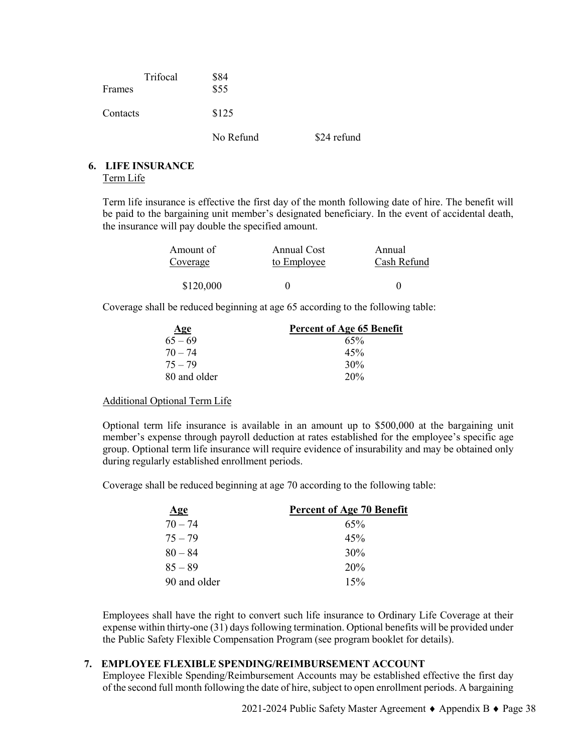| | | |
|---|---|---|
| Trifocal | $84 | |
| Frames | $55 | |
| Contacts | $125 | |
| | No Refund | $24 refund |

## 6. LIFE INSURANCE

Term Life

Term life insurance is effective the first day of the month following date of hire. The benefit will be paid to the bargaining unit member's designated beneficiary. In the event of accidental death, the insurance will pay double the specified amount.

| Amount of Coverage | Annual Cost to Employee | Annual Cash Refund |
|---|---|---|
| $120,000 | 0 | 0 |

Coverage shall be reduced beginning at age 65 according to the following table:

| Age | Percent of Age 65 Benefit |
|---|---|
| 65 – 69 | 65% |
| 70 – 74 | 45% |
| 75 – 79 | 30% |
| 80 and older | 20% |

Additional Optional Term Life

Optional term life insurance is available in an amount up to $500,000 at the bargaining unit member's expense through payroll deduction at rates established for the employee's specific age group. Optional term life insurance will require evidence of insurability and may be obtained only during regularly established enrollment periods.

Coverage shall be reduced beginning at age 70 according to the following table:

| Age | Percent of Age 70 Benefit |
|---|---|
| 70 – 74 | 65% |
| 75 – 79 | 45% |
| 80 – 84 | 30% |
| 85 – 89 | 20% |
| 90 and older | 15% |

Employees shall have the right to convert such life insurance to Ordinary Life Coverage at their expense within thirty-one (31) days following termination. Optional benefits will be provided under the Public Safety Flexible Compensation Program (see program booklet for details).

## 7. EMPLOYEE FLEXIBLE SPENDING/REIMBURSEMENT ACCOUNT

Employee Flexible Spending/Reimbursement Accounts may be established effective the first day of the second full month following the date of hire, subject to open enrollment periods. A bargaining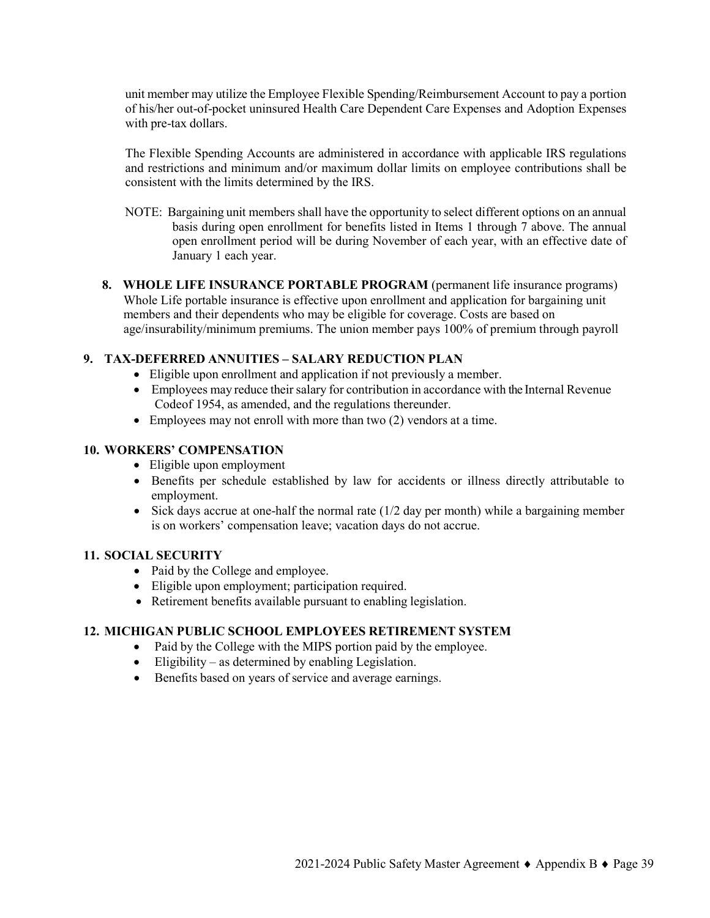unit member may utilize the Employee Flexible Spending/Reimbursement Account to pay a portion of his/her out-of-pocket uninsured Health Care Dependent Care Expenses and Adoption Expenses with pre-tax dollars.

The Flexible Spending Accounts are administered in accordance with applicable IRS regulations and restrictions and minimum and/or maximum dollar limits on employee contributions shall be consistent with the limits determined by the IRS.

NOTE: Bargaining unit members shall have the opportunity to select different options on an annual basis during open enrollment for benefits listed in Items 1 through 7 above. The annual open enrollment period will be during November of each year, with an effective date of January 1 each year.

**8. WHOLE LIFE INSURANCE PORTABLE PROGRAM** (permanent life insurance programs)
Whole Life portable insurance is effective upon enrollment and application for bargaining unit members and their dependents who may be eligible for coverage. Costs are based on age/insurability/minimum premiums. The union member pays 100% of premium through payroll

**9. TAX-DEFERRED ANNUITIES – SALARY REDUCTION PLAN**

- Eligible upon enrollment and application if not previously a member.
- Employees may reduce their salary for contribution in accordance with the Internal Revenue Codeof 1954, as amended, and the regulations thereunder.
- Employees may not enroll with more than two (2) vendors at a time.

**10. WORKERS' COMPENSATION**

- Eligible upon employment
- Benefits per schedule established by law for accidents or illness directly attributable to employment.
- Sick days accrue at one-half the normal rate (1/2 day per month) while a bargaining member is on workers' compensation leave; vacation days do not accrue.

**11. SOCIAL SECURITY**

- Paid by the College and employee.
- Eligible upon employment; participation required.
- Retirement benefits available pursuant to enabling legislation.

**12. MICHIGAN PUBLIC SCHOOL EMPLOYEES RETIREMENT SYSTEM**

- Paid by the College with the MIPS portion paid by the employee.
- Eligibility – as determined by enabling Legislation.
- Benefits based on years of service and average earnings.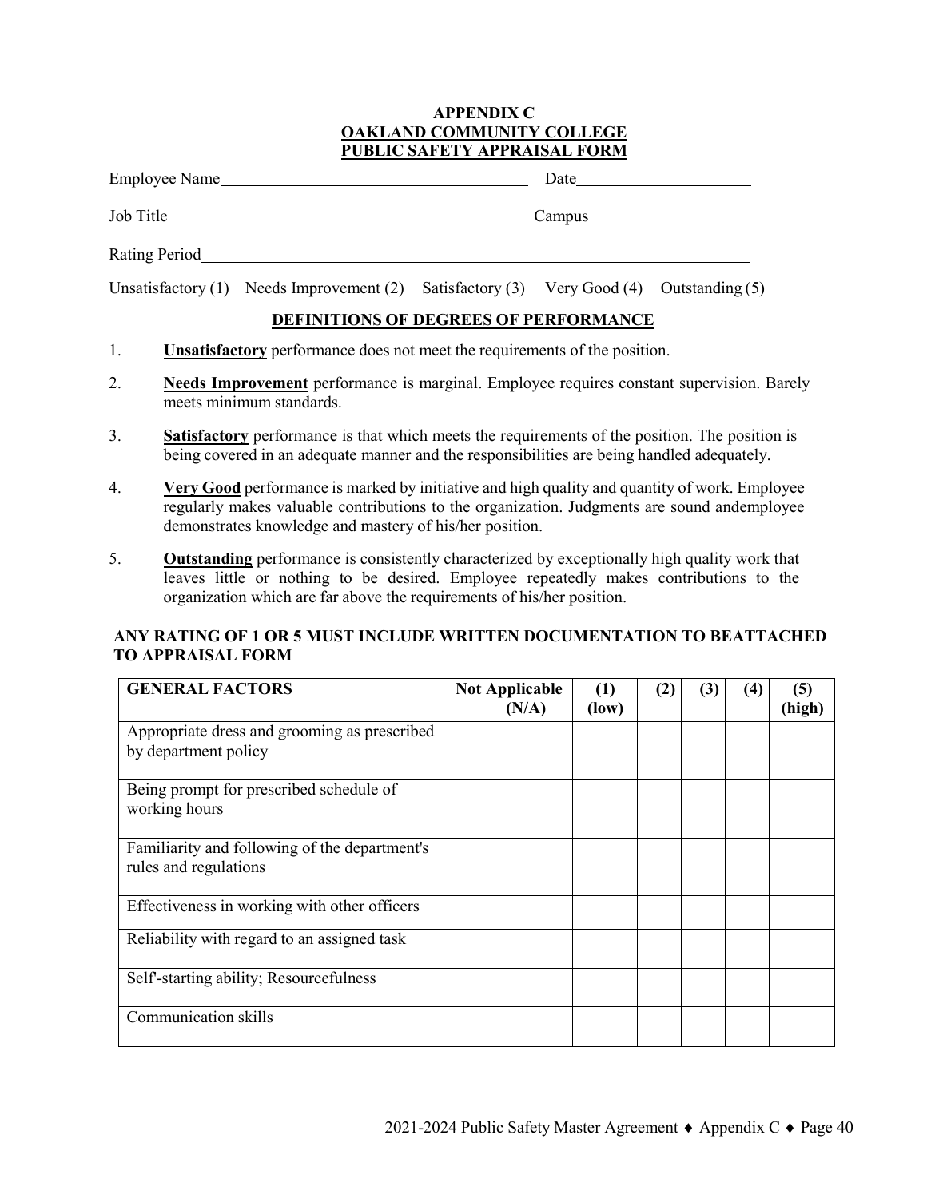# APPENDIX C
## OAKLAND COMMUNITY COLLEGE
## PUBLIC SAFETY APPRAISAL FORM

Employee Name\_\_\_\_\_\_\_\_\_\_\_\_\_\_\_\_\_\_\_\_\_\_\_\_\_\_\_\_\_\_\_\_\_\_\_\_ Date\_\_\_\_\_\_\_\_\_\_\_\_\_\_\_\_\_\_\_\_

Job Title\_\_\_\_\_\_\_\_\_\_\_\_\_\_\_\_\_\_\_\_\_\_\_\_\_\_\_\_\_\_\_\_\_\_\_\_\_\_\_\_\_\_Campus\_\_\_\_\_\_\_\_\_\_\_\_\_\_\_\_\_\_

Rating Period\_\_\_\_\_\_\_\_\_\_\_\_\_\_\_\_\_\_\_\_\_\_\_\_\_\_\_\_\_\_\_\_\_\_\_\_\_\_\_\_\_\_\_\_\_\_\_\_\_\_\_\_\_\_\_\_\_\_\_\_\_\_

Unsatisfactory (1) Needs Improvement (2) Satisfactory (3) Very Good (4) Outstanding (5)

### DEFINITIONS OF DEGREES OF PERFORMANCE

1. **Unsatisfactory** performance does not meet the requirements of the position.
2. **Needs Improvement** performance is marginal. Employee requires constant supervision. Barely meets minimum standards.
3. **Satisfactory** performance is that which meets the requirements of the position. The position is being covered in an adequate manner and the responsibilities are being handled adequately.
4. **Very Good** performance is marked by initiative and high quality and quantity of work. Employee regularly makes valuable contributions to the organization. Judgments are sound andemployee demonstrates knowledge and mastery of his/her position.
5. **Outstanding** performance is consistently characterized by exceptionally high quality work that leaves little or nothing to be desired. Employee repeatedly makes contributions to the organization which are far above the requirements of his/her position.

**ANY RATING OF 1 OR 5 MUST INCLUDE WRITTEN DOCUMENTATION TO BEATTACHED TO APPRAISAL FORM**

| GENERAL FACTORS | Not Applicable (N/A) | (1) (low) | (2) | (3) | (4) | (5) (high) |
|---|---|---|---|---|---|---|
| Appropriate dress and grooming as prescribed by department policy | | | | | | |
| Being prompt for prescribed schedule of working hours | | | | | | |
| Familiarity and following of the department's rules and regulations | | | | | | |
| Effectiveness in working with other officers | | | | | | |
| Reliability with regard to an assigned task | | | | | | |
| Self'-starting ability; Resourcefulness | | | | | | |
| Communication skills | | | | | | |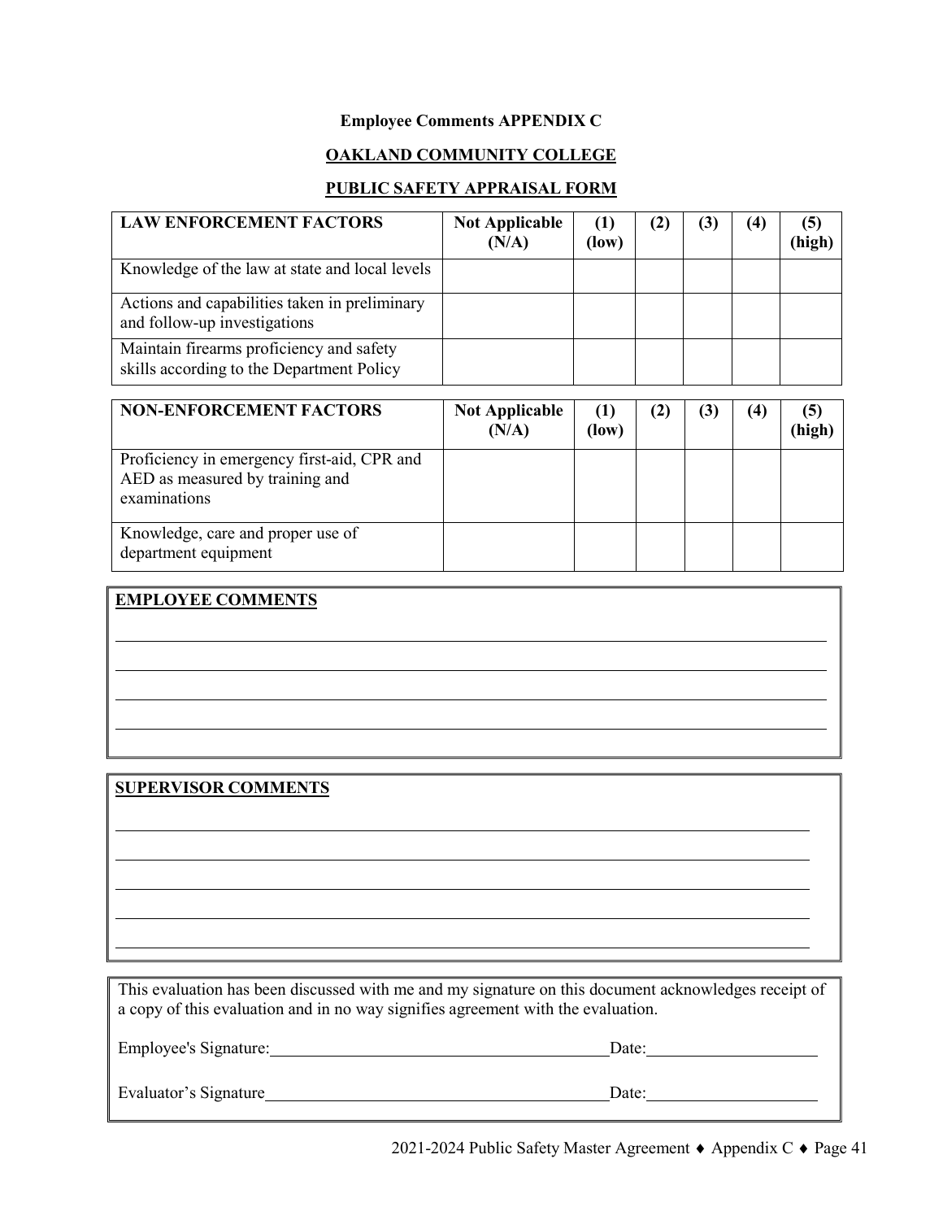**Employee Comments APPENDIX C**

**OAKLAND COMMUNITY COLLEGE**

**PUBLIC SAFETY APPRAISAL FORM**

| **LAW ENFORCEMENT FACTORS** | **Not Applicable (N/A)** | **(1) (low)** | **(2)** | **(3)** | **(4)** | **(5) (high)** |
|---|---|---|---|---|---|---|
| Knowledge of the law at state and local levels | | | | | | |
| Actions and capabilities taken in preliminary and follow-up investigations | | | | | | |
| Maintain firearms proficiency and safety skills according to the Department Policy | | | | | | |

| **NON-ENFORCEMENT FACTORS** | **Not Applicable (N/A)** | **(1) (low)** | **(2)** | **(3)** | **(4)** | **(5) (high)** |
|---|---|---|---|---|---|---|
| Proficiency in emergency first-aid, CPR and AED as measured by training and examinations | | | | | | |
| Knowledge, care and proper use of department equipment | | | | | | |

**EMPLOYEE COMMENTS**

\_\_\_\_\_\_\_\_\_\_\_\_\_\_\_\_\_\_\_\_\_\_\_\_\_\_\_\_\_\_\_\_\_\_\_\_\_\_\_\_\_\_\_\_\_\_\_\_\_\_\_\_\_\_\_\_\_\_\_\_\_\_\_\_\_\_\_\_\_\_\_\_\_\_\_\_

\_\_\_\_\_\_\_\_\_\_\_\_\_\_\_\_\_\_\_\_\_\_\_\_\_\_\_\_\_\_\_\_\_\_\_\_\_\_\_\_\_\_\_\_\_\_\_\_\_\_\_\_\_\_\_\_\_\_\_\_\_\_\_\_\_\_\_\_\_\_\_\_\_\_\_\_

\_\_\_\_\_\_\_\_\_\_\_\_\_\_\_\_\_\_\_\_\_\_\_\_\_\_\_\_\_\_\_\_\_\_\_\_\_\_\_\_\_\_\_\_\_\_\_\_\_\_\_\_\_\_\_\_\_\_\_\_\_\_\_\_\_\_\_\_\_\_\_\_\_\_\_\_

\_\_\_\_\_\_\_\_\_\_\_\_\_\_\_\_\_\_\_\_\_\_\_\_\_\_\_\_\_\_\_\_\_\_\_\_\_\_\_\_\_\_\_\_\_\_\_\_\_\_\_\_\_\_\_\_\_\_\_\_\_\_\_\_\_\_\_\_\_\_\_\_\_\_\_\_

**SUPERVISOR COMMENTS**

\_\_\_\_\_\_\_\_\_\_\_\_\_\_\_\_\_\_\_\_\_\_\_\_\_\_\_\_\_\_\_\_\_\_\_\_\_\_\_\_\_\_\_\_\_\_\_\_\_\_\_\_\_\_\_\_\_\_\_\_\_\_\_\_\_\_\_\_\_\_\_\_\_\_\_\_

\_\_\_\_\_\_\_\_\_\_\_\_\_\_\_\_\_\_\_\_\_\_\_\_\_\_\_\_\_\_\_\_\_\_\_\_\_\_\_\_\_\_\_\_\_\_\_\_\_\_\_\_\_\_\_\_\_\_\_\_\_\_\_\_\_\_\_\_\_\_\_\_\_\_\_\_

\_\_\_\_\_\_\_\_\_\_\_\_\_\_\_\_\_\_\_\_\_\_\_\_\_\_\_\_\_\_\_\_\_\_\_\_\_\_\_\_\_\_\_\_\_\_\_\_\_\_\_\_\_\_\_\_\_\_\_\_\_\_\_\_\_\_\_\_\_\_\_\_\_\_\_\_

\_\_\_\_\_\_\_\_\_\_\_\_\_\_\_\_\_\_\_\_\_\_\_\_\_\_\_\_\_\_\_\_\_\_\_\_\_\_\_\_\_\_\_\_\_\_\_\_\_\_\_\_\_\_\_\_\_\_\_\_\_\_\_\_\_\_\_\_\_\_\_\_\_\_\_\_

\_\_\_\_\_\_\_\_\_\_\_\_\_\_\_\_\_\_\_\_\_\_\_\_\_\_\_\_\_\_\_\_\_\_\_\_\_\_\_\_\_\_\_\_\_\_\_\_\_\_\_\_\_\_\_\_\_\_\_\_\_\_\_\_\_\_\_\_\_\_\_\_\_\_\_\_

This evaluation has been discussed with me and my signature on this document acknowledges receipt of a copy of this evaluation and in no way signifies agreement with the evaluation.

Employee's Signature:\_\_\_\_\_\_\_\_\_\_\_\_\_\_\_\_\_\_\_\_\_\_\_\_\_\_\_\_\_\_\_\_\_\_\_\_\_\_\_\_ Date:\_\_\_\_\_\_\_\_\_\_\_\_\_\_\_\_\_\_\_\_

Evaluator's Signature\_\_\_\_\_\_\_\_\_\_\_\_\_\_\_\_\_\_\_\_\_\_\_\_\_\_\_\_\_\_\_\_\_\_\_\_\_\_\_\_ Date:\_\_\_\_\_\_\_\_\_\_\_\_\_\_\_\_\_\_\_\_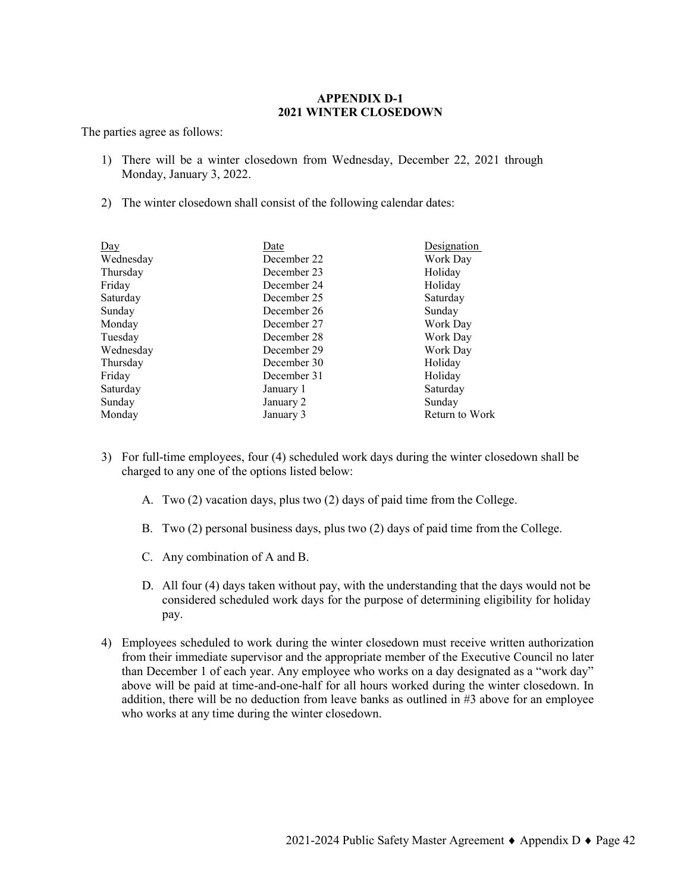# APPENDIX D-1
## 2021 WINTER CLOSEDOWN

The parties agree as follows:

1) There will be a winter closedown from Wednesday, December 22, 2021 through Monday, January 3, 2022.

2) The winter closedown shall consist of the following calendar dates:

| Day | Date | Designation |
|---|---|---|
| Wednesday | December 22 | Work Day |
| Thursday | December 23 | Holiday |
| Friday | December 24 | Holiday |
| Saturday | December 25 | Saturday |
| Sunday | December 26 | Sunday |
| Monday | December 27 | Work Day |
| Tuesday | December 28 | Work Day |
| Wednesday | December 29 | Work Day |
| Thursday | December 30 | Holiday |
| Friday | December 31 | Holiday |
| Saturday | January 1 | Saturday |
| Sunday | January 2 | Sunday |
| Monday | January 3 | Return to Work |

3) For full-time employees, four (4) scheduled work days during the winter closedown shall be charged to any one of the options listed below:

   A. Two (2) vacation days, plus two (2) days of paid time from the College.

   B. Two (2) personal business days, plus two (2) days of paid time from the College.

   C. Any combination of A and B.

   D. All four (4) days taken without pay, with the understanding that the days would not be considered scheduled work days for the purpose of determining eligibility for holiday pay.

4) Employees scheduled to work during the winter closedown must receive written authorization from their immediate supervisor and the appropriate member of the Executive Council no later than December 1 of each year. Any employee who works on a day designated as a "work day" above will be paid at time-and-one-half for all hours worked during the winter closedown. In addition, there will be no deduction from leave banks as outlined in #3 above for an employee who works at any time during the winter closedown.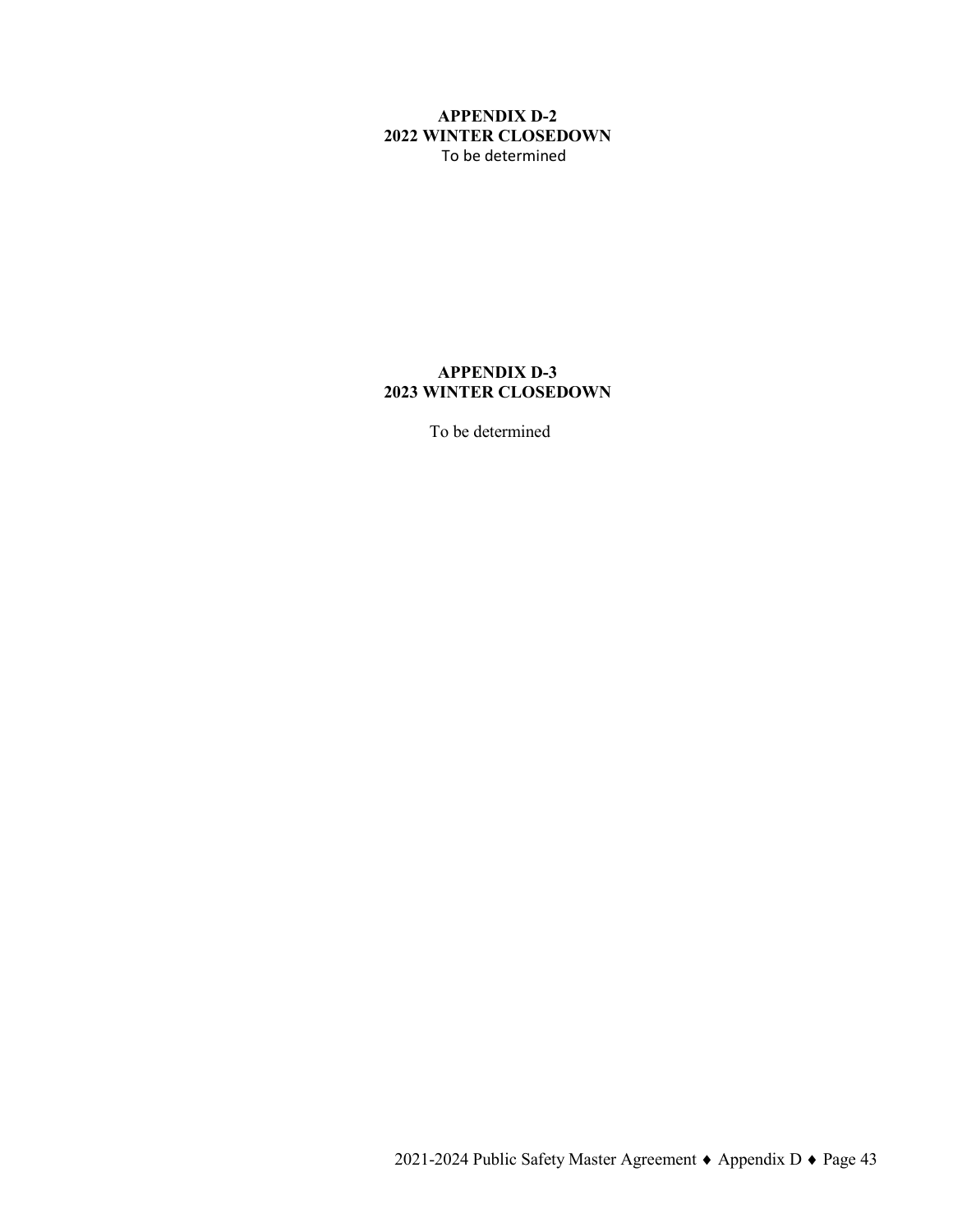## APPENDIX D-2
## 2022 WINTER CLOSEDOWN

To be determined

## APPENDIX D-3
## 2023 WINTER CLOSEDOWN

To be determined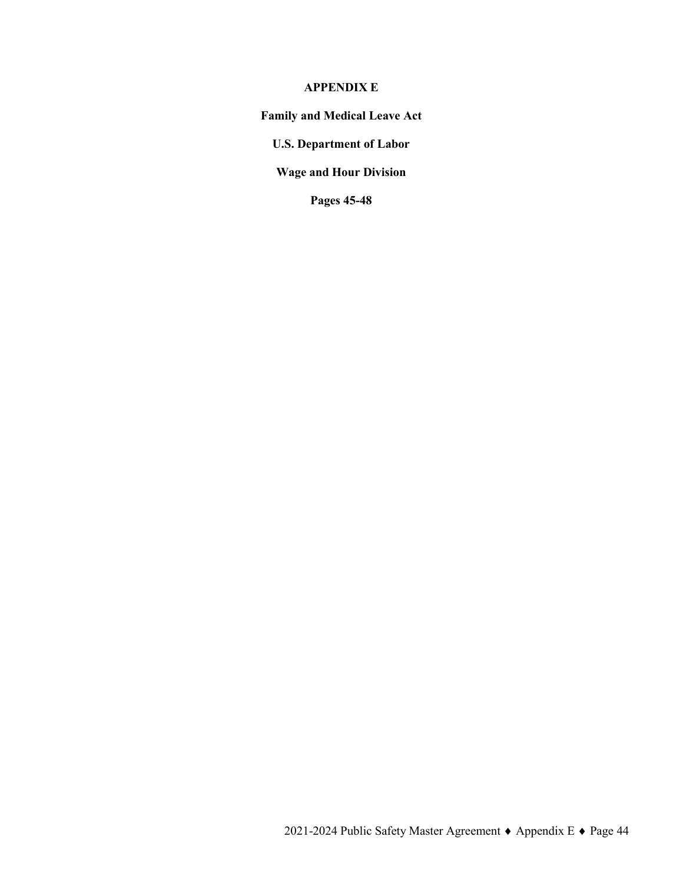# APPENDIX E

**Family and Medical Leave Act**

**U.S. Department of Labor**

**Wage and Hour Division**

**Pages 45-48**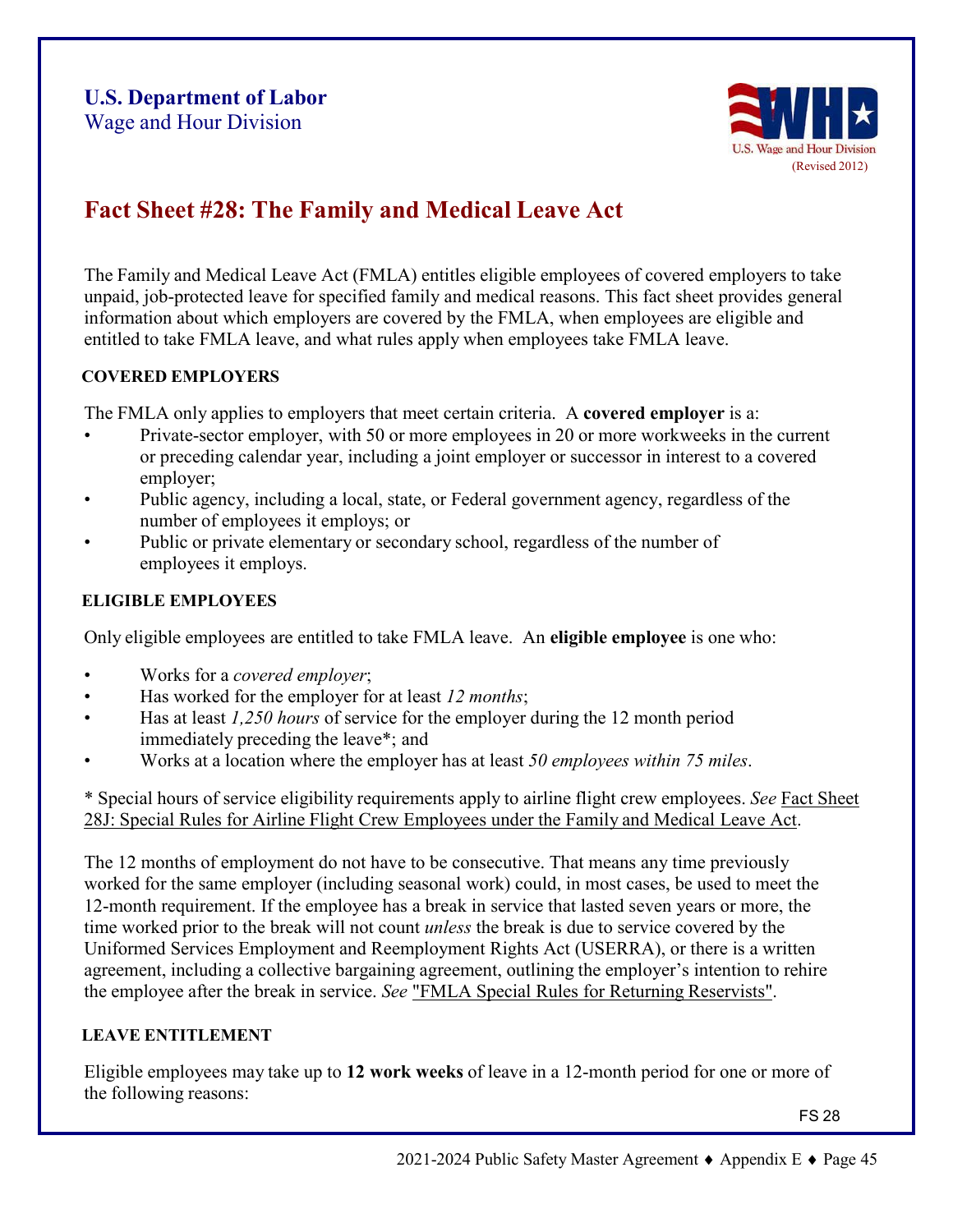**U.S. Department of Labor**
Wage and Hour Division

U.S. Wage and Hour Division
(Revised 2012)

# Fact Sheet #28: The Family and Medical Leave Act

The Family and Medical Leave Act (FMLA) entitles eligible employees of covered employers to take unpaid, job-protected leave for specified family and medical reasons. This fact sheet provides general information about which employers are covered by the FMLA, when employees are eligible and entitled to take FMLA leave, and what rules apply when employees take FMLA leave.

## COVERED EMPLOYERS

The FMLA only applies to employers that meet certain criteria. A **covered employer** is a:

- Private-sector employer, with 50 or more employees in 20 or more workweeks in the current or preceding calendar year, including a joint employer or successor in interest to a covered employer;
- Public agency, including a local, state, or Federal government agency, regardless of the number of employees it employs; or
- Public or private elementary or secondary school, regardless of the number of employees it employs.

## ELIGIBLE EMPLOYEES

Only eligible employees are entitled to take FMLA leave. An **eligible employee** is one who:

- Works for a *covered employer*;
- Has worked for the employer for at least *12 months*;
- Has at least *1,250 hours* of service for the employer during the 12 month period immediately preceding the leave*; and
- Works at a location where the employer has at least *50 employees within 75 miles*.

* Special hours of service eligibility requirements apply to airline flight crew employees. *See* Fact Sheet 28J: Special Rules for Airline Flight Crew Employees under the Family and Medical Leave Act.

The 12 months of employment do not have to be consecutive. That means any time previously worked for the same employer (including seasonal work) could, in most cases, be used to meet the 12-month requirement. If the employee has a break in service that lasted seven years or more, the time worked prior to the break will not count *unless* the break is due to service covered by the Uniformed Services Employment and Reemployment Rights Act (USERRA), or there is a written agreement, including a collective bargaining agreement, outlining the employer's intention to rehire the employee after the break in service. *See* "FMLA Special Rules for Returning Reservists".

## LEAVE ENTITLEMENT

Eligible employees may take up to **12 work weeks** of leave in a 12-month period for one or more of the following reasons:

FS 28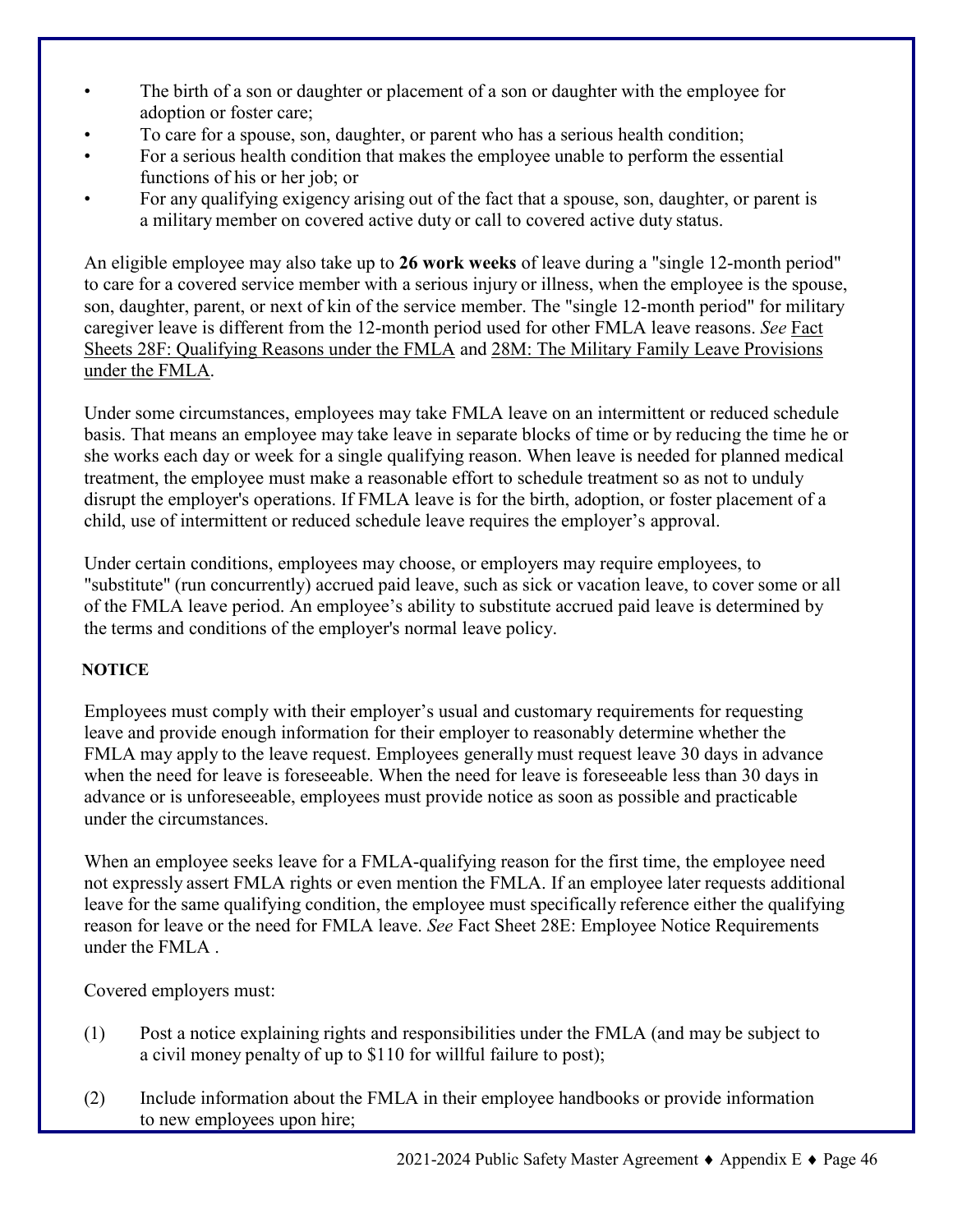- The birth of a son or daughter or placement of a son or daughter with the employee for adoption or foster care;
- To care for a spouse, son, daughter, or parent who has a serious health condition;
- For a serious health condition that makes the employee unable to perform the essential functions of his or her job; or
- For any qualifying exigency arising out of the fact that a spouse, son, daughter, or parent is a military member on covered active duty or call to covered active duty status.

An eligible employee may also take up to **26 work weeks** of leave during a "single 12-month period" to care for a covered service member with a serious injury or illness, when the employee is the spouse, son, daughter, parent, or next of kin of the service member. The "single 12-month period" for military caregiver leave is different from the 12-month period used for other FMLA leave reasons. *See* Fact Sheets 28F: Qualifying Reasons under the FMLA and 28M: The Military Family Leave Provisions under the FMLA.

Under some circumstances, employees may take FMLA leave on an intermittent or reduced schedule basis. That means an employee may take leave in separate blocks of time or by reducing the time he or she works each day or week for a single qualifying reason. When leave is needed for planned medical treatment, the employee must make a reasonable effort to schedule treatment so as not to unduly disrupt the employer's operations. If FMLA leave is for the birth, adoption, or foster placement of a child, use of intermittent or reduced schedule leave requires the employer's approval.

Under certain conditions, employees may choose, or employers may require employees, to "substitute" (run concurrently) accrued paid leave, such as sick or vacation leave, to cover some or all of the FMLA leave period. An employee's ability to substitute accrued paid leave is determined by the terms and conditions of the employer's normal leave policy.

**NOTICE**

Employees must comply with their employer's usual and customary requirements for requesting leave and provide enough information for their employer to reasonably determine whether the FMLA may apply to the leave request. Employees generally must request leave 30 days in advance when the need for leave is foreseeable. When the need for leave is foreseeable less than 30 days in advance or is unforeseeable, employees must provide notice as soon as possible and practicable under the circumstances.

When an employee seeks leave for a FMLA-qualifying reason for the first time, the employee need not expressly assert FMLA rights or even mention the FMLA. If an employee later requests additional leave for the same qualifying condition, the employee must specifically reference either the qualifying reason for leave or the need for FMLA leave. *See* Fact Sheet 28E: Employee Notice Requirements under the FMLA .

Covered employers must:

(1) Post a notice explaining rights and responsibilities under the FMLA (and may be subject to a civil money penalty of up to $110 for willful failure to post);

(2) Include information about the FMLA in their employee handbooks or provide information to new employees upon hire;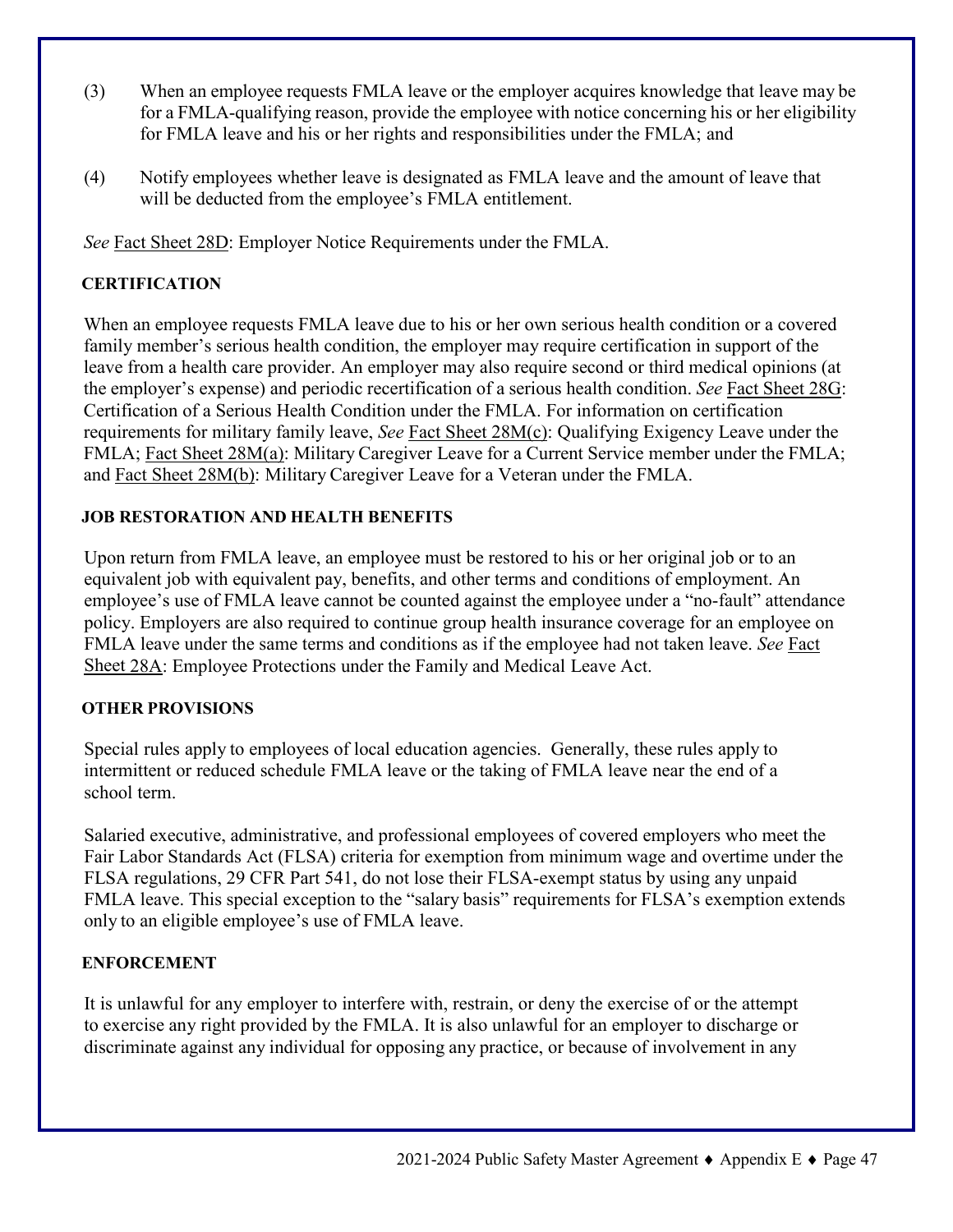(3) When an employee requests FMLA leave or the employer acquires knowledge that leave may be for a FMLA-qualifying reason, provide the employee with notice concerning his or her eligibility for FMLA leave and his or her rights and responsibilities under the FMLA; and

(4) Notify employees whether leave is designated as FMLA leave and the amount of leave that will be deducted from the employee's FMLA entitlement.

*See* Fact Sheet 28D: Employer Notice Requirements under the FMLA.

**CERTIFICATION**

When an employee requests FMLA leave due to his or her own serious health condition or a covered family member's serious health condition, the employer may require certification in support of the leave from a health care provider. An employer may also require second or third medical opinions (at the employer's expense) and periodic recertification of a serious health condition. *See* Fact Sheet 28G: Certification of a Serious Health Condition under the FMLA. For information on certification requirements for military family leave, *See* Fact Sheet 28M(c): Qualifying Exigency Leave under the FMLA; Fact Sheet 28M(a): Military Caregiver Leave for a Current Service member under the FMLA; and Fact Sheet 28M(b): Military Caregiver Leave for a Veteran under the FMLA.

**JOB RESTORATION AND HEALTH BENEFITS**

Upon return from FMLA leave, an employee must be restored to his or her original job or to an equivalent job with equivalent pay, benefits, and other terms and conditions of employment. An employee's use of FMLA leave cannot be counted against the employee under a "no-fault" attendance policy. Employers are also required to continue group health insurance coverage for an employee on FMLA leave under the same terms and conditions as if the employee had not taken leave. *See* Fact Sheet 28A: Employee Protections under the Family and Medical Leave Act.

**OTHER PROVISIONS**

Special rules apply to employees of local education agencies. Generally, these rules apply to intermittent or reduced schedule FMLA leave or the taking of FMLA leave near the end of a school term.

Salaried executive, administrative, and professional employees of covered employers who meet the Fair Labor Standards Act (FLSA) criteria for exemption from minimum wage and overtime under the FLSA regulations, 29 CFR Part 541, do not lose their FLSA-exempt status by using any unpaid FMLA leave. This special exception to the "salary basis" requirements for FLSA's exemption extends only to an eligible employee's use of FMLA leave.

**ENFORCEMENT**

It is unlawful for any employer to interfere with, restrain, or deny the exercise of or the attempt to exercise any right provided by the FMLA. It is also unlawful for an employer to discharge or discriminate against any individual for opposing any practice, or because of involvement in any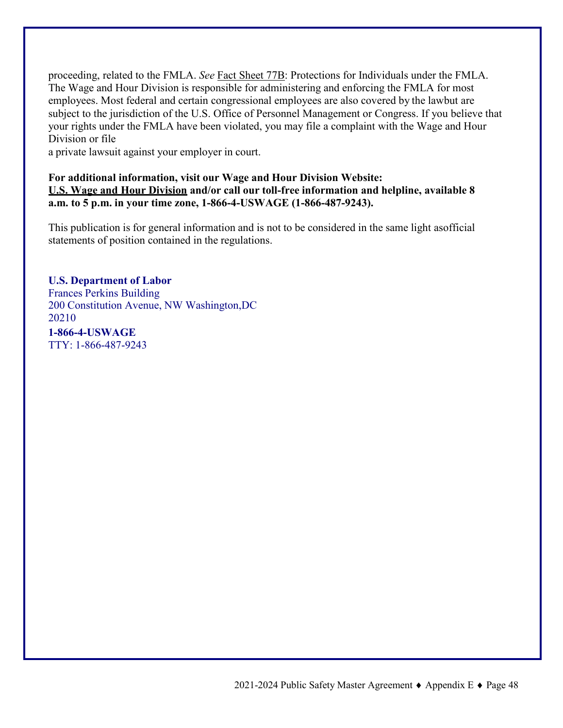proceeding, related to the FMLA. *See* Fact Sheet 77B: Protections for Individuals under the FMLA. The Wage and Hour Division is responsible for administering and enforcing the FMLA for most employees. Most federal and certain congressional employees are also covered by the lawbut are subject to the jurisdiction of the U.S. Office of Personnel Management or Congress. If you believe that your rights under the FMLA have been violated, you may file a complaint with the Wage and Hour Division or file
a private lawsuit against your employer in court.

**For additional information, visit our Wage and Hour Division Website:**
**U.S. Wage and Hour Division and/or call our toll-free information and helpline, available 8 a.m. to 5 p.m. in your time zone, 1-866-4-USWAGE (1-866-487-9243).**

This publication is for general information and is not to be considered in the same light asofficial statements of position contained in the regulations.

**U.S. Department of Labor**
Frances Perkins Building
200 Constitution Avenue, NW Washington,DC 20210
**1-866-4-USWAGE**
TTY: 1-866-487-9243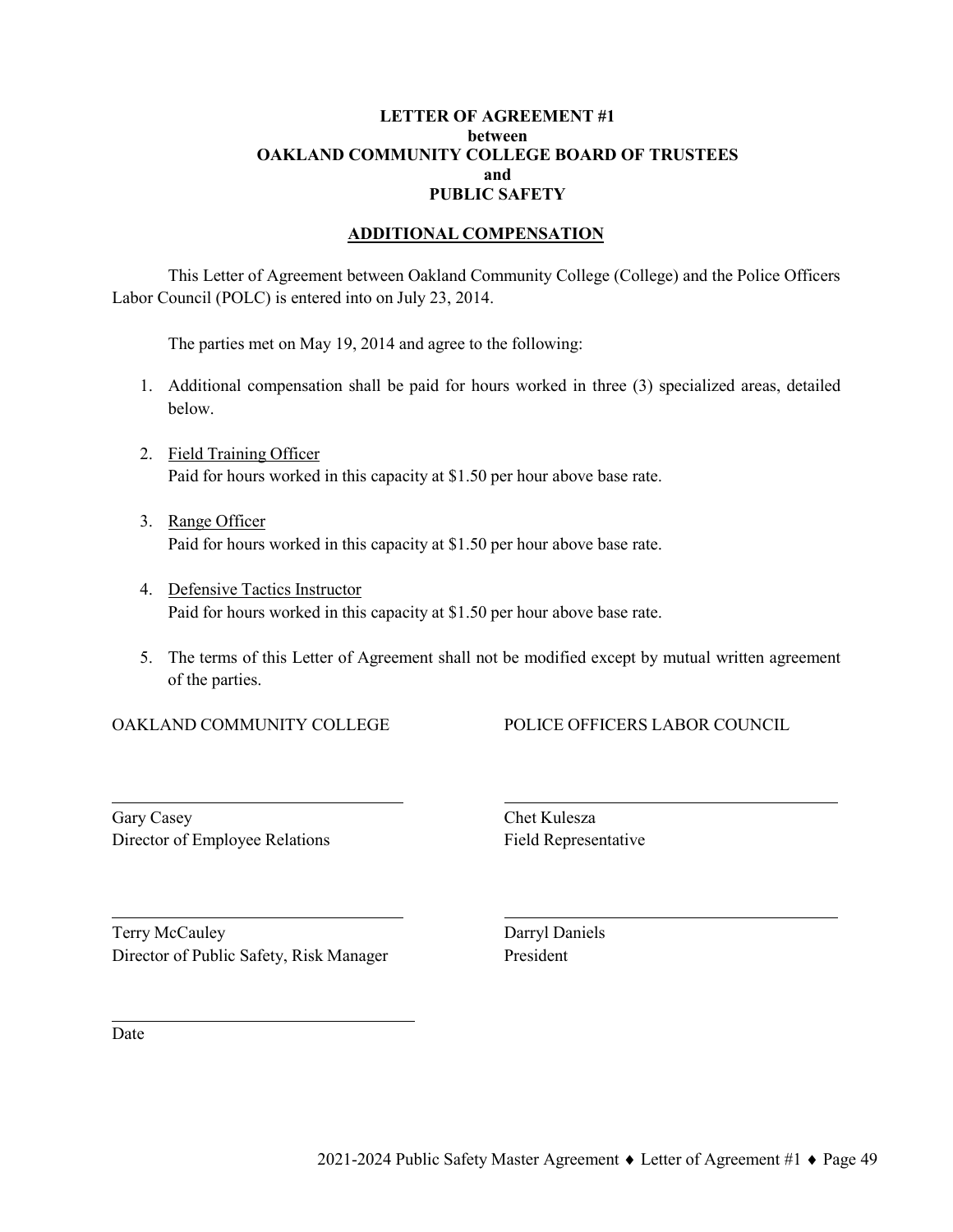**LETTER OF AGREEMENT #1**
**between**
**OAKLAND COMMUNITY COLLEGE BOARD OF TRUSTEES**
**and**
**PUBLIC SAFETY**

**ADDITIONAL COMPENSATION**

This Letter of Agreement between Oakland Community College (College) and the Police Officers Labor Council (POLC) is entered into on July 23, 2014.

The parties met on May 19, 2014 and agree to the following:

1. Additional compensation shall be paid for hours worked in three (3) specialized areas, detailed below.

2. Field Training Officer
   Paid for hours worked in this capacity at $1.50 per hour above base rate.

3. Range Officer
   Paid for hours worked in this capacity at $1.50 per hour above base rate.

4. Defensive Tactics Instructor
   Paid for hours worked in this capacity at $1.50 per hour above base rate.

5. The terms of this Letter of Agreement shall not be modified except by mutual written agreement of the parties.

| OAKLAND COMMUNITY COLLEGE | POLICE OFFICERS LABOR COUNCIL |
|---|---|
| \_\_\_\_\_\_\_\_\_\_\_\_\_\_\_\_\_\_\_\_\_\_\_\_\_\_\_\_\_\_ | \_\_\_\_\_\_\_\_\_\_\_\_\_\_\_\_\_\_\_\_\_\_\_\_\_\_\_\_\_\_ |
| Gary Casey<br>Director of Employee Relations | Chet Kulesza<br>Field Representative |
| \_\_\_\_\_\_\_\_\_\_\_\_\_\_\_\_\_\_\_\_\_\_\_\_\_\_\_\_\_\_ | \_\_\_\_\_\_\_\_\_\_\_\_\_\_\_\_\_\_\_\_\_\_\_\_\_\_\_\_\_\_ |
| Terry McCauley<br>Director of Public Safety, Risk Manager | Darryl Daniels<br>President |

\_\_\_\_\_\_\_\_\_\_\_\_\_\_\_\_\_\_\_\_\_\_\_\_\_\_\_\_\_\_

Date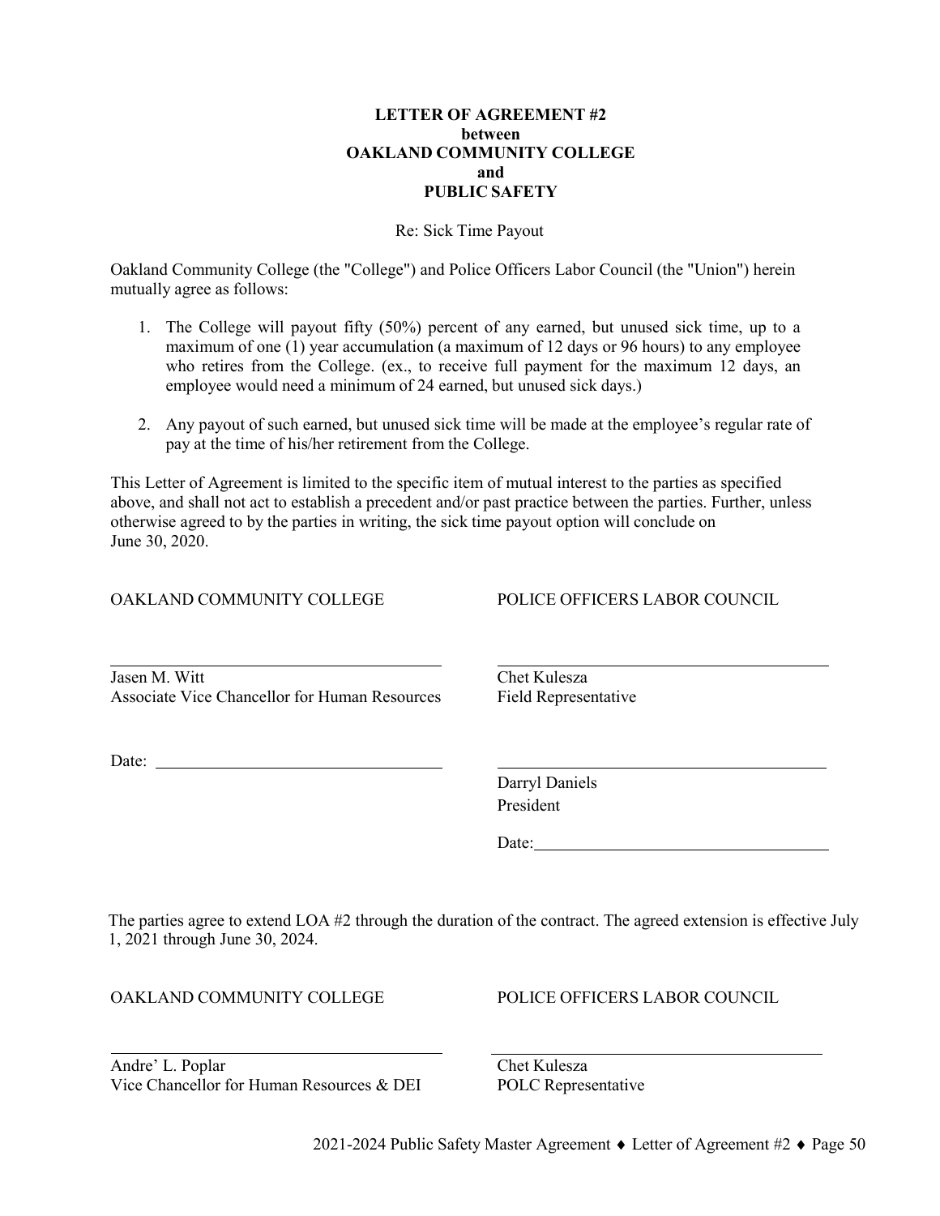**LETTER OF AGREEMENT #2**
**between**
**OAKLAND COMMUNITY COLLEGE**
**and**
**PUBLIC SAFETY**

Re: Sick Time Payout

Oakland Community College (the "College") and Police Officers Labor Council (the "Union") herein mutually agree as follows:

1. The College will payout fifty (50%) percent of any earned, but unused sick time, up to a maximum of one (1) year accumulation (a maximum of 12 days or 96 hours) to any employee who retires from the College. (ex., to receive full payment for the maximum 12 days, an employee would need a minimum of 24 earned, but unused sick days.)

2. Any payout of such earned, but unused sick time will be made at the employee's regular rate of pay at the time of his/her retirement from the College.

This Letter of Agreement is limited to the specific item of mutual interest to the parties as specified above, and shall not act to establish a precedent and/or past practice between the parties. Further, unless otherwise agreed to by the parties in writing, the sick time payout option will conclude on June 30, 2020.

| OAKLAND COMMUNITY COLLEGE | POLICE OFFICERS LABOR COUNCIL |
| --- | --- |
| Jasen M. Witt<br>Associate Vice Chancellor for Human Resources | Chet Kulesza<br>Field Representative |
| Date: | Darryl Daniels<br>President |
| | Date: |

The parties agree to extend LOA #2 through the duration of the contract. The agreed extension is effective July 1, 2021 through June 30, 2024.

| OAKLAND COMMUNITY COLLEGE | POLICE OFFICERS LABOR COUNCIL |
| --- | --- |
| Andre' L. Poplar<br>Vice Chancellor for Human Resources & DEI | Chet Kulesza<br>POLC Representative |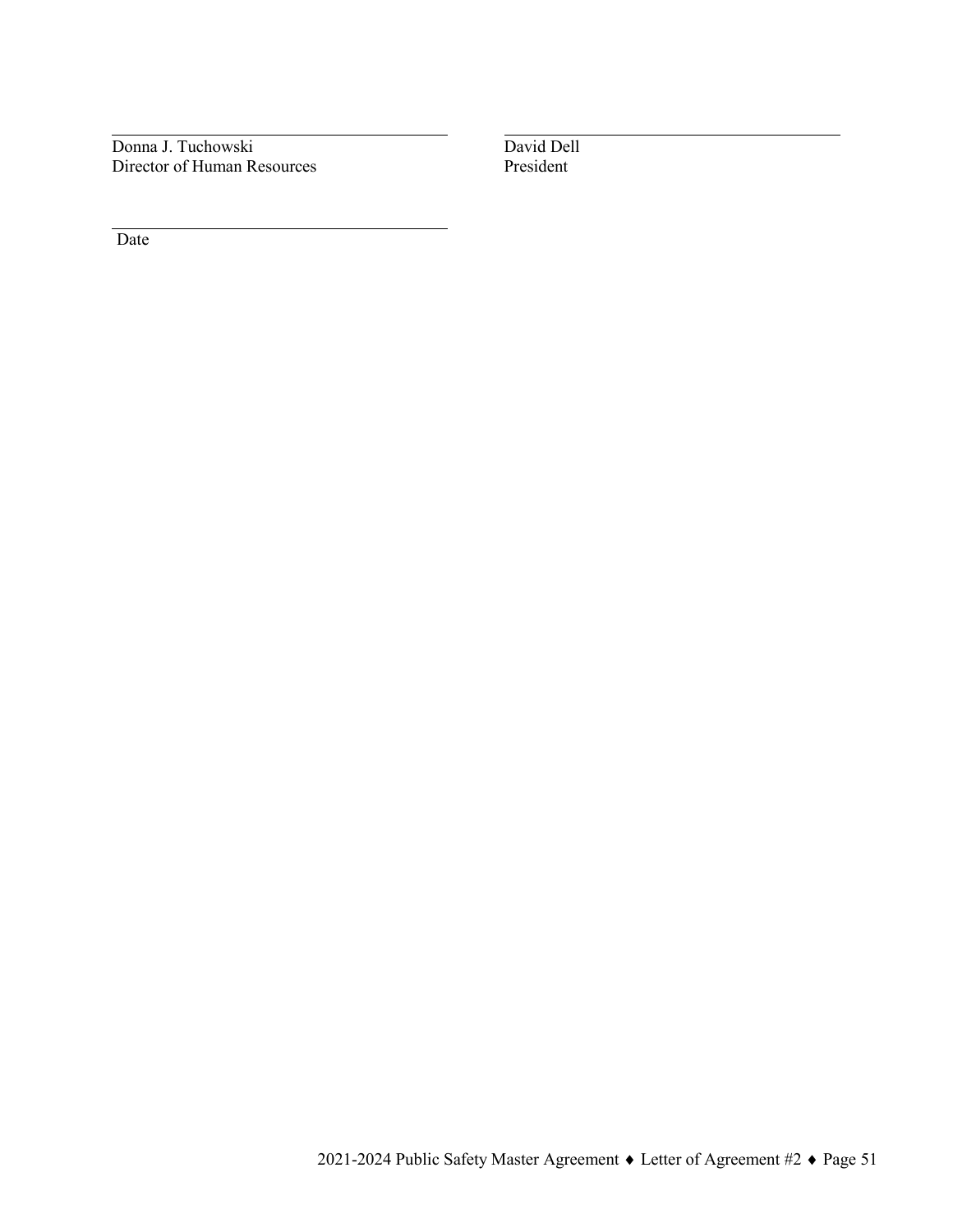_______________________________________ 
Donna J. Tuchowski 
Director of Human Resources

_______________________________________ 
David Dell 
President

_______________________________________ 
Date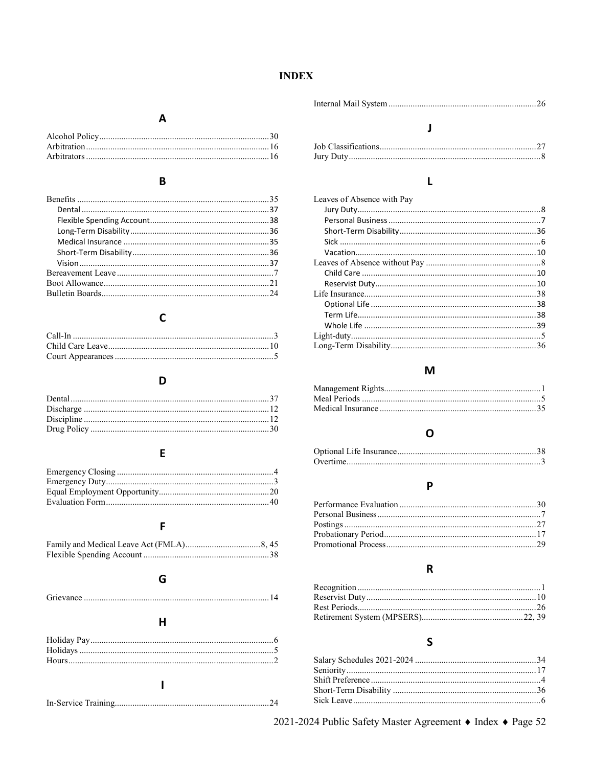# INDEX

## A

Alcohol Policy....30
Arbitration....16
Arbitrators....16

## B

Benefits....35
- Dental....37
- Flexible Spending Account....38
- Long-Term Disability....36
- Medical Insurance....35
- Short-Term Disability....36
- Vision....37

Bereavement Leave....7
Boot Allowance....21
Bulletin Boards....24

## C

Call-In....3
Child Care Leave....10
Court Appearances....5

## D

Dental....37
Discharge....12
Discipline....12
Drug Policy....30

## E

Emergency Closing....4
Emergency Duty....3
Equal Employment Opportunity....20
Evaluation Form....40

## F

Family and Medical Leave Act (FMLA)....8, 45
Flexible Spending Account....38

## G

Grievance....14

## H

Holiday Pay....6
Holidays....5
Hours....2

## I

In-Service Training....24
Internal Mail System....26

## J

Job Classifications....27
Jury Duty....8

## L

Leaves of Absence with Pay
- Jury Duty....8
- Personal Business....7
- Short-Term Disability....36
- Sick....6
- Vacation....10

Leaves of Absence without Pay....8
- Child Care....10
- Reservist Duty....10

Life Insurance....38
- Optional Life....38
- Term Life....38
- Whole Life....39

Light-duty....5
Long-Term Disability....36

## M

Management Rights....1
Meal Periods....5
Medical Insurance....35

## O

Optional Life Insurance....38
Overtime....3

## P

Performance Evaluation....30
Personal Business....7
Postings....27
Probationary Period....17
Promotional Process....29

## R

Recognition....1
Reservist Duty....10
Rest Periods....26
Retirement System (MPSERS)....22, 39

## S

Salary Schedules 2021-2024....34
Seniority....17
Shift Preference....4
Short-Term Disability....36
Sick Leave....6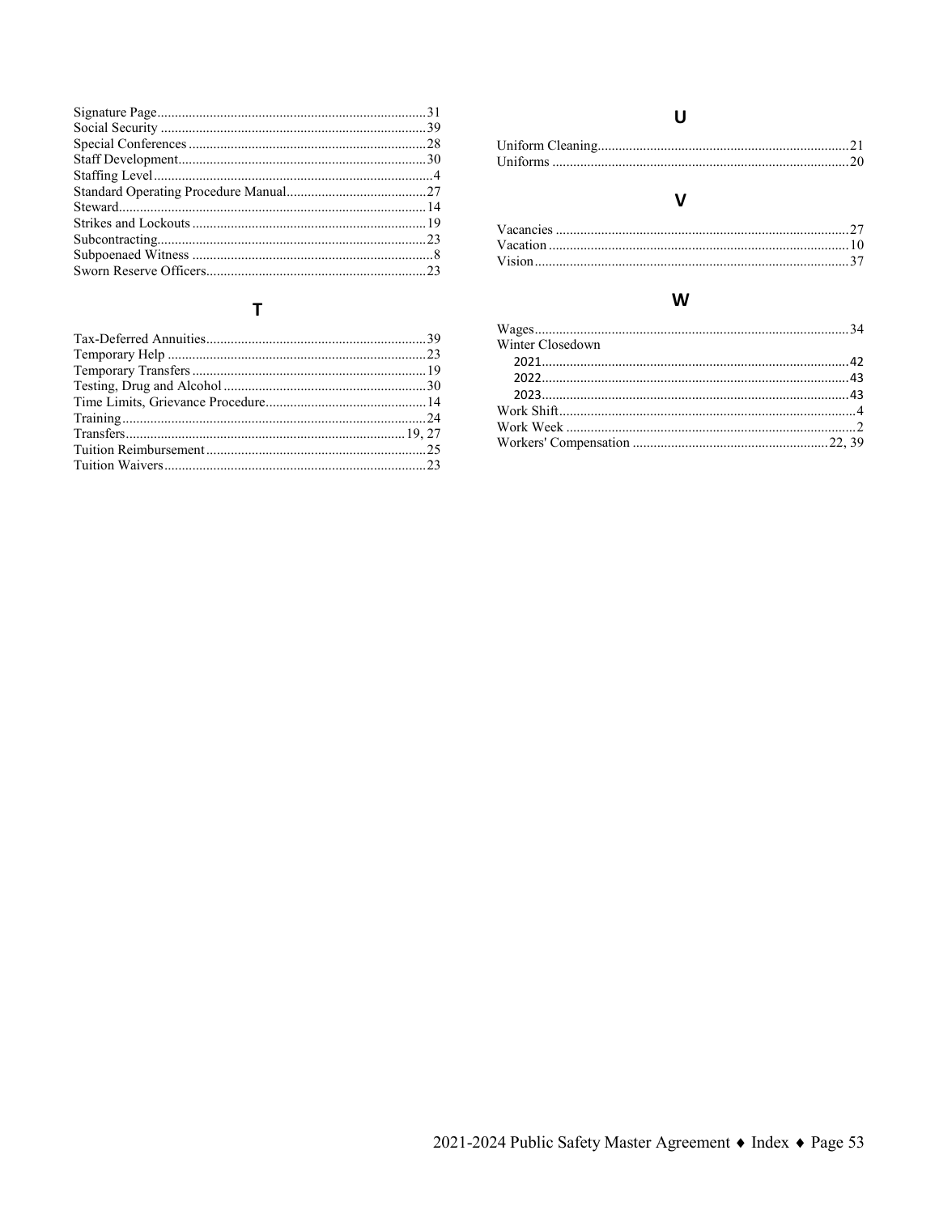Signature Page....................................................................31
Social Security ....................................................................39
Special Conferences ...............................................................28
Staff Development....................................................................30
Staffing Level.............................................................................4
Standard Operating Procedure Manual......................................27
Steward.....................................................................................14
Strikes and Lockouts ................................................................19
Subcontracting..........................................................................23
Subpoenaed Witness ...................................................................8
Sworn Reserve Officers.............................................................23

## T

Tax-Deferred Annuities.............................................................39
Temporary Help .......................................................................23
Temporary Transfers ................................................................19
Testing, Drug and Alcohol .......................................................30
Time Limits, Grievance Procedure............................................14
Training....................................................................................24
Transfers.............................................................................19, 27
Tuition Reimbursement.............................................................25
Tuition Waivers........................................................................23

## U

Uniform Cleaning.....................................................................21
Uniforms ..................................................................................20

## V

Vacancies .................................................................................27
Vacation ...................................................................................10
Vision.......................................................................................37

## W

Wages.......................................................................................34
Winter Closedown
- 2021....................................................................................42
- 2022....................................................................................43
- 2023....................................................................................43

Work Shift..................................................................................4
Work Week ................................................................................2
Workers' Compensation .......................................................22, 39